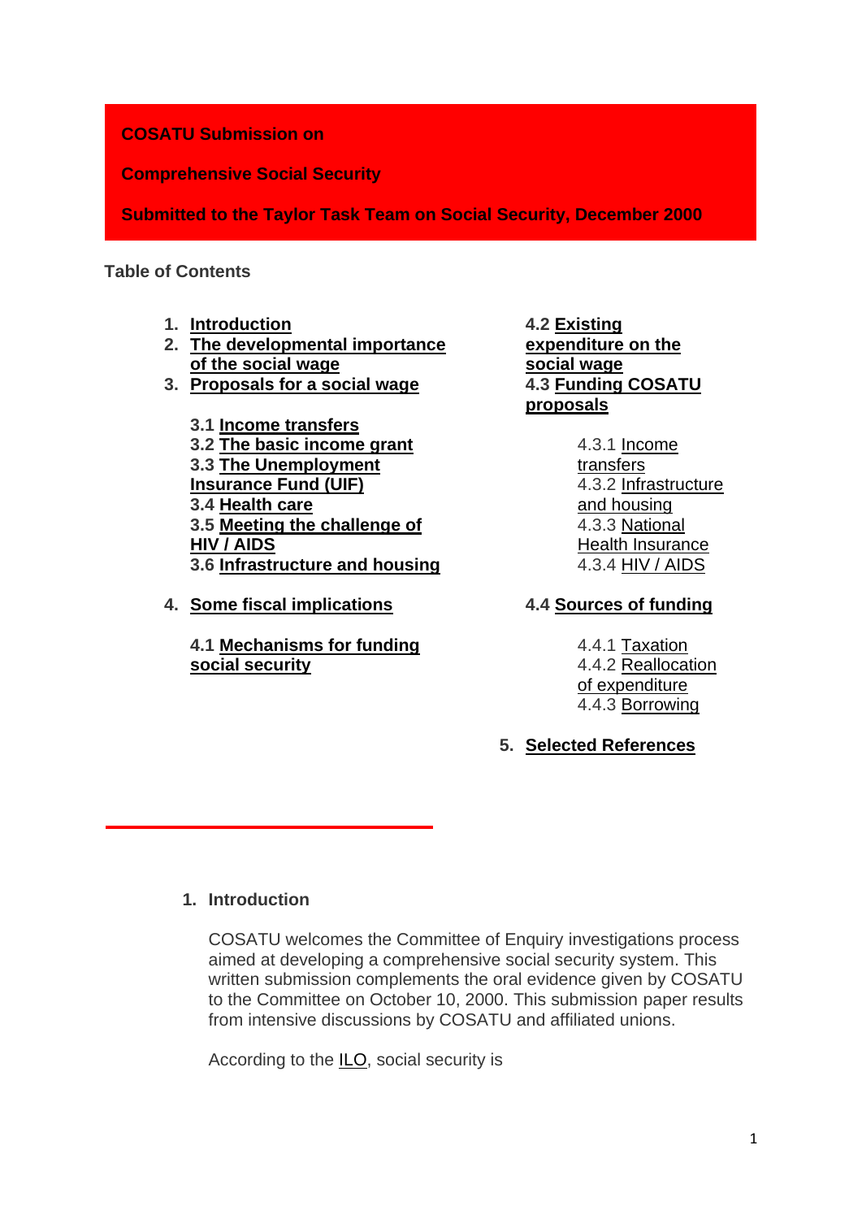**COSATU Submission on**

**Comprehensive Social Security**

**Submitted to the Taylor Task Team on Social Security, December 2000**

**Table of Contents**

1. Introduction
2. The developmental importance of the social wage
3. Proposals for a social wage
   - 3.1 Income transfers
   - 3.2 The basic income grant
   - 3.3 The Unemployment Insurance Fund (UIF)
   - 3.4 Health care
   - 3.5 Meeting the challenge of HIV / AIDS
   - 3.6 Infrastructure and housing
4. Some fiscal implications
   - 4.1 Mechanisms for funding social security
   - 4.2 Existing expenditure on the social wage
   - 4.3 Funding COSATU proposals
     - 4.3.1 Income transfers
     - 4.3.2 Infrastructure and housing
     - 4.3.3 National Health Insurance
     - 4.3.4 HIV / AIDS
   - 4.4 Sources of funding
     - 4.4.1 Taxation
     - 4.4.2 Reallocation of expenditure
     - 4.4.3 Borrowing
5. Selected References

## 1. Introduction

COSATU welcomes the Committee of Enquiry investigations process aimed at developing a comprehensive social security system. This written submission complements the oral evidence given by COSATU to the Committee on October 10, 2000. This submission paper results from intensive discussions by COSATU and affiliated unions.

According to the ILO, social security is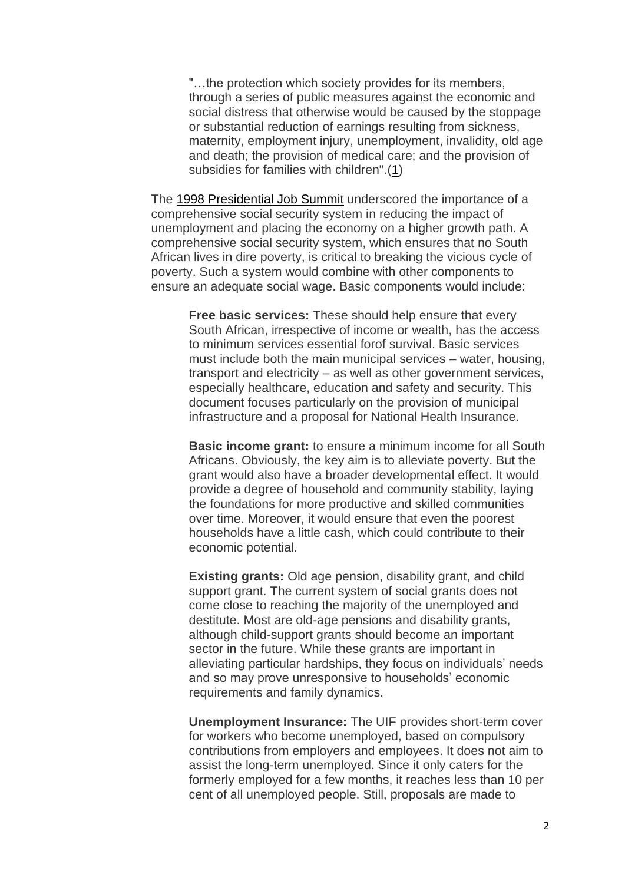> "…the protection which society provides for its members, through a series of public measures against the economic and social distress that otherwise would be caused by the stoppage or substantial reduction of earnings resulting from sickness, maternity, employment injury, unemployment, invalidity, old age and death; the provision of medical care; and the provision of subsidies for families with children".(1)

The 1998 Presidential Job Summit underscored the importance of a comprehensive social security system in reducing the impact of unemployment and placing the economy on a higher growth path. A comprehensive social security system, which ensures that no South African lives in dire poverty, is critical to breaking the vicious cycle of poverty. Such a system would combine with other components to ensure an adequate social wage. Basic components would include:

**Free basic services:** These should help ensure that every South African, irrespective of income or wealth, has the access to minimum services essential forof survival. Basic services must include both the main municipal services – water, housing, transport and electricity – as well as other government services, especially healthcare, education and safety and security. This document focuses particularly on the provision of municipal infrastructure and a proposal for National Health Insurance.

**Basic income grant:** to ensure a minimum income for all South Africans. Obviously, the key aim is to alleviate poverty. But the grant would also have a broader developmental effect. It would provide a degree of household and community stability, laying the foundations for more productive and skilled communities over time. Moreover, it would ensure that even the poorest households have a little cash, which could contribute to their economic potential.

**Existing grants:** Old age pension, disability grant, and child support grant. The current system of social grants does not come close to reaching the majority of the unemployed and destitute. Most are old-age pensions and disability grants, although child-support grants should become an important sector in the future. While these grants are important in alleviating particular hardships, they focus on individuals' needs and so may prove unresponsive to households' economic requirements and family dynamics.

**Unemployment Insurance:** The UIF provides short-term cover for workers who become unemployed, based on compulsory contributions from employers and employees. It does not aim to assist the long-term unemployed. Since it only caters for the formerly employed for a few months, it reaches less than 10 per cent of all unemployed people. Still, proposals are made to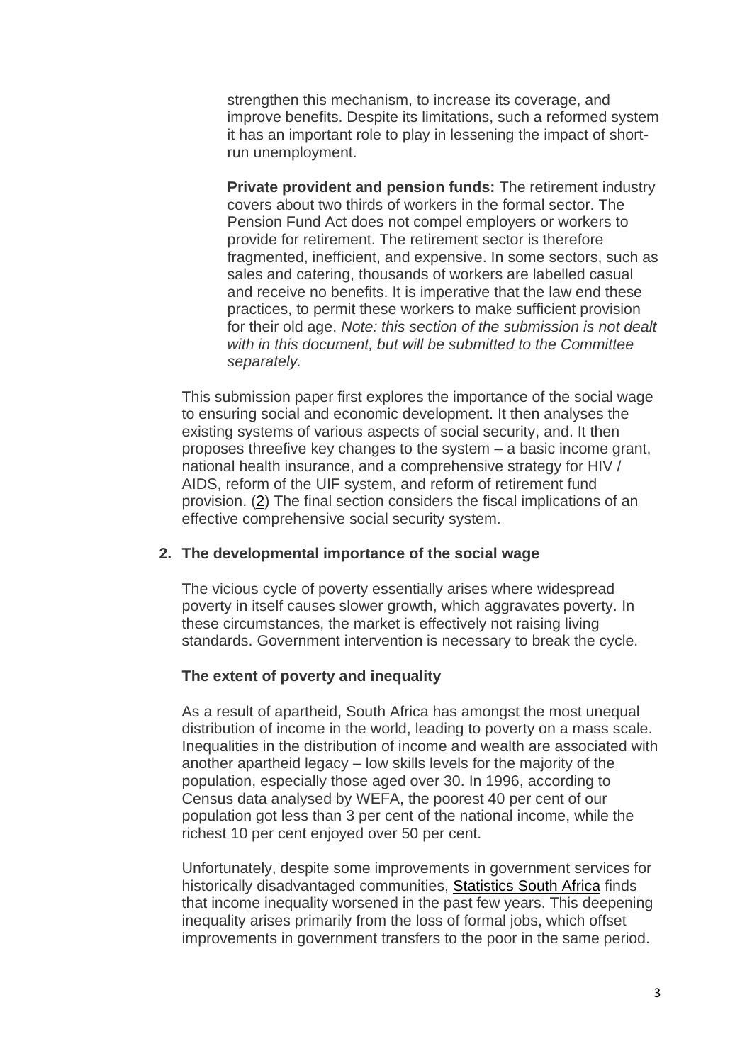strengthen this mechanism, to increase its coverage, and improve benefits. Despite its limitations, such a reformed system it has an important role to play in lessening the impact of short-run unemployment.

**Private provident and pension funds:** The retirement industry covers about two thirds of workers in the formal sector. The Pension Fund Act does not compel employers or workers to provide for retirement. The retirement sector is therefore fragmented, inefficient, and expensive. In some sectors, such as sales and catering, thousands of workers are labelled casual and receive no benefits. It is imperative that the law end these practices, to permit these workers to make sufficient provision for their old age. *Note: this section of the submission is not dealt with in this document, but will be submitted to the Committee separately.*

This submission paper first explores the importance of the social wage to ensuring social and economic development. It then analyses the existing systems of various aspects of social security, and. It then proposes threefive key changes to the system – a basic income grant, national health insurance, and a comprehensive strategy for HIV / AIDS, reform of the UIF system, and reform of retirement fund provision. (2) The final section considers the fiscal implications of an effective comprehensive social security system.

## 2. The developmental importance of the social wage

The vicious cycle of poverty essentially arises where widespread poverty in itself causes slower growth, which aggravates poverty. In these circumstances, the market is effectively not raising living standards. Government intervention is necessary to break the cycle.

### The extent of poverty and inequality

As a result of apartheid, South Africa has amongst the most unequal distribution of income in the world, leading to poverty on a mass scale. Inequalities in the distribution of income and wealth are associated with another apartheid legacy – low skills levels for the majority of the population, especially those aged over 30. In 1996, according to Census data analysed by WEFA, the poorest 40 per cent of our population got less than 3 per cent of the national income, while the richest 10 per cent enjoyed over 50 per cent.

Unfortunately, despite some improvements in government services for historically disadvantaged communities, Statistics South Africa finds that income inequality worsened in the past few years. This deepening inequality arises primarily from the loss of formal jobs, which offset improvements in government transfers to the poor in the same period.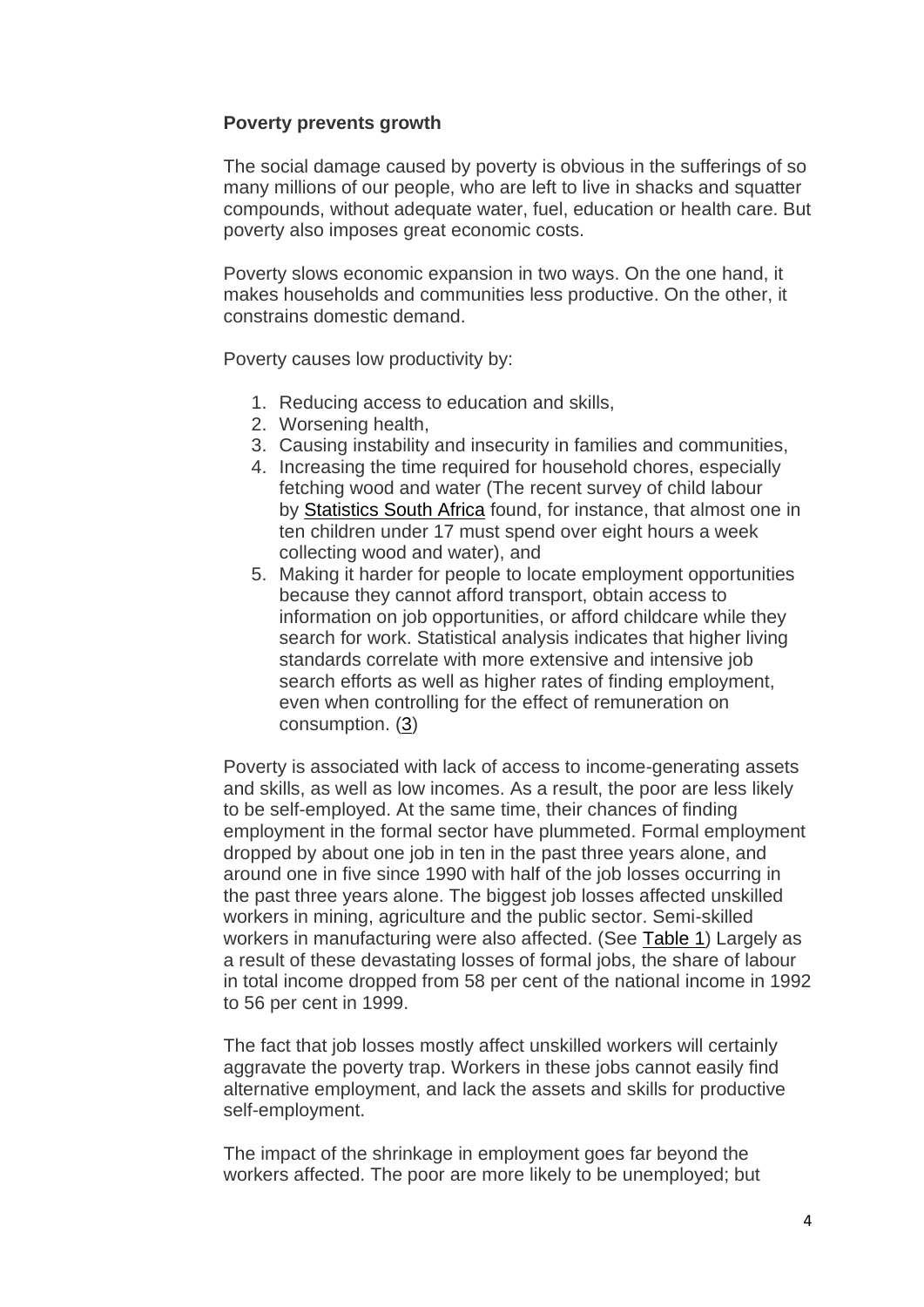**Poverty prevents growth**

The social damage caused by poverty is obvious in the sufferings of so many millions of our people, who are left to live in shacks and squatter compounds, without adequate water, fuel, education or health care. But poverty also imposes great economic costs.

Poverty slows economic expansion in two ways. On the one hand, it makes households and communities less productive. On the other, it constrains domestic demand.

Poverty causes low productivity by:

1. Reducing access to education and skills,
2. Worsening health,
3. Causing instability and insecurity in families and communities,
4. Increasing the time required for household chores, especially fetching wood and water (The recent survey of child labour by Statistics South Africa found, for instance, that almost one in ten children under 17 must spend over eight hours a week collecting wood and water), and
5. Making it harder for people to locate employment opportunities because they cannot afford transport, obtain access to information on job opportunities, or afford childcare while they search for work. Statistical analysis indicates that higher living standards correlate with more extensive and intensive job search efforts as well as higher rates of finding employment, even when controlling for the effect of remuneration on consumption. (3)

Poverty is associated with lack of access to income-generating assets and skills, as well as low incomes. As a result, the poor are less likely to be self-employed. At the same time, their chances of finding employment in the formal sector have plummeted. Formal employment dropped by about one job in ten in the past three years alone, and around one in five since 1990 with half of the job losses occurring in the past three years alone. The biggest job losses affected unskilled workers in mining, agriculture and the public sector. Semi-skilled workers in manufacturing were also affected. (See Table 1) Largely as a result of these devastating losses of formal jobs, the share of labour in total income dropped from 58 per cent of the national income in 1992 to 56 per cent in 1999.

The fact that job losses mostly affect unskilled workers will certainly aggravate the poverty trap. Workers in these jobs cannot easily find alternative employment, and lack the assets and skills for productive self-employment.

The impact of the shrinkage in employment goes far beyond the workers affected. The poor are more likely to be unemployed; but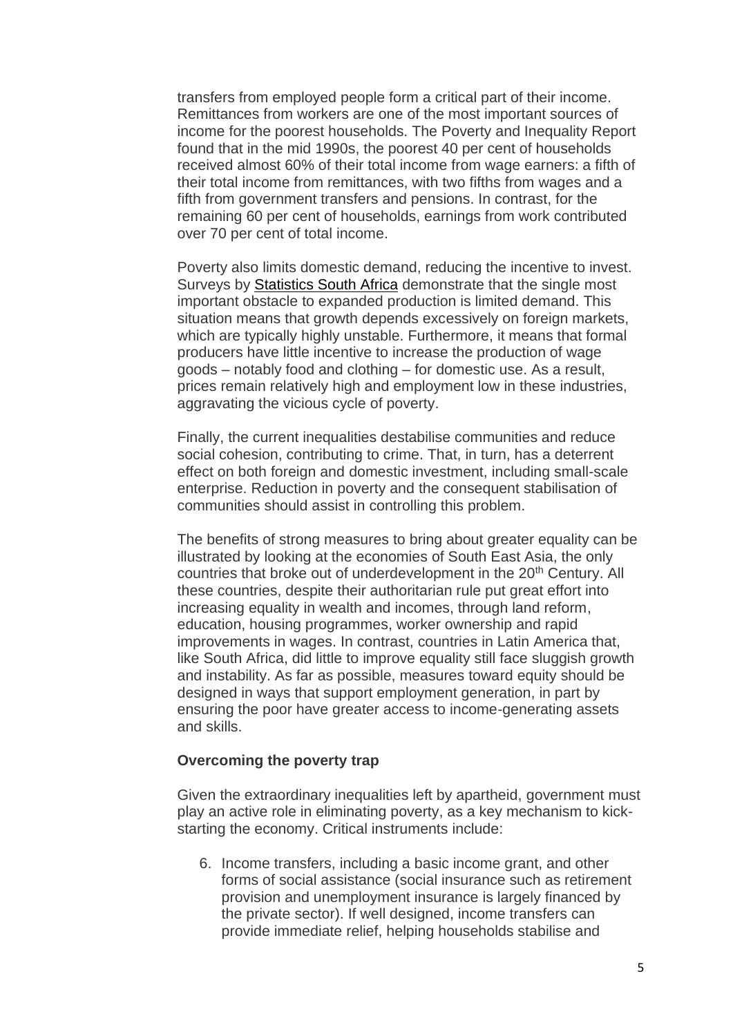transfers from employed people form a critical part of their income. Remittances from workers are one of the most important sources of income for the poorest households. The Poverty and Inequality Report found that in the mid 1990s, the poorest 40 per cent of households received almost 60% of their total income from wage earners: a fifth of their total income from remittances, with two fifths from wages and a fifth from government transfers and pensions. In contrast, for the remaining 60 per cent of households, earnings from work contributed over 70 per cent of total income.

Poverty also limits domestic demand, reducing the incentive to invest. Surveys by Statistics South Africa demonstrate that the single most important obstacle to expanded production is limited demand. This situation means that growth depends excessively on foreign markets, which are typically highly unstable. Furthermore, it means that formal producers have little incentive to increase the production of wage goods – notably food and clothing – for domestic use. As a result, prices remain relatively high and employment low in these industries, aggravating the vicious cycle of poverty.

Finally, the current inequalities destabilise communities and reduce social cohesion, contributing to crime. That, in turn, has a deterrent effect on both foreign and domestic investment, including small-scale enterprise. Reduction in poverty and the consequent stabilisation of communities should assist in controlling this problem.

The benefits of strong measures to bring about greater equality can be illustrated by looking at the economies of South East Asia, the only countries that broke out of underdevelopment in the 20th Century. All these countries, despite their authoritarian rule put great effort into increasing equality in wealth and incomes, through land reform, education, housing programmes, worker ownership and rapid improvements in wages. In contrast, countries in Latin America that, like South Africa, did little to improve equality still face sluggish growth and instability. As far as possible, measures toward equity should be designed in ways that support employment generation, in part by ensuring the poor have greater access to income-generating assets and skills.

**Overcoming the poverty trap**

Given the extraordinary inequalities left by apartheid, government must play an active role in eliminating poverty, as a key mechanism to kick-starting the economy. Critical instruments include:

6. Income transfers, including a basic income grant, and other forms of social assistance (social insurance such as retirement provision and unemployment insurance is largely financed by the private sector). If well designed, income transfers can provide immediate relief, helping households stabilise and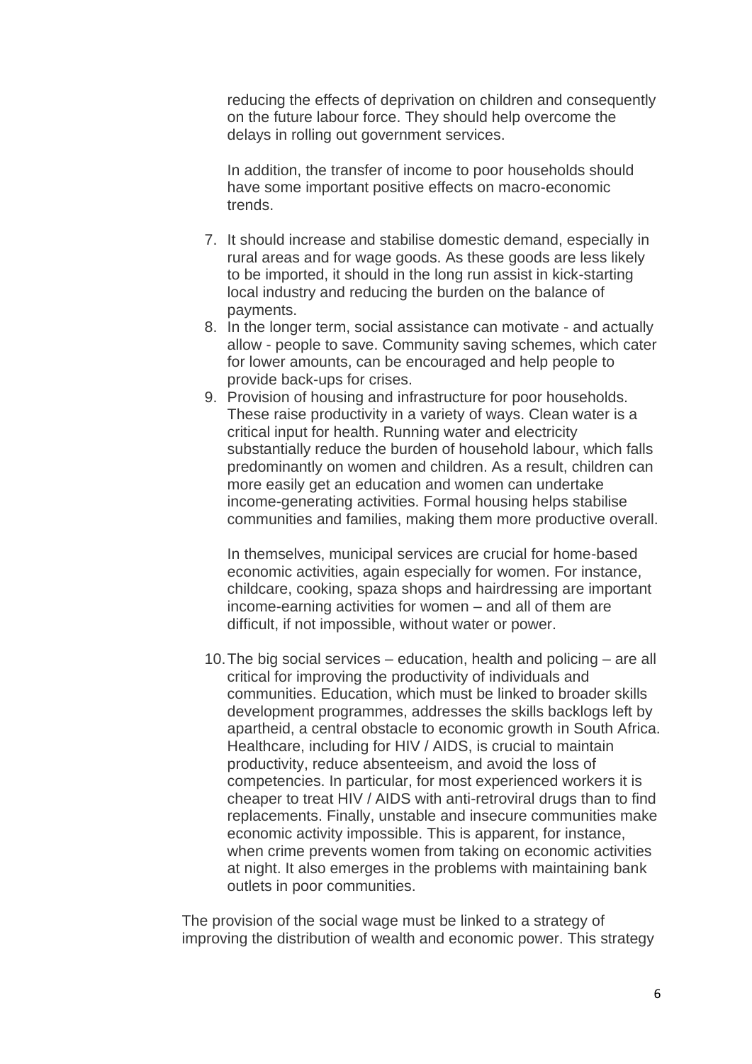reducing the effects of deprivation on children and consequently on the future labour force. They should help overcome the delays in rolling out government services.

In addition, the transfer of income to poor households should have some important positive effects on macro-economic trends.

7. It should increase and stabilise domestic demand, especially in rural areas and for wage goods. As these goods are less likely to be imported, it should in the long run assist in kick-starting local industry and reducing the burden on the balance of payments.
8. In the longer term, social assistance can motivate - and actually allow - people to save. Community saving schemes, which cater for lower amounts, can be encouraged and help people to provide back-ups for crises.
9. Provision of housing and infrastructure for poor households. These raise productivity in a variety of ways. Clean water is a critical input for health. Running water and electricity substantially reduce the burden of household labour, which falls predominantly on women and children. As a result, children can more easily get an education and women can undertake income-generating activities. Formal housing helps stabilise communities and families, making them more productive overall.

   In themselves, municipal services are crucial for home-based economic activities, again especially for women. For instance, childcare, cooking, spaza shops and hairdressing are important income-earning activities for women – and all of them are difficult, if not impossible, without water or power.

10. The big social services – education, health and policing – are all critical for improving the productivity of individuals and communities. Education, which must be linked to broader skills development programmes, addresses the skills backlogs left by apartheid, a central obstacle to economic growth in South Africa. Healthcare, including for HIV / AIDS, is crucial to maintain productivity, reduce absenteeism, and avoid the loss of competencies. In particular, for most experienced workers it is cheaper to treat HIV / AIDS with anti-retroviral drugs than to find replacements. Finally, unstable and insecure communities make economic activity impossible. This is apparent, for instance, when crime prevents women from taking on economic activities at night. It also emerges in the problems with maintaining bank outlets in poor communities.

The provision of the social wage must be linked to a strategy of improving the distribution of wealth and economic power. This strategy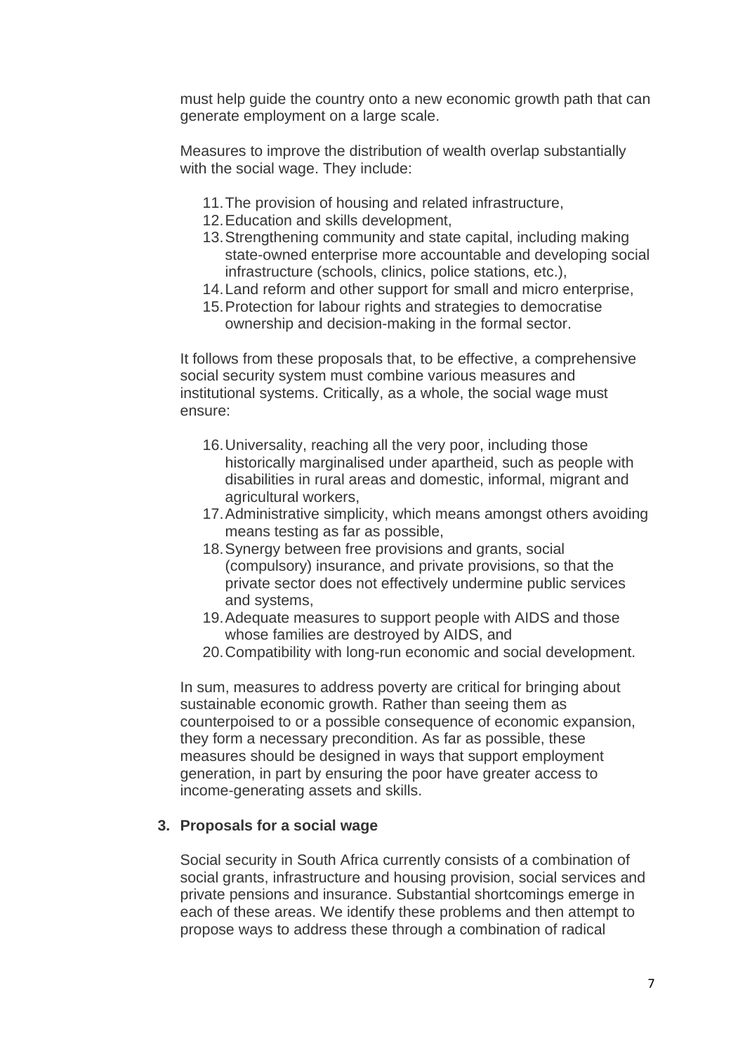must help guide the country onto a new economic growth path that can generate employment on a large scale.

Measures to improve the distribution of wealth overlap substantially with the social wage. They include:

11. The provision of housing and related infrastructure,
12. Education and skills development,
13. Strengthening community and state capital, including making state-owned enterprise more accountable and developing social infrastructure (schools, clinics, police stations, etc.),
14. Land reform and other support for small and micro enterprise,
15. Protection for labour rights and strategies to democratise ownership and decision-making in the formal sector.

It follows from these proposals that, to be effective, a comprehensive social security system must combine various measures and institutional systems. Critically, as a whole, the social wage must ensure:

16. Universality, reaching all the very poor, including those historically marginalised under apartheid, such as people with disabilities in rural areas and domestic, informal, migrant and agricultural workers,
17. Administrative simplicity, which means amongst others avoiding means testing as far as possible,
18. Synergy between free provisions and grants, social (compulsory) insurance, and private provisions, so that the private sector does not effectively undermine public services and systems,
19. Adequate measures to support people with AIDS and those whose families are destroyed by AIDS, and
20. Compatibility with long-run economic and social development.

In sum, measures to address poverty are critical for bringing about sustainable economic growth. Rather than seeing them as counterpoised to or a possible consequence of economic expansion, they form a necessary precondition. As far as possible, these measures should be designed in ways that support employment generation, in part by ensuring the poor have greater access to income-generating assets and skills.

## 3. Proposals for a social wage

Social security in South Africa currently consists of a combination of social grants, infrastructure and housing provision, social services and private pensions and insurance. Substantial shortcomings emerge in each of these areas. We identify these problems and then attempt to propose ways to address these through a combination of radical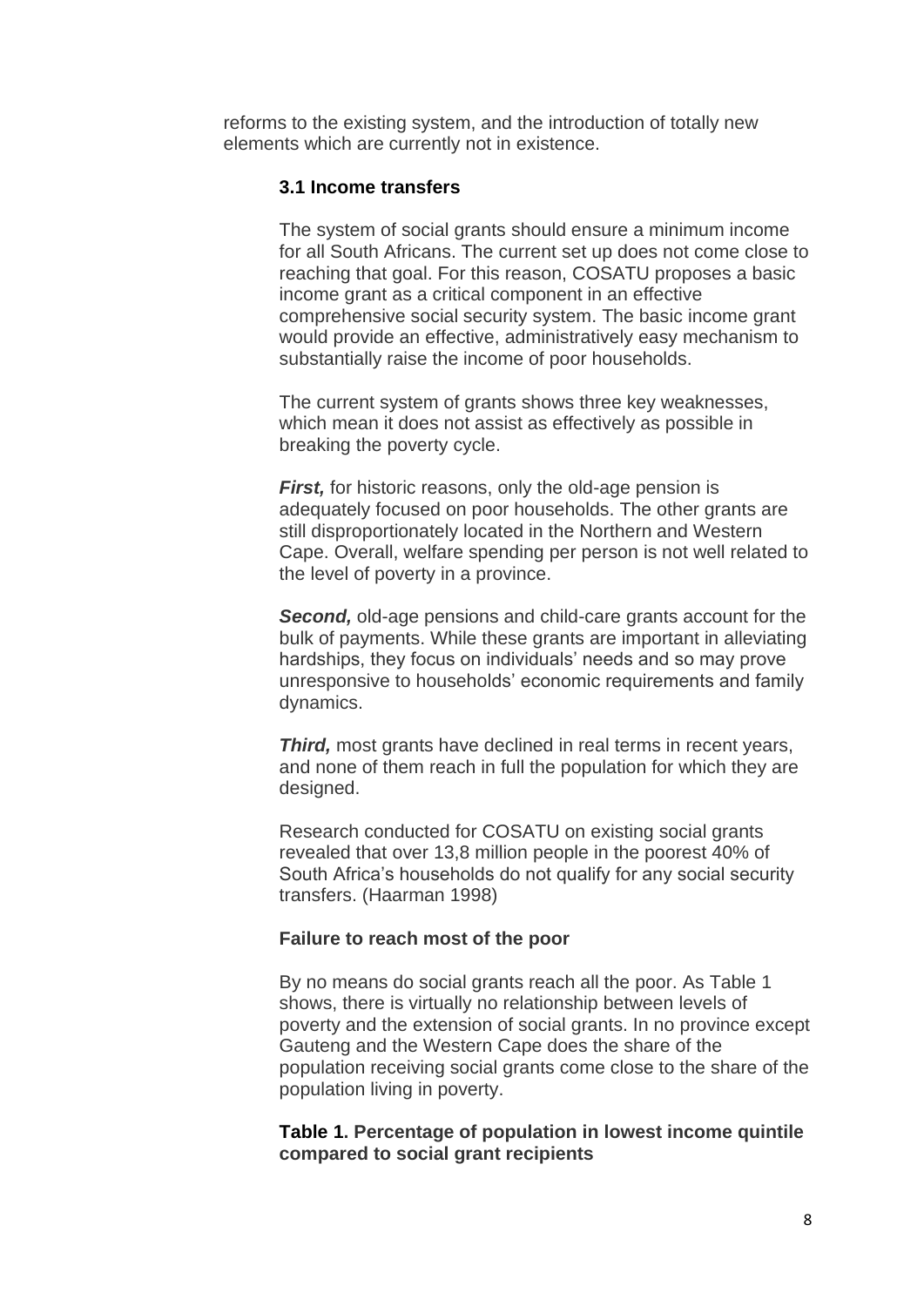reforms to the existing system, and the introduction of totally new elements which are currently not in existence.

### 3.1 Income transfers

The system of social grants should ensure a minimum income for all South Africans. The current set up does not come close to reaching that goal. For this reason, COSATU proposes a basic income grant as a critical component in an effective comprehensive social security system. The basic income grant would provide an effective, administratively easy mechanism to substantially raise the income of poor households.

The current system of grants shows three key weaknesses, which mean it does not assist as effectively as possible in breaking the poverty cycle.

***First,*** for historic reasons, only the old-age pension is adequately focused on poor households. The other grants are still disproportionately located in the Northern and Western Cape. Overall, welfare spending per person is not well related to the level of poverty in a province.

***Second,*** old-age pensions and child-care grants account for the bulk of payments. While these grants are important in alleviating hardships, they focus on individuals' needs and so may prove unresponsive to households' economic requirements and family dynamics.

***Third,*** most grants have declined in real terms in recent years, and none of them reach in full the population for which they are designed.

Research conducted for COSATU on existing social grants revealed that over 13,8 million people in the poorest 40% of South Africa's households do not qualify for any social security transfers. (Haarman 1998)

**Failure to reach most of the poor**

By no means do social grants reach all the poor. As Table 1 shows, there is virtually no relationship between levels of poverty and the extension of social grants. In no province except Gauteng and the Western Cape does the share of the population receiving social grants come close to the share of the population living in poverty.

**Table 1. Percentage of population in lowest income quintile compared to social grant recipients**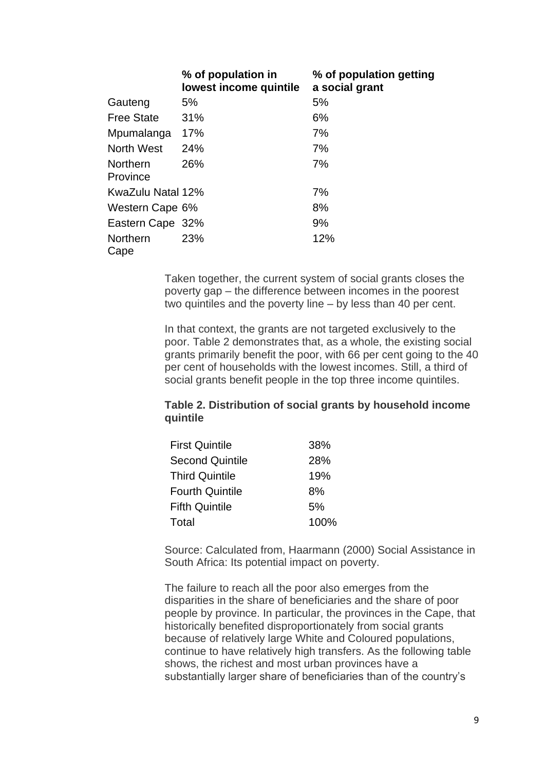| | % of population in lowest income quintile | % of population getting a social grant |
|---|---|---|
| Gauteng | 5% | 5% |
| Free State | 31% | 6% |
| Mpumalanga | 17% | 7% |
| North West | 24% | 7% |
| Northern Province | 26% | 7% |
| KwaZulu Natal | 12% | 7% |
| Western Cape | 6% | 8% |
| Eastern Cape | 32% | 9% |
| Northern Cape | 23% | 12% |

Taken together, the current system of social grants closes the poverty gap – the difference between incomes in the poorest two quintiles and the poverty line – by less than 40 per cent.

In that context, the grants are not targeted exclusively to the poor. Table 2 demonstrates that, as a whole, the existing social grants primarily benefit the poor, with 66 per cent going to the 40 per cent of households with the lowest incomes. Still, a third of social grants benefit people in the top three income quintiles.

**Table 2. Distribution of social grants by household income quintile**

| | |
|---|---|
| First Quintile | 38% |
| Second Quintile | 28% |
| Third Quintile | 19% |
| Fourth Quintile | 8% |
| Fifth Quintile | 5% |
| Total | 100% |

Source: Calculated from, Haarmann (2000) Social Assistance in South Africa: Its potential impact on poverty.

The failure to reach all the poor also emerges from the disparities in the share of beneficiaries and the share of poor people by province. In particular, the provinces in the Cape, that historically benefited disproportionately from social grants because of relatively large White and Coloured populations, continue to have relatively high transfers. As the following table shows, the richest and most urban provinces have a substantially larger share of beneficiaries than of the country's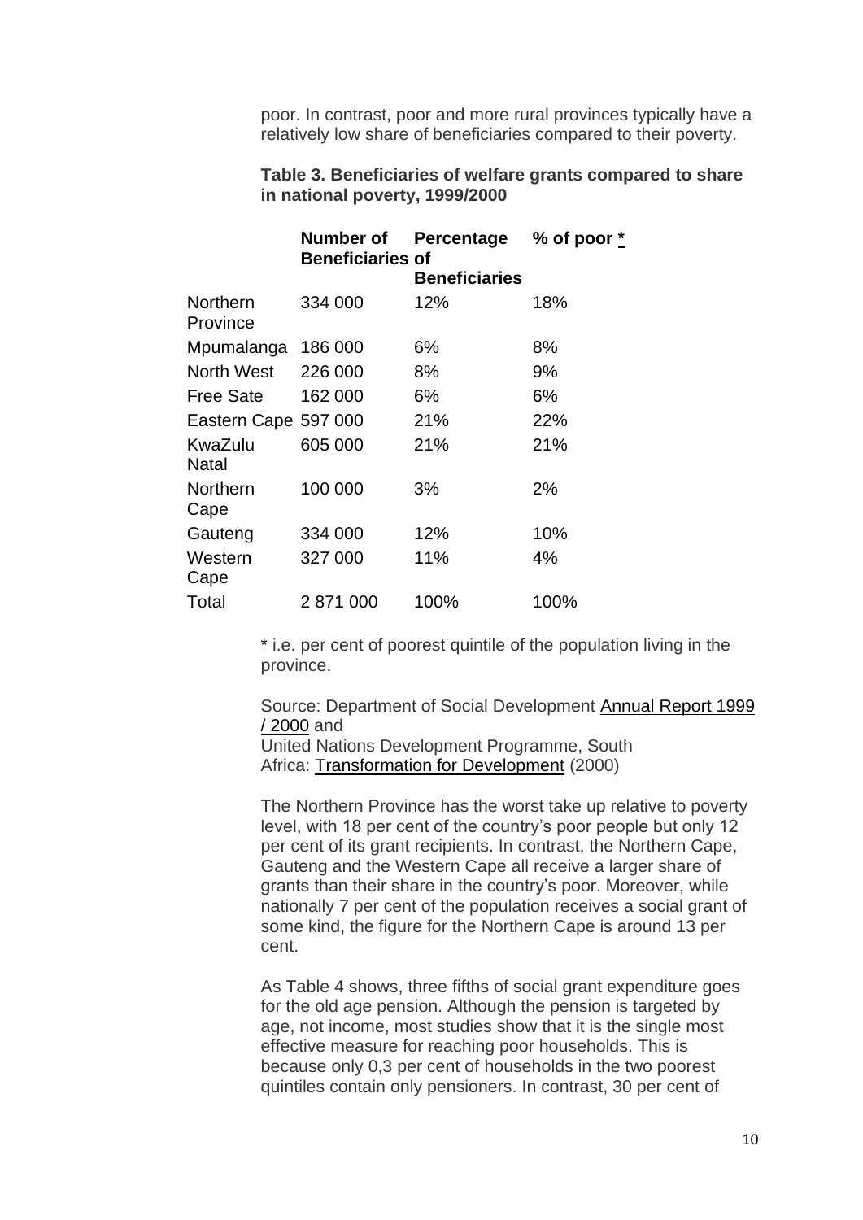poor. In contrast, poor and more rural provinces typically have a relatively low share of beneficiaries compared to their poverty.

**Table 3. Beneficiaries of welfare grants compared to share in national poverty, 1999/2000**

| | Number of Beneficiaries | Percentage of Beneficiaries | % of poor * |
|---|---|---|---|
| Northern Province | 334 000 | 12% | 18% |
| Mpumalanga | 186 000 | 6% | 8% |
| North West | 226 000 | 8% | 9% |
| Free Sate | 162 000 | 6% | 6% |
| Eastern Cape | 597 000 | 21% | 22% |
| KwaZulu Natal | 605 000 | 21% | 21% |
| Northern Cape | 100 000 | 3% | 2% |
| Gauteng | 334 000 | 12% | 10% |
| Western Cape | 327 000 | 11% | 4% |
| Total | 2 871 000 | 100% | 100% |

* i.e. per cent of poorest quintile of the population living in the province.

Source: Department of Social Development Annual Report 1999 / 2000 and
United Nations Development Programme, South Africa: Transformation for Development (2000)

The Northern Province has the worst take up relative to poverty level, with 18 per cent of the country's poor people but only 12 per cent of its grant recipients. In contrast, the Northern Cape, Gauteng and the Western Cape all receive a larger share of grants than their share in the country's poor. Moreover, while nationally 7 per cent of the population receives a social grant of some kind, the figure for the Northern Cape is around 13 per cent.

As Table 4 shows, three fifths of social grant expenditure goes for the old age pension. Although the pension is targeted by age, not income, most studies show that it is the single most effective measure for reaching poor households. This is because only 0,3 per cent of households in the two poorest quintiles contain only pensioners. In contrast, 30 per cent of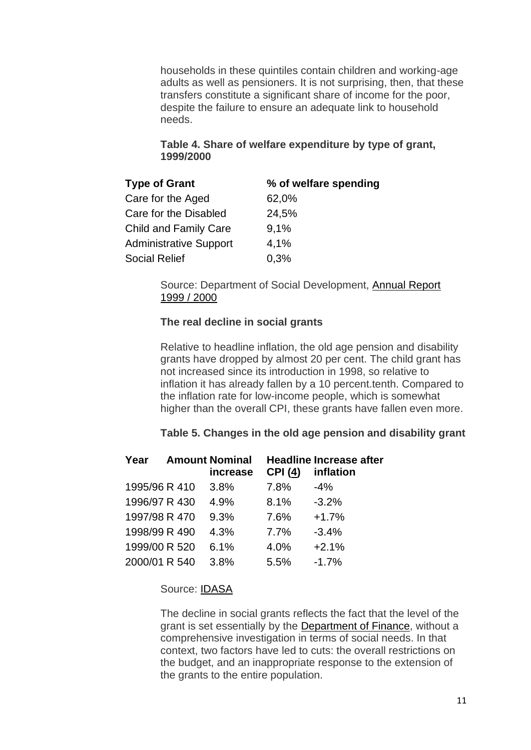households in these quintiles contain children and working-age adults as well as pensioners. It is not surprising, then, that these transfers constitute a significant share of income for the poor, despite the failure to ensure an adequate link to household needs.

**Table 4. Share of welfare expenditure by type of grant, 1999/2000**

| Type of Grant | % of welfare spending |
|---|---|
| Care for the Aged | 62,0% |
| Care for the Disabled | 24,5% |
| Child and Family Care | 9,1% |
| Administrative Support | 4,1% |
| Social Relief | 0,3% |

Source: Department of Social Development, Annual Report 1999 / 2000

**The real decline in social grants**

Relative to headline inflation, the old age pension and disability grants have dropped by almost 20 per cent. The child grant has not increased since its introduction in 1998, so relative to inflation it has already fallen by a 10 percent.tenth. Compared to the inflation rate for low-income people, which is somewhat higher than the overall CPI, these grants have fallen even more.

**Table 5. Changes in the old age pension and disability grant**

| Year | Amount | Nominal increase | Headline CPI (4) | Increase after inflation |
|---|---|---|---|---|
| 1995/96 | R 410 | 3.8% | 7.8% | -4% |
| 1996/97 | R 430 | 4.9% | 8.1% | -3.2% |
| 1997/98 | R 470 | 9.3% | 7.6% | +1.7% |
| 1998/99 | R 490 | 4.3% | 7.7% | -3.4% |
| 1999/00 | R 520 | 6.1% | 4.0% | +2.1% |
| 2000/01 | R 540 | 3.8% | 5.5% | -1.7% |

Source: IDASA

The decline in social grants reflects the fact that the level of the grant is set essentially by the Department of Finance, without a comprehensive investigation in terms of social needs. In that context, two factors have led to cuts: the overall restrictions on the budget, and an inappropriate response to the extension of the grants to the entire population.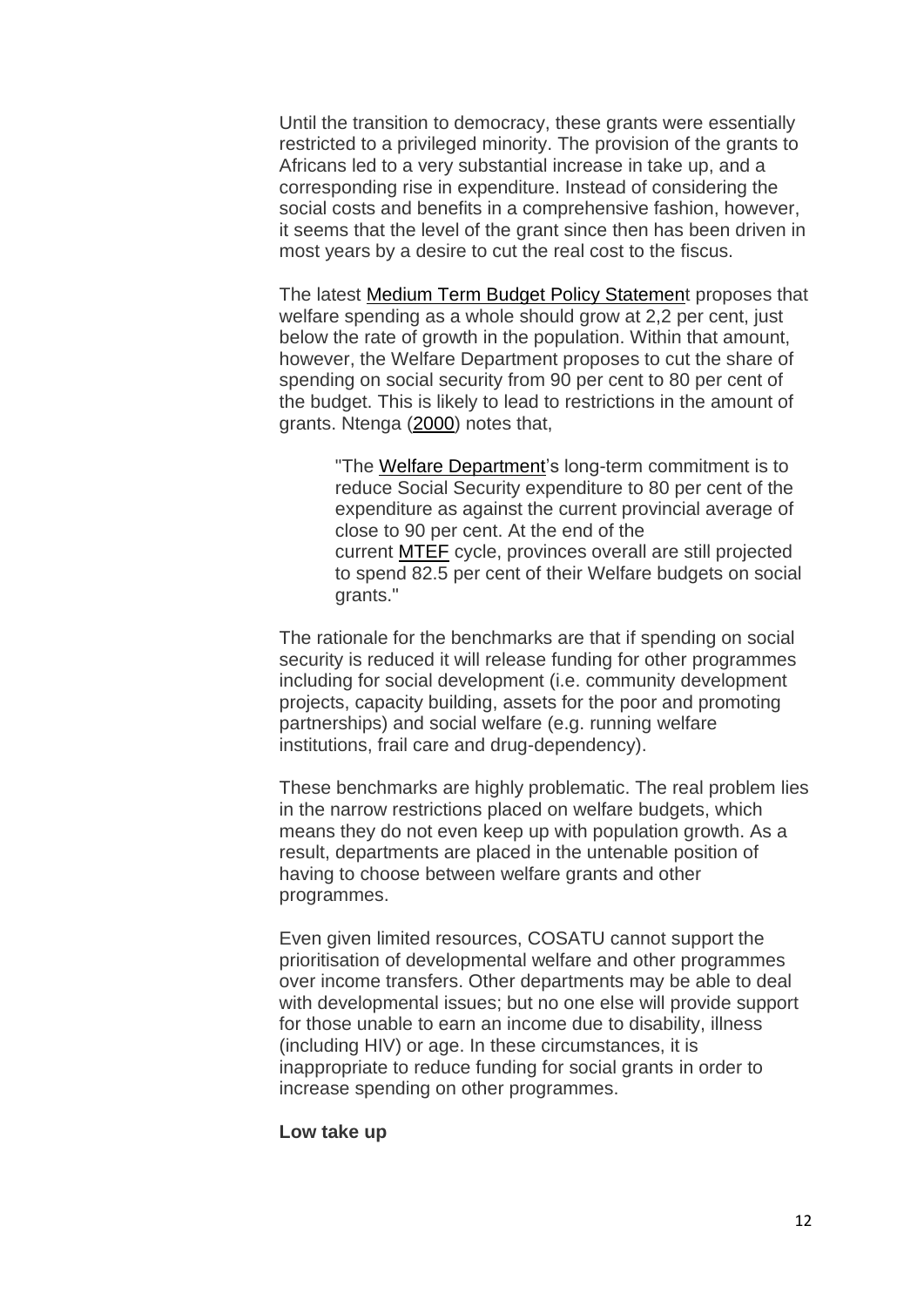Until the transition to democracy, these grants were essentially restricted to a privileged minority. The provision of the grants to Africans led to a very substantial increase in take up, and a corresponding rise in expenditure. Instead of considering the social costs and benefits in a comprehensive fashion, however, it seems that the level of the grant since then has been driven in most years by a desire to cut the real cost to the fiscus.

The latest Medium Term Budget Policy Statement proposes that welfare spending as a whole should grow at 2,2 per cent, just below the rate of growth in the population. Within that amount, however, the Welfare Department proposes to cut the share of spending on social security from 90 per cent to 80 per cent of the budget. This is likely to lead to restrictions in the amount of grants. Ntenga (2000) notes that,

> "The Welfare Department's long-term commitment is to reduce Social Security expenditure to 80 per cent of the expenditure as against the current provincial average of close to 90 per cent. At the end of the current MTEF cycle, provinces overall are still projected to spend 82.5 per cent of their Welfare budgets on social grants."

The rationale for the benchmarks are that if spending on social security is reduced it will release funding for other programmes including for social development (i.e. community development projects, capacity building, assets for the poor and promoting partnerships) and social welfare (e.g. running welfare institutions, frail care and drug-dependency).

These benchmarks are highly problematic. The real problem lies in the narrow restrictions placed on welfare budgets, which means they do not even keep up with population growth. As a result, departments are placed in the untenable position of having to choose between welfare grants and other programmes.

Even given limited resources, COSATU cannot support the prioritisation of developmental welfare and other programmes over income transfers. Other departments may be able to deal with developmental issues; but no one else will provide support for those unable to earn an income due to disability, illness (including HIV) or age. In these circumstances, it is inappropriate to reduce funding for social grants in order to increase spending on other programmes.

**Low take up**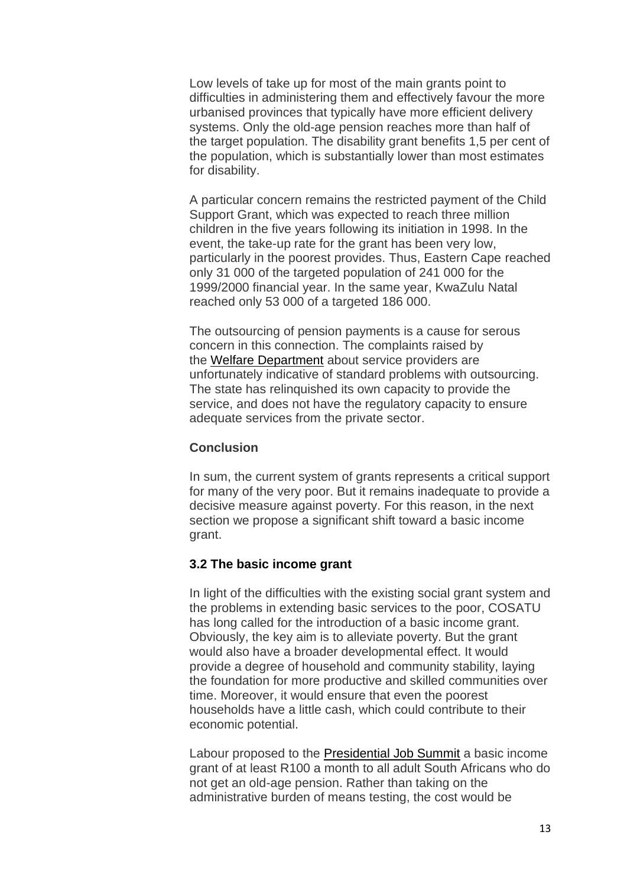Low levels of take up for most of the main grants point to difficulties in administering them and effectively favour the more urbanised provinces that typically have more efficient delivery systems. Only the old-age pension reaches more than half of the target population. The disability grant benefits 1,5 per cent of the population, which is substantially lower than most estimates for disability.

A particular concern remains the restricted payment of the Child Support Grant, which was expected to reach three million children in the five years following its initiation in 1998. In the event, the take-up rate for the grant has been very low, particularly in the poorest provides. Thus, Eastern Cape reached only 31 000 of the targeted population of 241 000 for the 1999/2000 financial year. In the same year, KwaZulu Natal reached only 53 000 of a targeted 186 000.

The outsourcing of pension payments is a cause for serous concern in this connection. The complaints raised by the Welfare Department about service providers are unfortunately indicative of standard problems with outsourcing. The state has relinquished its own capacity to provide the service, and does not have the regulatory capacity to ensure adequate services from the private sector.

**Conclusion**

In sum, the current system of grants represents a critical support for many of the very poor. But it remains inadequate to provide a decisive measure against poverty. For this reason, in the next section we propose a significant shift toward a basic income grant.

### 3.2 The basic income grant

In light of the difficulties with the existing social grant system and the problems in extending basic services to the poor, COSATU has long called for the introduction of a basic income grant. Obviously, the key aim is to alleviate poverty. But the grant would also have a broader developmental effect. It would provide a degree of household and community stability, laying the foundation for more productive and skilled communities over time. Moreover, it would ensure that even the poorest households have a little cash, which could contribute to their economic potential.

Labour proposed to the Presidential Job Summit a basic income grant of at least R100 a month to all adult South Africans who do not get an old-age pension. Rather than taking on the administrative burden of means testing, the cost would be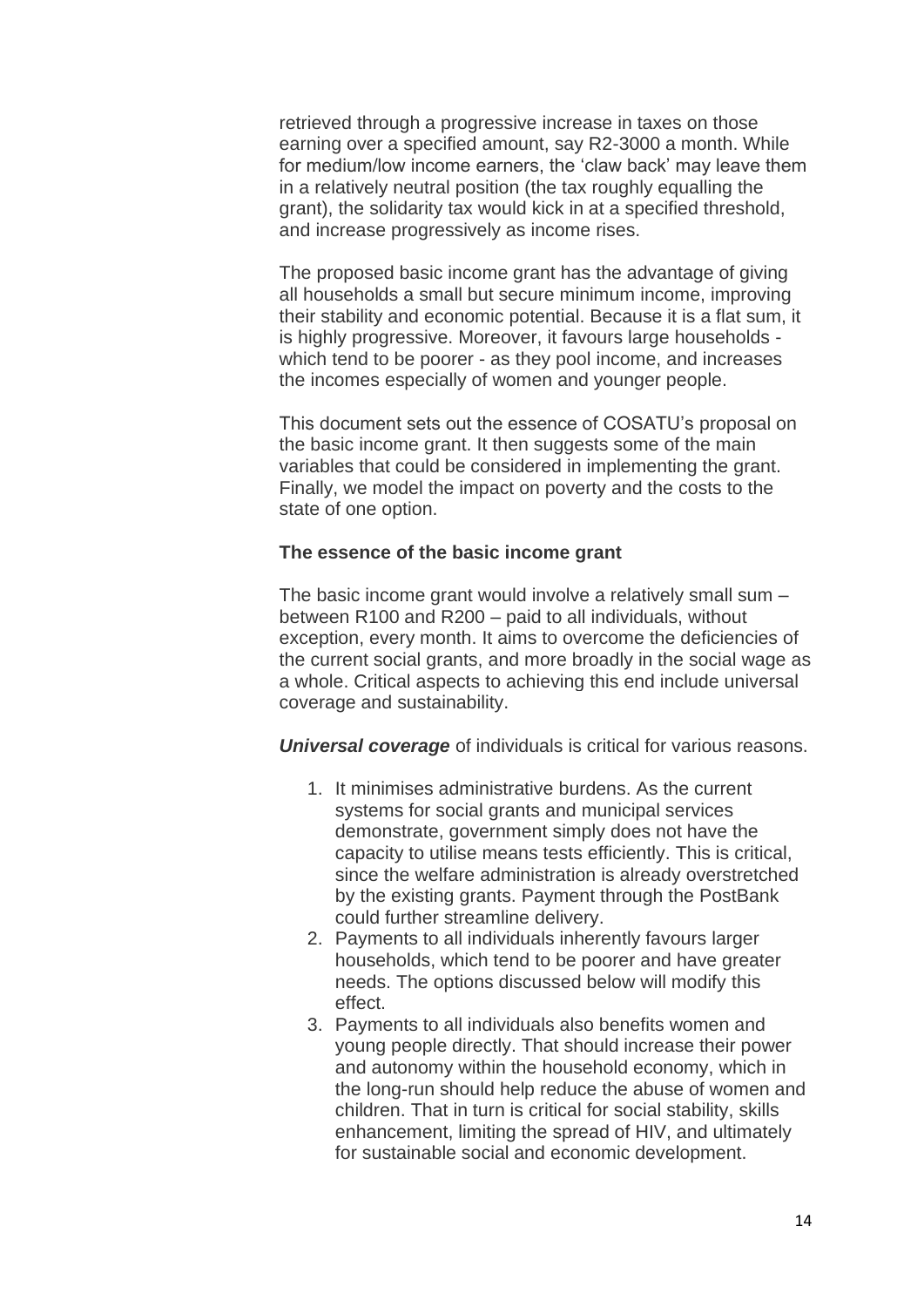retrieved through a progressive increase in taxes on those earning over a specified amount, say R2-3000 a month. While for medium/low income earners, the 'claw back' may leave them in a relatively neutral position (the tax roughly equalling the grant), the solidarity tax would kick in at a specified threshold, and increase progressively as income rises.

The proposed basic income grant has the advantage of giving all households a small but secure minimum income, improving their stability and economic potential. Because it is a flat sum, it is highly progressive. Moreover, it favours large households - which tend to be poorer - as they pool income, and increases the incomes especially of women and younger people.

This document sets out the essence of COSATU's proposal on the basic income grant. It then suggests some of the main variables that could be considered in implementing the grant. Finally, we model the impact on poverty and the costs to the state of one option.

**The essence of the basic income grant**

The basic income grant would involve a relatively small sum – between R100 and R200 – paid to all individuals, without exception, every month. It aims to overcome the deficiencies of the current social grants, and more broadly in the social wage as a whole. Critical aspects to achieving this end include universal coverage and sustainability.

***Universal coverage*** of individuals is critical for various reasons.

1. It minimises administrative burdens. As the current systems for social grants and municipal services demonstrate, government simply does not have the capacity to utilise means tests efficiently. This is critical, since the welfare administration is already overstretched by the existing grants. Payment through the PostBank could further streamline delivery.
2. Payments to all individuals inherently favours larger households, which tend to be poorer and have greater needs. The options discussed below will modify this effect.
3. Payments to all individuals also benefits women and young people directly. That should increase their power and autonomy within the household economy, which in the long-run should help reduce the abuse of women and children. That in turn is critical for social stability, skills enhancement, limiting the spread of HIV, and ultimately for sustainable social and economic development.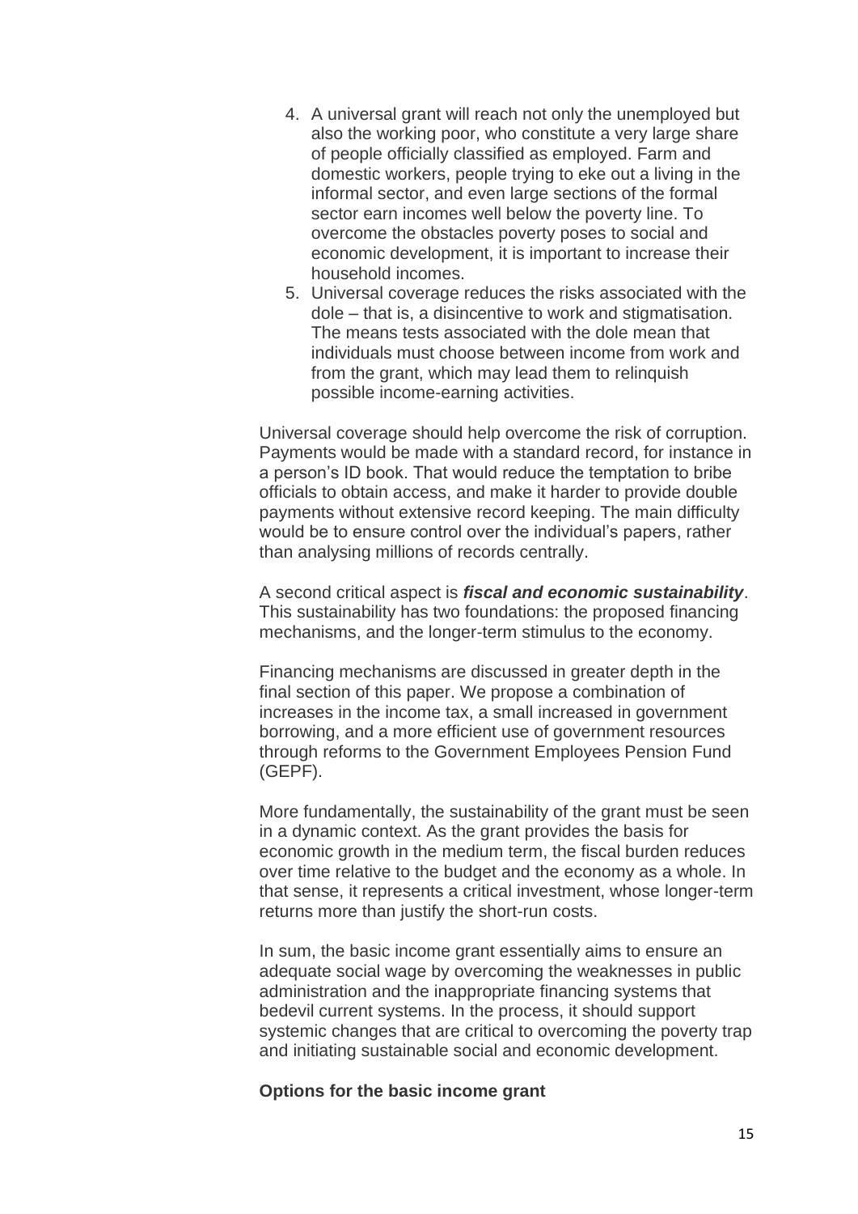4. A universal grant will reach not only the unemployed but also the working poor, who constitute a very large share of people officially classified as employed. Farm and domestic workers, people trying to eke out a living in the informal sector, and even large sections of the formal sector earn incomes well below the poverty line. To overcome the obstacles poverty poses to social and economic development, it is important to increase their household incomes.
5. Universal coverage reduces the risks associated with the dole – that is, a disincentive to work and stigmatisation. The means tests associated with the dole mean that individuals must choose between income from work and from the grant, which may lead them to relinquish possible income-earning activities.

Universal coverage should help overcome the risk of corruption. Payments would be made with a standard record, for instance in a person's ID book. That would reduce the temptation to bribe officials to obtain access, and make it harder to provide double payments without extensive record keeping. The main difficulty would be to ensure control over the individual's papers, rather than analysing millions of records centrally.

A second critical aspect is ***fiscal and economic sustainability***. This sustainability has two foundations: the proposed financing mechanisms, and the longer-term stimulus to the economy.

Financing mechanisms are discussed in greater depth in the final section of this paper. We propose a combination of increases in the income tax, a small increased in government borrowing, and a more efficient use of government resources through reforms to the Government Employees Pension Fund (GEPF).

More fundamentally, the sustainability of the grant must be seen in a dynamic context. As the grant provides the basis for economic growth in the medium term, the fiscal burden reduces over time relative to the budget and the economy as a whole. In that sense, it represents a critical investment, whose longer-term returns more than justify the short-run costs.

In sum, the basic income grant essentially aims to ensure an adequate social wage by overcoming the weaknesses in public administration and the inappropriate financing systems that bedevil current systems. In the process, it should support systemic changes that are critical to overcoming the poverty trap and initiating sustainable social and economic development.

**Options for the basic income grant**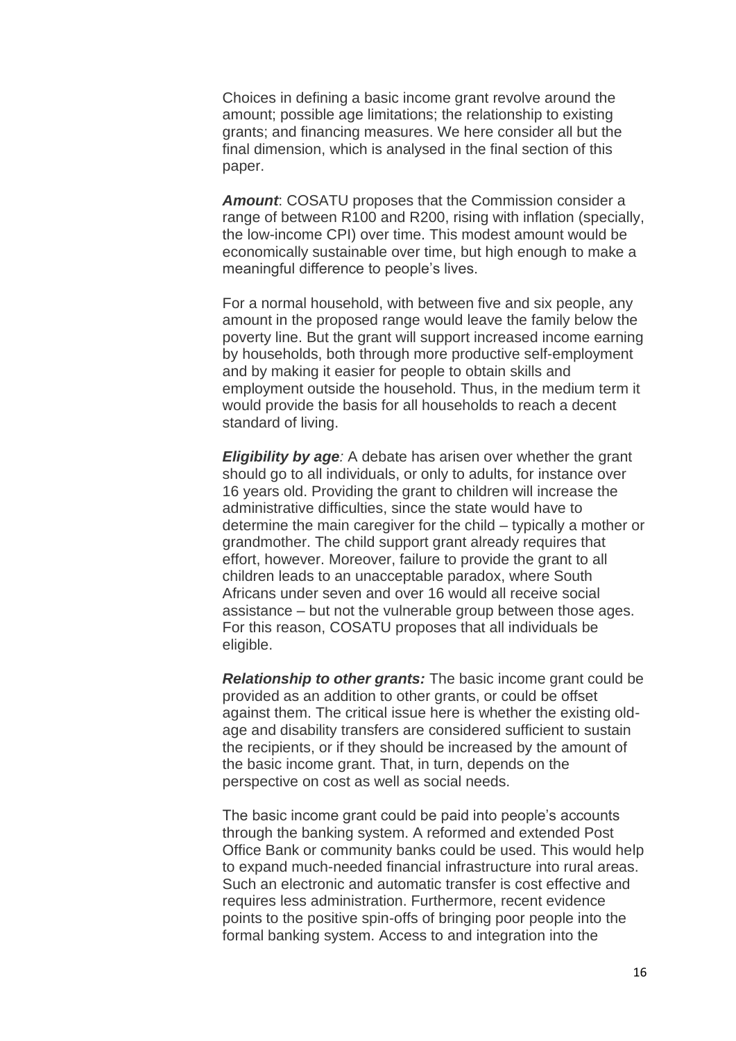Choices in defining a basic income grant revolve around the amount; possible age limitations; the relationship to existing grants; and financing measures. We here consider all but the final dimension, which is analysed in the final section of this paper.

***Amount***: COSATU proposes that the Commission consider a range of between R100 and R200, rising with inflation (specially, the low-income CPI) over time. This modest amount would be economically sustainable over time, but high enough to make a meaningful difference to people's lives.

For a normal household, with between five and six people, any amount in the proposed range would leave the family below the poverty line. But the grant will support increased income earning by households, both through more productive self-employment and by making it easier for people to obtain skills and employment outside the household. Thus, in the medium term it would provide the basis for all households to reach a decent standard of living.

***Eligibility by age****:* A debate has arisen over whether the grant should go to all individuals, or only to adults, for instance over 16 years old. Providing the grant to children will increase the administrative difficulties, since the state would have to determine the main caregiver for the child – typically a mother or grandmother. The child support grant already requires that effort, however. Moreover, failure to provide the grant to all children leads to an unacceptable paradox, where South Africans under seven and over 16 would all receive social assistance – but not the vulnerable group between those ages. For this reason, COSATU proposes that all individuals be eligible.

***Relationship to other grants:*** The basic income grant could be provided as an addition to other grants, or could be offset against them. The critical issue here is whether the existing old-age and disability transfers are considered sufficient to sustain the recipients, or if they should be increased by the amount of the basic income grant. That, in turn, depends on the perspective on cost as well as social needs.

The basic income grant could be paid into people's accounts through the banking system. A reformed and extended Post Office Bank or community banks could be used. This would help to expand much-needed financial infrastructure into rural areas. Such an electronic and automatic transfer is cost effective and requires less administration. Furthermore, recent evidence points to the positive spin-offs of bringing poor people into the formal banking system. Access to and integration into the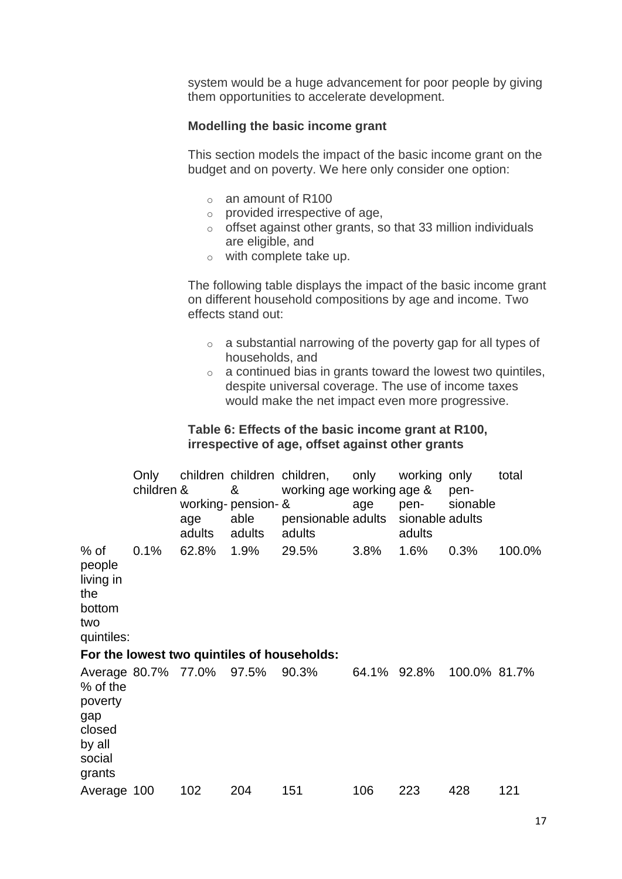system would be a huge advancement for poor people by giving them opportunities to accelerate development.

**Modelling the basic income grant**

This section models the impact of the basic income grant on the budget and on poverty. We here only consider one option:

- an amount of R100
- provided irrespective of age,
- offset against other grants, so that 33 million individuals are eligible, and
- with complete take up.

The following table displays the impact of the basic income grant on different household compositions by age and income. Two effects stand out:

- a substantial narrowing of the poverty gap for all types of households, and
- a continued bias in grants toward the lowest two quintiles, despite universal coverage. The use of income taxes would make the net impact even more progressive.

**Table 6: Effects of the basic income grant at R100, irrespective of age, offset against other grants**

| | Only children | children & working-age adults | children & pension-able adults | children, working age & pensionable adults | only working age adults | working age & pen-sionable adults | only pen-sionable adults | total |
|---|---|---|---|---|---|---|---|---|
| % of people living in the bottom two quintiles: | 0.1% | 62.8% | 1.9% | 29.5% | 3.8% | 1.6% | 0.3% | 100.0% |
| **For the lowest two quintiles of households:** | | | | | | | | |
| Average % of the poverty gap closed by all social grants | 80.7% | 77.0% | 97.5% | 90.3% | 64.1% | 92.8% | 100.0% | 81.7% |
| Average | 100 | 102 | 204 | 151 | 106 | 223 | 428 | 121 |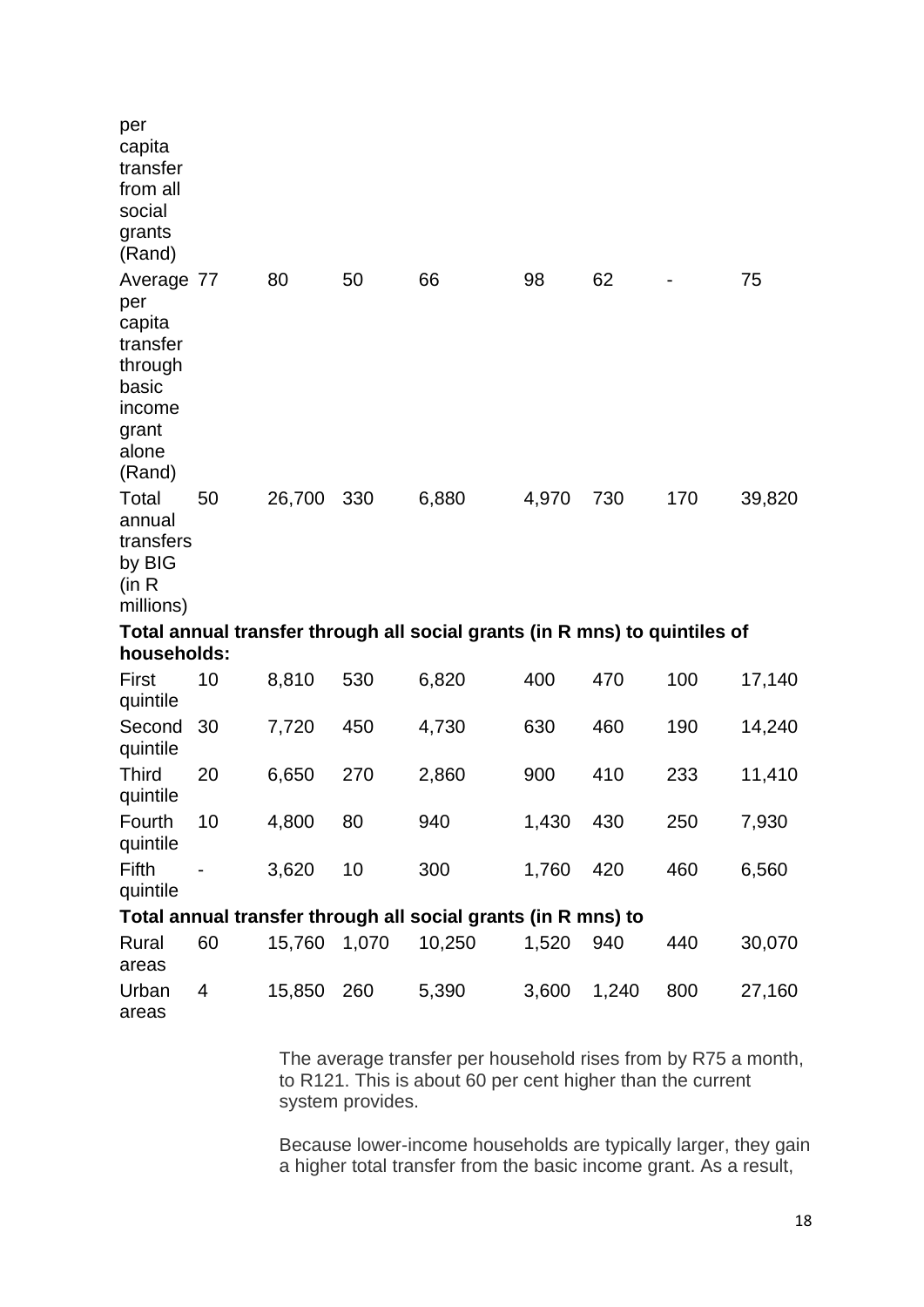| | | | | | | | | |
|---|---|---|---|---|---|---|---|---|
| per capita transfer from all social grants (Rand) | | | | | | | | |
| Average per capita transfer through basic income grant alone (Rand) | 77 | 80 | 50 | 66 | 98 | 62 | - | 75 |
| Total annual transfers by BIG (in R millions) | 50 | 26,700 | 330 | 6,880 | 4,970 | 730 | 170 | 39,820 |
| **Total annual transfer through all social grants (in R mns) to quintiles of households:** | | | | | | | | |
| First quintile | 10 | 8,810 | 530 | 6,820 | 400 | 470 | 100 | 17,140 |
| Second quintile | 30 | 7,720 | 450 | 4,730 | 630 | 460 | 190 | 14,240 |
| Third quintile | 20 | 6,650 | 270 | 2,860 | 900 | 410 | 233 | 11,410 |
| Fourth quintile | 10 | 4,800 | 80 | 940 | 1,430 | 430 | 250 | 7,930 |
| Fifth quintile | - | 3,620 | 10 | 300 | 1,760 | 420 | 460 | 6,560 |
| **Total annual transfer through all social grants (in R mns) to** | | | | | | | | |
| Rural areas | 60 | 15,760 | 1,070 | 10,250 | 1,520 | 940 | 440 | 30,070 |
| Urban areas | 4 | 15,850 | 260 | 5,390 | 3,600 | 1,240 | 800 | 27,160 |

The average transfer per household rises from by R75 a month, to R121. This is about 60 per cent higher than the current system provides.

Because lower-income households are typically larger, they gain a higher total transfer from the basic income grant. As a result,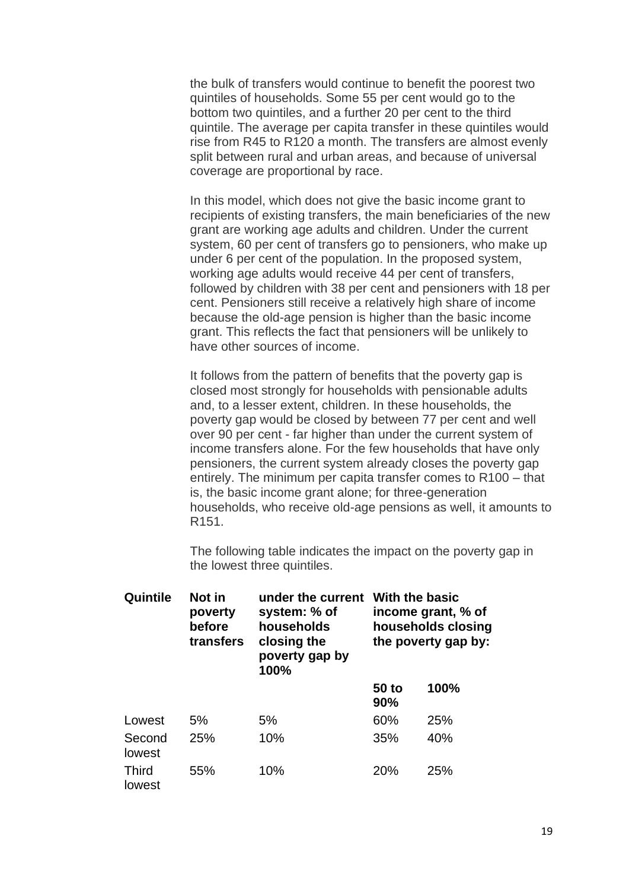the bulk of transfers would continue to benefit the poorest two quintiles of households. Some 55 per cent would go to the bottom two quintiles, and a further 20 per cent to the third quintile. The average per capita transfer in these quintiles would rise from R45 to R120 a month. The transfers are almost evenly split between rural and urban areas, and because of universal coverage are proportional by race.

In this model, which does not give the basic income grant to recipients of existing transfers, the main beneficiaries of the new grant are working age adults and children. Under the current system, 60 per cent of transfers go to pensioners, who make up under 6 per cent of the population. In the proposed system, working age adults would receive 44 per cent of transfers, followed by children with 38 per cent and pensioners with 18 per cent. Pensioners still receive a relatively high share of income because the old-age pension is higher than the basic income grant. This reflects the fact that pensioners will be unlikely to have other sources of income.

It follows from the pattern of benefits that the poverty gap is closed most strongly for households with pensionable adults and, to a lesser extent, children. In these households, the poverty gap would be closed by between 77 per cent and well over 90 per cent - far higher than under the current system of income transfers alone. For the few households that have only pensioners, the current system already closes the poverty gap entirely. The minimum per capita transfer comes to R100 – that is, the basic income grant alone; for three-generation households, who receive old-age pensions as well, it amounts to R151.

The following table indicates the impact on the poverty gap in the lowest three quintiles.

| **Quintile** | **Not in poverty before transfers** | **under the current system: % of households closing the poverty gap by 100%** | **With the basic income grant, % of households closing the poverty gap by:** | |
|---|---|---|---|---|
| | | | **50 to 90%** | **100%** |
| Lowest | 5% | 5% | 60% | 25% |
| Second lowest | 25% | 10% | 35% | 40% |
| Third lowest | 55% | 10% | 20% | 25% |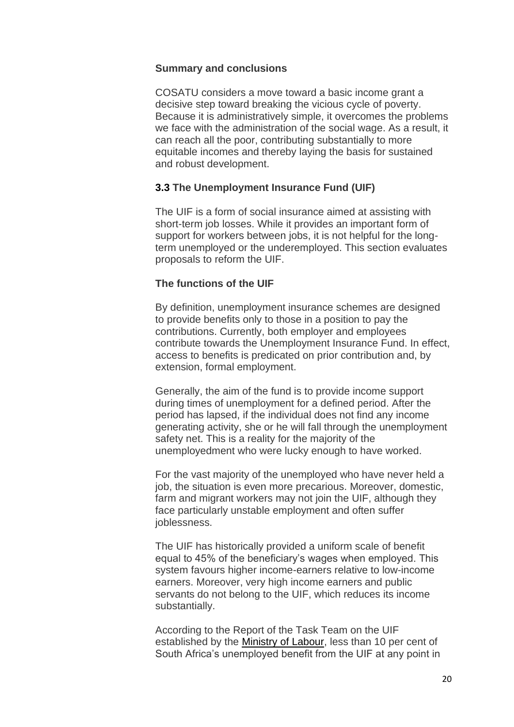**Summary and conclusions**

COSATU considers a move toward a basic income grant a decisive step toward breaking the vicious cycle of poverty. Because it is administratively simple, it overcomes the problems we face with the administration of the social wage. As a result, it can reach all the poor, contributing substantially to more equitable incomes and thereby laying the basis for sustained and robust development.

### 3.3 The Unemployment Insurance Fund (UIF)

The UIF is a form of social insurance aimed at assisting with short-term job losses. While it provides an important form of support for workers between jobs, it is not helpful for the long-term unemployed or the underemployed. This section evaluates proposals to reform the UIF.

**The functions of the UIF**

By definition, unemployment insurance schemes are designed to provide benefits only to those in a position to pay the contributions. Currently, both employer and employees contribute towards the Unemployment Insurance Fund. In effect, access to benefits is predicated on prior contribution and, by extension, formal employment.

Generally, the aim of the fund is to provide income support during times of unemployment for a defined period. After the period has lapsed, if the individual does not find any income generating activity, she or he will fall through the unemployment safety net. This is a reality for the majority of the unemployedment who were lucky enough to have worked.

For the vast majority of the unemployed who have never held a job, the situation is even more precarious. Moreover, domestic, farm and migrant workers may not join the UIF, although they face particularly unstable employment and often suffer joblessness.

The UIF has historically provided a uniform scale of benefit equal to 45% of the beneficiary's wages when employed. This system favours higher income-earners relative to low-income earners. Moreover, very high income earners and public servants do not belong to the UIF, which reduces its income substantially.

According to the Report of the Task Team on the UIF established by the Ministry of Labour, less than 10 per cent of South Africa's unemployed benefit from the UIF at any point in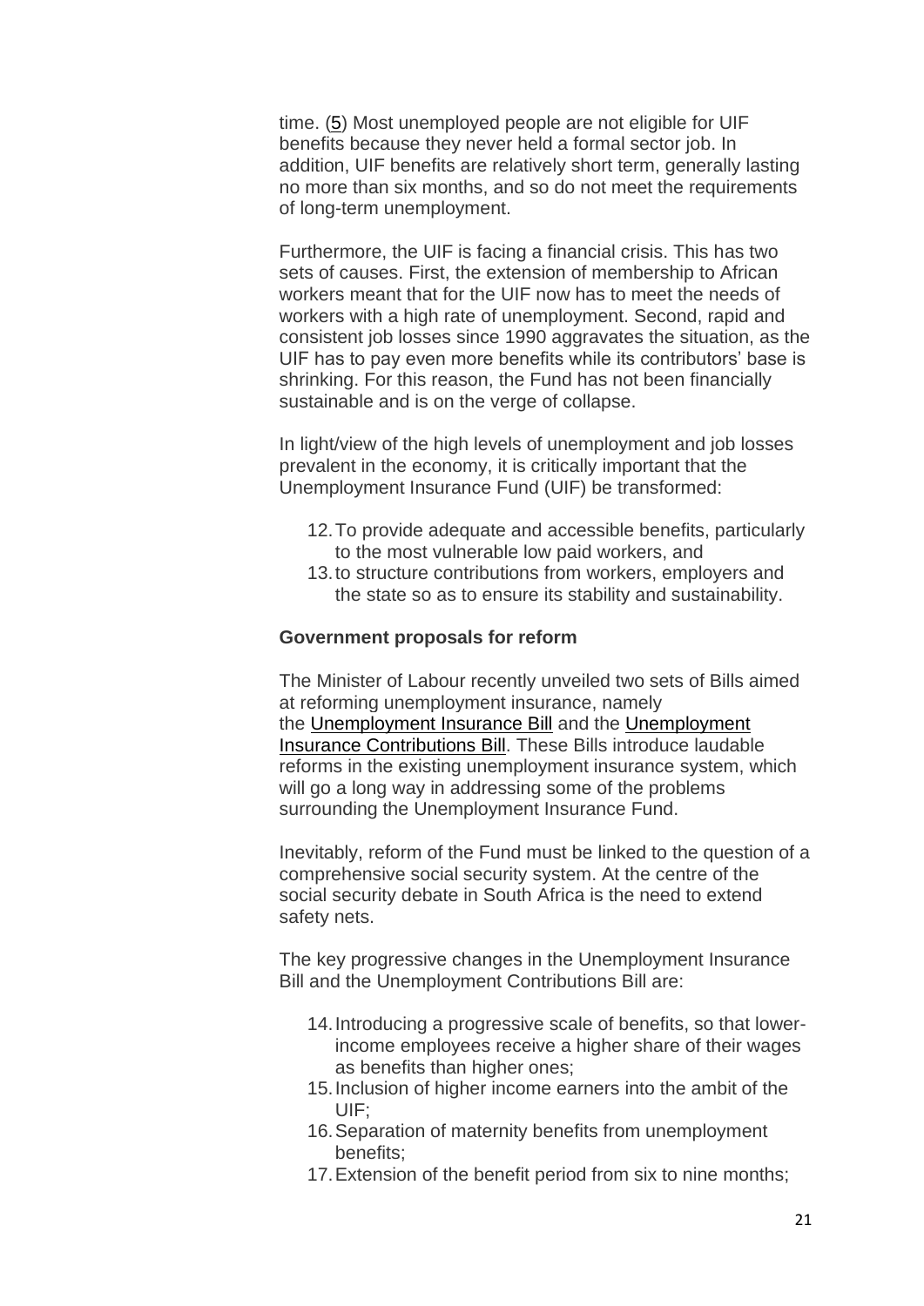time. (5) Most unemployed people are not eligible for UIF benefits because they never held a formal sector job. In addition, UIF benefits are relatively short term, generally lasting no more than six months, and so do not meet the requirements of long-term unemployment.

Furthermore, the UIF is facing a financial crisis. This has two sets of causes. First, the extension of membership to African workers meant that for the UIF now has to meet the needs of workers with a high rate of unemployment. Second, rapid and consistent job losses since 1990 aggravates the situation, as the UIF has to pay even more benefits while its contributors' base is shrinking. For this reason, the Fund has not been financially sustainable and is on the verge of collapse.

In light/view of the high levels of unemployment and job losses prevalent in the economy, it is critically important that the Unemployment Insurance Fund (UIF) be transformed:

12. To provide adequate and accessible benefits, particularly to the most vulnerable low paid workers, and
13. to structure contributions from workers, employers and the state so as to ensure its stability and sustainability.

**Government proposals for reform**

The Minister of Labour recently unveiled two sets of Bills aimed at reforming unemployment insurance, namely the Unemployment Insurance Bill and the Unemployment Insurance Contributions Bill. These Bills introduce laudable reforms in the existing unemployment insurance system, which will go a long way in addressing some of the problems surrounding the Unemployment Insurance Fund.

Inevitably, reform of the Fund must be linked to the question of a comprehensive social security system. At the centre of the social security debate in South Africa is the need to extend safety nets.

The key progressive changes in the Unemployment Insurance Bill and the Unemployment Contributions Bill are:

14. Introducing a progressive scale of benefits, so that lower-income employees receive a higher share of their wages as benefits than higher ones;
15. Inclusion of higher income earners into the ambit of the UIF;
16. Separation of maternity benefits from unemployment benefits;
17. Extension of the benefit period from six to nine months;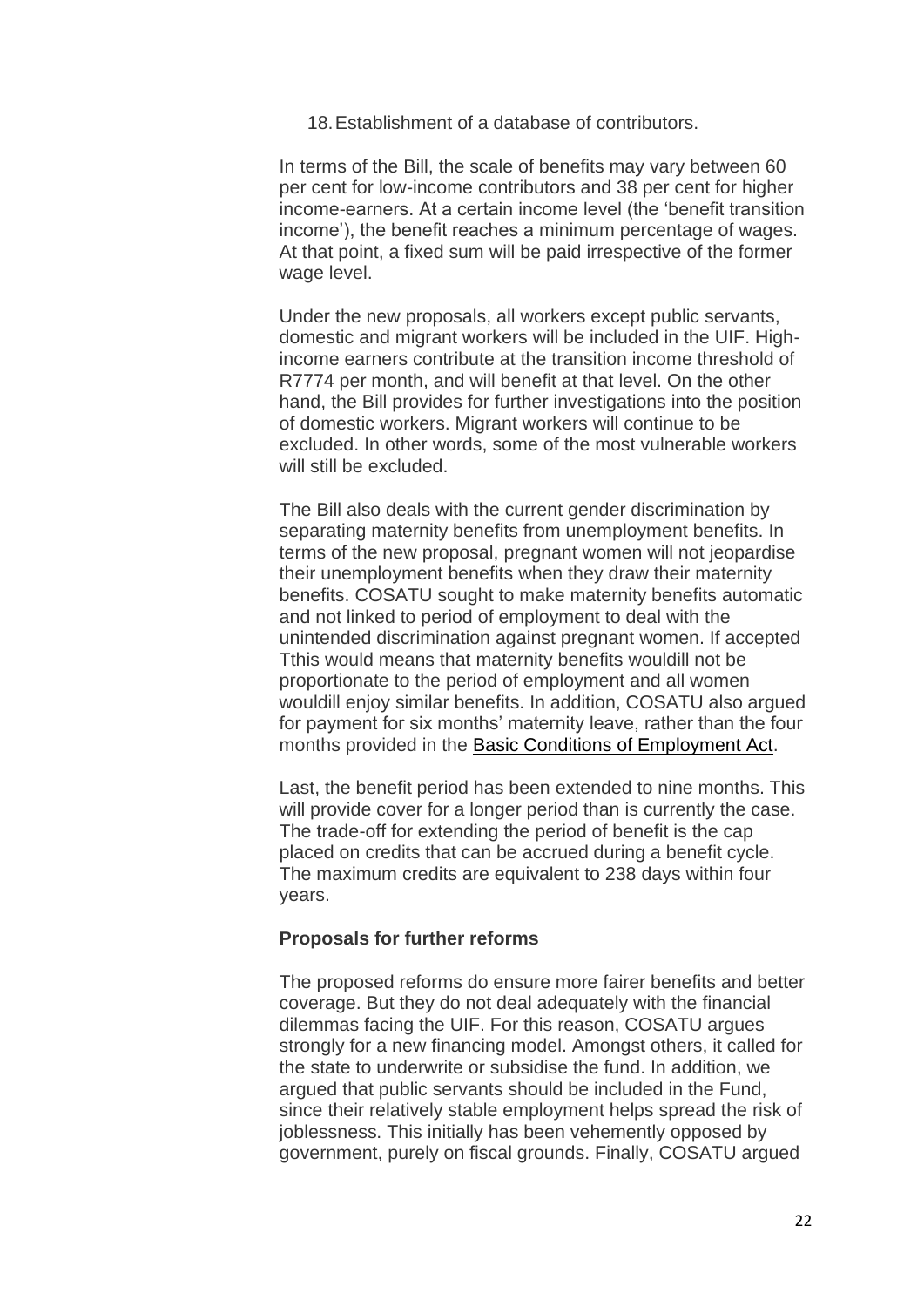18. Establishment of a database of contributors.

In terms of the Bill, the scale of benefits may vary between 60 per cent for low-income contributors and 38 per cent for higher income-earners. At a certain income level (the 'benefit transition income'), the benefit reaches a minimum percentage of wages. At that point, a fixed sum will be paid irrespective of the former wage level.

Under the new proposals, all workers except public servants, domestic and migrant workers will be included in the UIF. High-income earners contribute at the transition income threshold of R7774 per month, and will benefit at that level. On the other hand, the Bill provides for further investigations into the position of domestic workers. Migrant workers will continue to be excluded. In other words, some of the most vulnerable workers will still be excluded.

The Bill also deals with the current gender discrimination by separating maternity benefits from unemployment benefits. In terms of the new proposal, pregnant women will not jeopardise their unemployment benefits when they draw their maternity benefits. COSATU sought to make maternity benefits automatic and not linked to period of employment to deal with the unintended discrimination against pregnant women. If accepted Tthis would means that maternity benefits wouldill not be proportionate to the period of employment and all women wouldill enjoy similar benefits. In addition, COSATU also argued for payment for six months' maternity leave, rather than the four months provided in the Basic Conditions of Employment Act.

Last, the benefit period has been extended to nine months. This will provide cover for a longer period than is currently the case. The trade-off for extending the period of benefit is the cap placed on credits that can be accrued during a benefit cycle. The maximum credits are equivalent to 238 days within four years.

**Proposals for further reforms**

The proposed reforms do ensure more fairer benefits and better coverage. But they do not deal adequately with the financial dilemmas facing the UIF. For this reason, COSATU argues strongly for a new financing model. Amongst others, it called for the state to underwrite or subsidise the fund. In addition, we argued that public servants should be included in the Fund, since their relatively stable employment helps spread the risk of joblessness. This initially has been vehemently opposed by government, purely on fiscal grounds. Finally, COSATU argued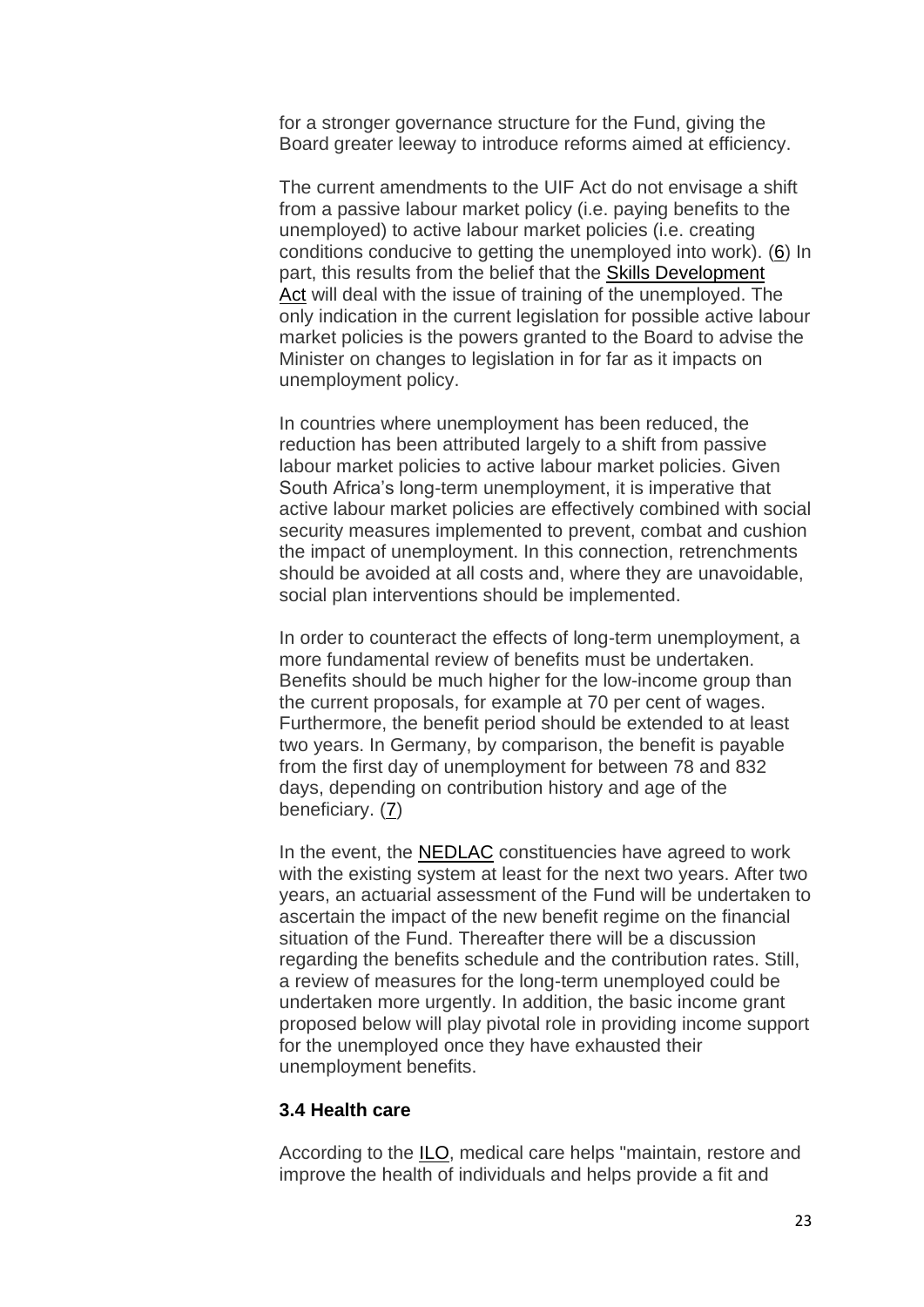for a stronger governance structure for the Fund, giving the Board greater leeway to introduce reforms aimed at efficiency.

The current amendments to the UIF Act do not envisage a shift from a passive labour market policy (i.e. paying benefits to the unemployed) to active labour market policies (i.e. creating conditions conducive to getting the unemployed into work). (6) In part, this results from the belief that the Skills Development Act will deal with the issue of training of the unemployed. The only indication in the current legislation for possible active labour market policies is the powers granted to the Board to advise the Minister on changes to legislation in for far as it impacts on unemployment policy.

In countries where unemployment has been reduced, the reduction has been attributed largely to a shift from passive labour market policies to active labour market policies. Given South Africa's long-term unemployment, it is imperative that active labour market policies are effectively combined with social security measures implemented to prevent, combat and cushion the impact of unemployment. In this connection, retrenchments should be avoided at all costs and, where they are unavoidable, social plan interventions should be implemented.

In order to counteract the effects of long-term unemployment, a more fundamental review of benefits must be undertaken. Benefits should be much higher for the low-income group than the current proposals, for example at 70 per cent of wages. Furthermore, the benefit period should be extended to at least two years. In Germany, by comparison, the benefit is payable from the first day of unemployment for between 78 and 832 days, depending on contribution history and age of the beneficiary. (7)

In the event, the NEDLAC constituencies have agreed to work with the existing system at least for the next two years. After two years, an actuarial assessment of the Fund will be undertaken to ascertain the impact of the new benefit regime on the financial situation of the Fund. Thereafter there will be a discussion regarding the benefits schedule and the contribution rates. Still, a review of measures for the long-term unemployed could be undertaken more urgently. In addition, the basic income grant proposed below will play pivotal role in providing income support for the unemployed once they have exhausted their unemployment benefits.

### 3.4 Health care

According to the ILO, medical care helps "maintain, restore and improve the health of individuals and helps provide a fit and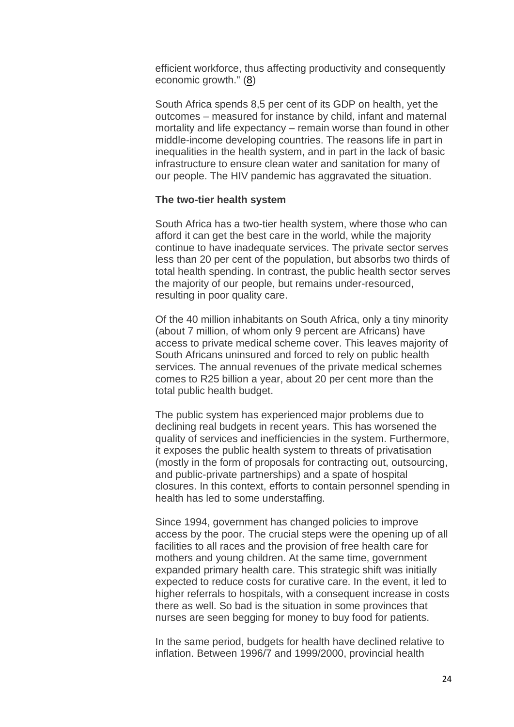efficient workforce, thus affecting productivity and consequently economic growth." (8)

South Africa spends 8,5 per cent of its GDP on health, yet the outcomes – measured for instance by child, infant and maternal mortality and life expectancy – remain worse than found in other middle-income developing countries. The reasons life in part in inequalities in the health system, and in part in the lack of basic infrastructure to ensure clean water and sanitation for many of our people. The HIV pandemic has aggravated the situation.

**The two-tier health system**

South Africa has a two-tier health system, where those who can afford it can get the best care in the world, while the majority continue to have inadequate services. The private sector serves less than 20 per cent of the population, but absorbs two thirds of total health spending. In contrast, the public health sector serves the majority of our people, but remains under-resourced, resulting in poor quality care.

Of the 40 million inhabitants on South Africa, only a tiny minority (about 7 million, of whom only 9 percent are Africans) have access to private medical scheme cover. This leaves majority of South Africans uninsured and forced to rely on public health services. The annual revenues of the private medical schemes comes to R25 billion a year, about 20 per cent more than the total public health budget.

The public system has experienced major problems due to declining real budgets in recent years. This has worsened the quality of services and inefficiencies in the system. Furthermore, it exposes the public health system to threats of privatisation (mostly in the form of proposals for contracting out, outsourcing, and public-private partnerships) and a spate of hospital closures. In this context, efforts to contain personnel spending in health has led to some understaffing.

Since 1994, government has changed policies to improve access by the poor. The crucial steps were the opening up of all facilities to all races and the provision of free health care for mothers and young children. At the same time, government expanded primary health care. This strategic shift was initially expected to reduce costs for curative care. In the event, it led to higher referrals to hospitals, with a consequent increase in costs there as well. So bad is the situation in some provinces that nurses are seen begging for money to buy food for patients.

In the same period, budgets for health have declined relative to inflation. Between 1996/7 and 1999/2000, provincial health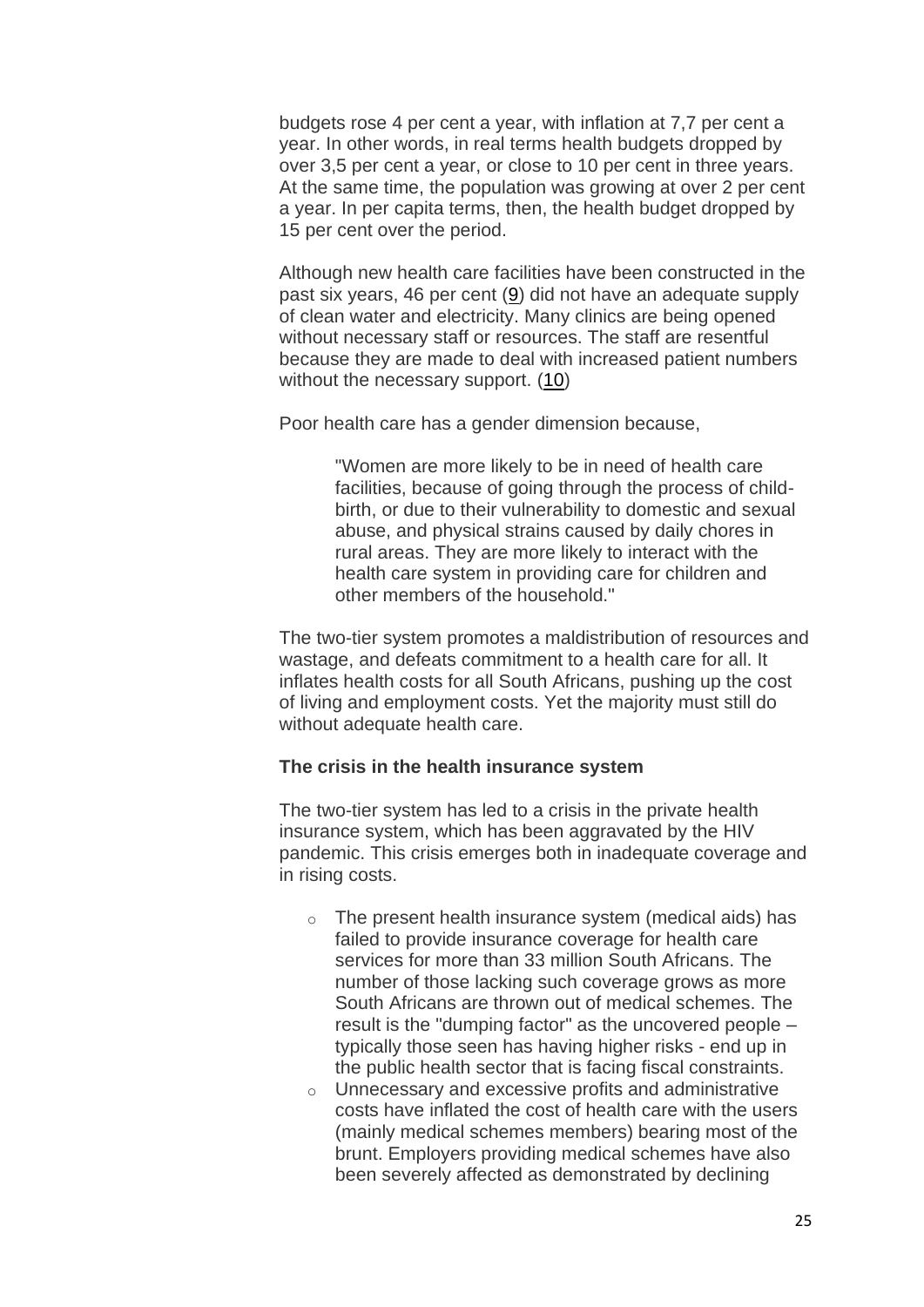budgets rose 4 per cent a year, with inflation at 7,7 per cent a year. In other words, in real terms health budgets dropped by over 3,5 per cent a year, or close to 10 per cent in three years. At the same time, the population was growing at over 2 per cent a year. In per capita terms, then, the health budget dropped by 15 per cent over the period.

Although new health care facilities have been constructed in the past six years, 46 per cent (9) did not have an adequate supply of clean water and electricity. Many clinics are being opened without necessary staff or resources. The staff are resentful because they are made to deal with increased patient numbers without the necessary support. (10)

Poor health care has a gender dimension because,

> "Women are more likely to be in need of health care facilities, because of going through the process of child-birth, or due to their vulnerability to domestic and sexual abuse, and physical strains caused by daily chores in rural areas. They are more likely to interact with the health care system in providing care for children and other members of the household."

The two-tier system promotes a maldistribution of resources and wastage, and defeats commitment to a health care for all. It inflates health costs for all South Africans, pushing up the cost of living and employment costs. Yet the majority must still do without adequate health care.

**The crisis in the health insurance system**

The two-tier system has led to a crisis in the private health insurance system, which has been aggravated by the HIV pandemic. This crisis emerges both in inadequate coverage and in rising costs.

- The present health insurance system (medical aids) has failed to provide insurance coverage for health care services for more than 33 million South Africans. The number of those lacking such coverage grows as more South Africans are thrown out of medical schemes. The result is the "dumping factor" as the uncovered people – typically those seen has having higher risks - end up in the public health sector that is facing fiscal constraints.
- Unnecessary and excessive profits and administrative costs have inflated the cost of health care with the users (mainly medical schemes members) bearing most of the brunt. Employers providing medical schemes have also been severely affected as demonstrated by declining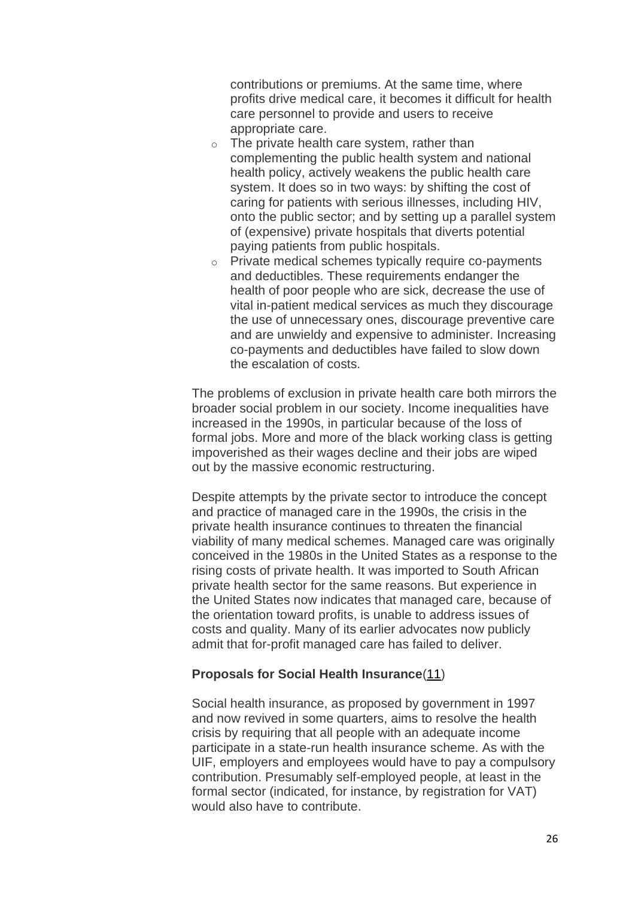contributions or premiums. At the same time, where profits drive medical care, it becomes it difficult for health care personnel to provide and users to receive appropriate care.

- The private health care system, rather than complementing the public health system and national health policy, actively weakens the public health care system. It does so in two ways: by shifting the cost of caring for patients with serious illnesses, including HIV, onto the public sector; and by setting up a parallel system of (expensive) private hospitals that diverts potential paying patients from public hospitals.
- Private medical schemes typically require co-payments and deductibles. These requirements endanger the health of poor people who are sick, decrease the use of vital in-patient medical services as much they discourage the use of unnecessary ones, discourage preventive care and are unwieldy and expensive to administer. Increasing co-payments and deductibles have failed to slow down the escalation of costs.

The problems of exclusion in private health care both mirrors the broader social problem in our society. Income inequalities have increased in the 1990s, in particular because of the loss of formal jobs. More and more of the black working class is getting impoverished as their wages decline and their jobs are wiped out by the massive economic restructuring.

Despite attempts by the private sector to introduce the concept and practice of managed care in the 1990s, the crisis in the private health insurance continues to threaten the financial viability of many medical schemes. Managed care was originally conceived in the 1980s in the United States as a response to the rising costs of private health. It was imported to South African private health sector for the same reasons. But experience in the United States now indicates that managed care, because of the orientation toward profits, is unable to address issues of costs and quality. Many of its earlier advocates now publicly admit that for-profit managed care has failed to deliver.

**Proposals for Social Health Insurance**(11)

Social health insurance, as proposed by government in 1997 and now revived in some quarters, aims to resolve the health crisis by requiring that all people with an adequate income participate in a state-run health insurance scheme. As with the UIF, employers and employees would have to pay a compulsory contribution. Presumably self-employed people, at least in the formal sector (indicated, for instance, by registration for VAT) would also have to contribute.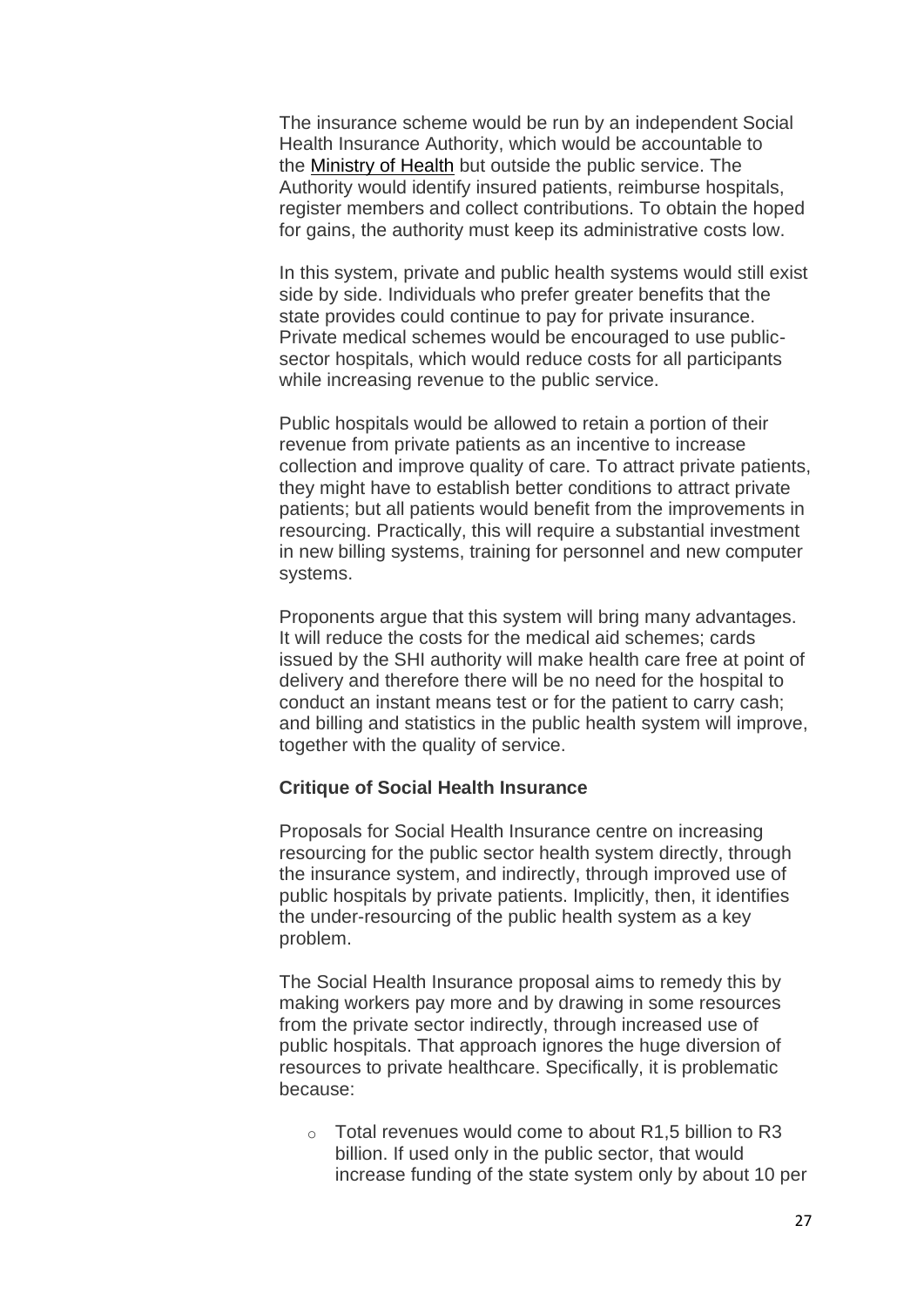The insurance scheme would be run by an independent Social Health Insurance Authority, which would be accountable to the Ministry of Health but outside the public service. The Authority would identify insured patients, reimburse hospitals, register members and collect contributions. To obtain the hoped for gains, the authority must keep its administrative costs low.

In this system, private and public health systems would still exist side by side. Individuals who prefer greater benefits that the state provides could continue to pay for private insurance. Private medical schemes would be encouraged to use public-sector hospitals, which would reduce costs for all participants while increasing revenue to the public service.

Public hospitals would be allowed to retain a portion of their revenue from private patients as an incentive to increase collection and improve quality of care. To attract private patients, they might have to establish better conditions to attract private patients; but all patients would benefit from the improvements in resourcing. Practically, this will require a substantial investment in new billing systems, training for personnel and new computer systems.

Proponents argue that this system will bring many advantages. It will reduce the costs for the medical aid schemes; cards issued by the SHI authority will make health care free at point of delivery and therefore there will be no need for the hospital to conduct an instant means test or for the patient to carry cash; and billing and statistics in the public health system will improve, together with the quality of service.

**Critique of Social Health Insurance**

Proposals for Social Health Insurance centre on increasing resourcing for the public sector health system directly, through the insurance system, and indirectly, through improved use of public hospitals by private patients. Implicitly, then, it identifies the under-resourcing of the public health system as a key problem.

The Social Health Insurance proposal aims to remedy this by making workers pay more and by drawing in some resources from the private sector indirectly, through increased use of public hospitals. That approach ignores the huge diversion of resources to private healthcare. Specifically, it is problematic because:

- Total revenues would come to about R1,5 billion to R3 billion. If used only in the public sector, that would increase funding of the state system only by about 10 per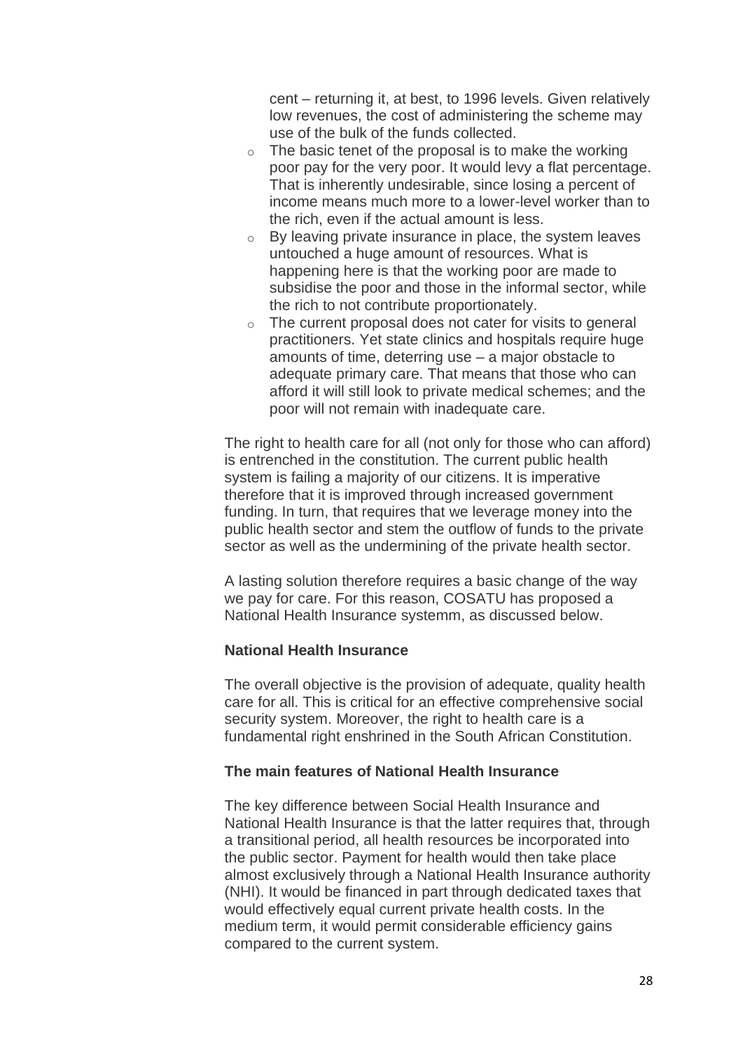cent – returning it, at best, to 1996 levels. Given relatively low revenues, the cost of administering the scheme may use of the bulk of the funds collected.

- The basic tenet of the proposal is to make the working poor pay for the very poor. It would levy a flat percentage. That is inherently undesirable, since losing a percent of income means much more to a lower-level worker than to the rich, even if the actual amount is less.
- By leaving private insurance in place, the system leaves untouched a huge amount of resources. What is happening here is that the working poor are made to subsidise the poor and those in the informal sector, while the rich to not contribute proportionately.
- The current proposal does not cater for visits to general practitioners. Yet state clinics and hospitals require huge amounts of time, deterring use – a major obstacle to adequate primary care. That means that those who can afford it will still look to private medical schemes; and the poor will not remain with inadequate care.

The right to health care for all (not only for those who can afford) is entrenched in the constitution. The current public health system is failing a majority of our citizens. It is imperative therefore that it is improved through increased government funding. In turn, that requires that we leverage money into the public health sector and stem the outflow of funds to the private sector as well as the undermining of the private health sector.

A lasting solution therefore requires a basic change of the way we pay for care. For this reason, COSATU has proposed a National Health Insurance systemm, as discussed below.

**National Health Insurance**

The overall objective is the provision of adequate, quality health care for all. This is critical for an effective comprehensive social security system. Moreover, the right to health care is a fundamental right enshrined in the South African Constitution.

**The main features of National Health Insurance**

The key difference between Social Health Insurance and National Health Insurance is that the latter requires that, through a transitional period, all health resources be incorporated into the public sector. Payment for health would then take place almost exclusively through a National Health Insurance authority (NHI). It would be financed in part through dedicated taxes that would effectively equal current private health costs. In the medium term, it would permit considerable efficiency gains compared to the current system.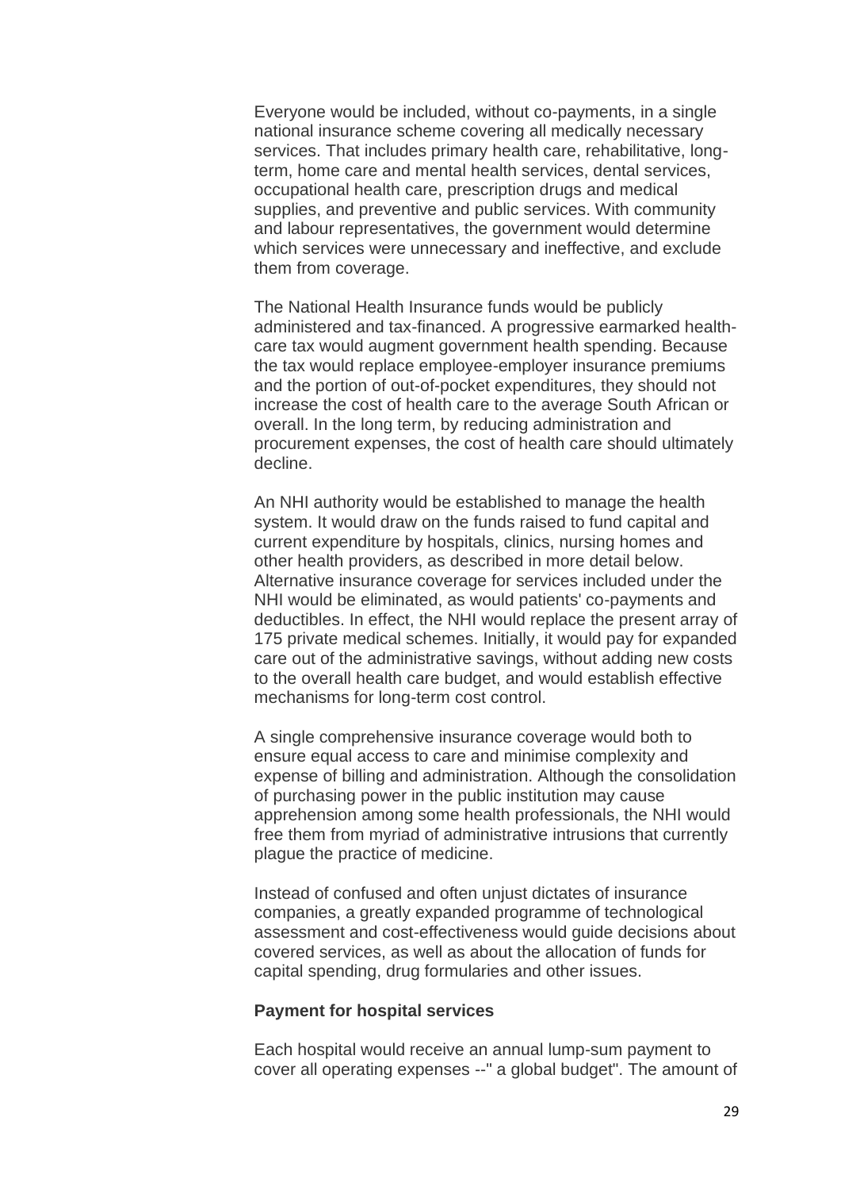Everyone would be included, without co-payments, in a single national insurance scheme covering all medically necessary services. That includes primary health care, rehabilitative, long-term, home care and mental health services, dental services, occupational health care, prescription drugs and medical supplies, and preventive and public services. With community and labour representatives, the government would determine which services were unnecessary and ineffective, and exclude them from coverage.

The National Health Insurance funds would be publicly administered and tax-financed. A progressive earmarked health-care tax would augment government health spending. Because the tax would replace employee-employer insurance premiums and the portion of out-of-pocket expenditures, they should not increase the cost of health care to the average South African or overall. In the long term, by reducing administration and procurement expenses, the cost of health care should ultimately decline.

An NHI authority would be established to manage the health system. It would draw on the funds raised to fund capital and current expenditure by hospitals, clinics, nursing homes and other health providers, as described in more detail below. Alternative insurance coverage for services included under the NHI would be eliminated, as would patients' co-payments and deductibles. In effect, the NHI would replace the present array of 175 private medical schemes. Initially, it would pay for expanded care out of the administrative savings, without adding new costs to the overall health care budget, and would establish effective mechanisms for long-term cost control.

A single comprehensive insurance coverage would both to ensure equal access to care and minimise complexity and expense of billing and administration. Although the consolidation of purchasing power in the public institution may cause apprehension among some health professionals, the NHI would free them from myriad of administrative intrusions that currently plague the practice of medicine.

Instead of confused and often unjust dictates of insurance companies, a greatly expanded programme of technological assessment and cost-effectiveness would guide decisions about covered services, as well as about the allocation of funds for capital spending, drug formularies and other issues.

**Payment for hospital services**

Each hospital would receive an annual lump-sum payment to cover all operating expenses --" a global budget". The amount of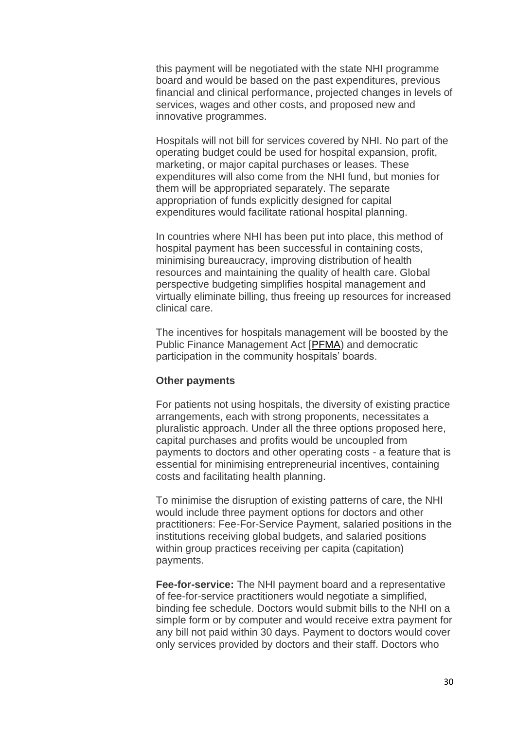this payment will be negotiated with the state NHI programme board and would be based on the past expenditures, previous financial and clinical performance, projected changes in levels of services, wages and other costs, and proposed new and innovative programmes.

Hospitals will not bill for services covered by NHI. No part of the operating budget could be used for hospital expansion, profit, marketing, or major capital purchases or leases. These expenditures will also come from the NHI fund, but monies for them will be appropriated separately. The separate appropriation of funds explicitly designed for capital expenditures would facilitate rational hospital planning.

In countries where NHI has been put into place, this method of hospital payment has been successful in containing costs, minimising bureaucracy, improving distribution of health resources and maintaining the quality of health care. Global perspective budgeting simplifies hospital management and virtually eliminate billing, thus freeing up resources for increased clinical care.

The incentives for hospitals management will be boosted by the Public Finance Management Act [PFMA) and democratic participation in the community hospitals' boards.

**Other payments**

For patients not using hospitals, the diversity of existing practice arrangements, each with strong proponents, necessitates a pluralistic approach. Under all the three options proposed here, capital purchases and profits would be uncoupled from payments to doctors and other operating costs - a feature that is essential for minimising entrepreneurial incentives, containing costs and facilitating health planning.

To minimise the disruption of existing patterns of care, the NHI would include three payment options for doctors and other practitioners: Fee-For-Service Payment, salaried positions in the institutions receiving global budgets, and salaried positions within group practices receiving per capita (capitation) payments.

**Fee-for-service:** The NHI payment board and a representative of fee-for-service practitioners would negotiate a simplified, binding fee schedule. Doctors would submit bills to the NHI on a simple form or by computer and would receive extra payment for any bill not paid within 30 days. Payment to doctors would cover only services provided by doctors and their staff. Doctors who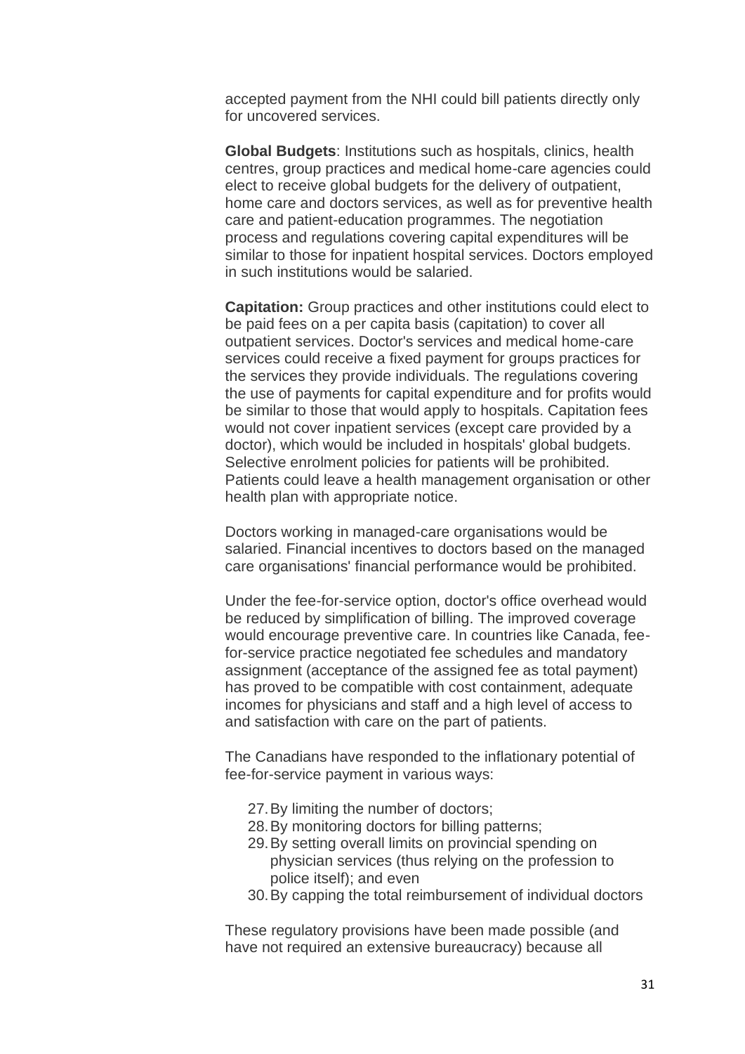accepted payment from the NHI could bill patients directly only for uncovered services.

**Global Budgets**: Institutions such as hospitals, clinics, health centres, group practices and medical home-care agencies could elect to receive global budgets for the delivery of outpatient, home care and doctors services, as well as for preventive health care and patient-education programmes. The negotiation process and regulations covering capital expenditures will be similar to those for inpatient hospital services. Doctors employed in such institutions would be salaried.

**Capitation:** Group practices and other institutions could elect to be paid fees on a per capita basis (capitation) to cover all outpatient services. Doctor's services and medical home-care services could receive a fixed payment for groups practices for the services they provide individuals. The regulations covering the use of payments for capital expenditure and for profits would be similar to those that would apply to hospitals. Capitation fees would not cover inpatient services (except care provided by a doctor), which would be included in hospitals' global budgets. Selective enrolment policies for patients will be prohibited. Patients could leave a health management organisation or other health plan with appropriate notice.

Doctors working in managed-care organisations would be salaried. Financial incentives to doctors based on the managed care organisations' financial performance would be prohibited.

Under the fee-for-service option, doctor's office overhead would be reduced by simplification of billing. The improved coverage would encourage preventive care. In countries like Canada, fee-for-service practice negotiated fee schedules and mandatory assignment (acceptance of the assigned fee as total payment) has proved to be compatible with cost containment, adequate incomes for physicians and staff and a high level of access to and satisfaction with care on the part of patients.

The Canadians have responded to the inflationary potential of fee-for-service payment in various ways:

27. By limiting the number of doctors;
28. By monitoring doctors for billing patterns;
29. By setting overall limits on provincial spending on physician services (thus relying on the profession to police itself); and even
30. By capping the total reimbursement of individual doctors

These regulatory provisions have been made possible (and have not required an extensive bureaucracy) because all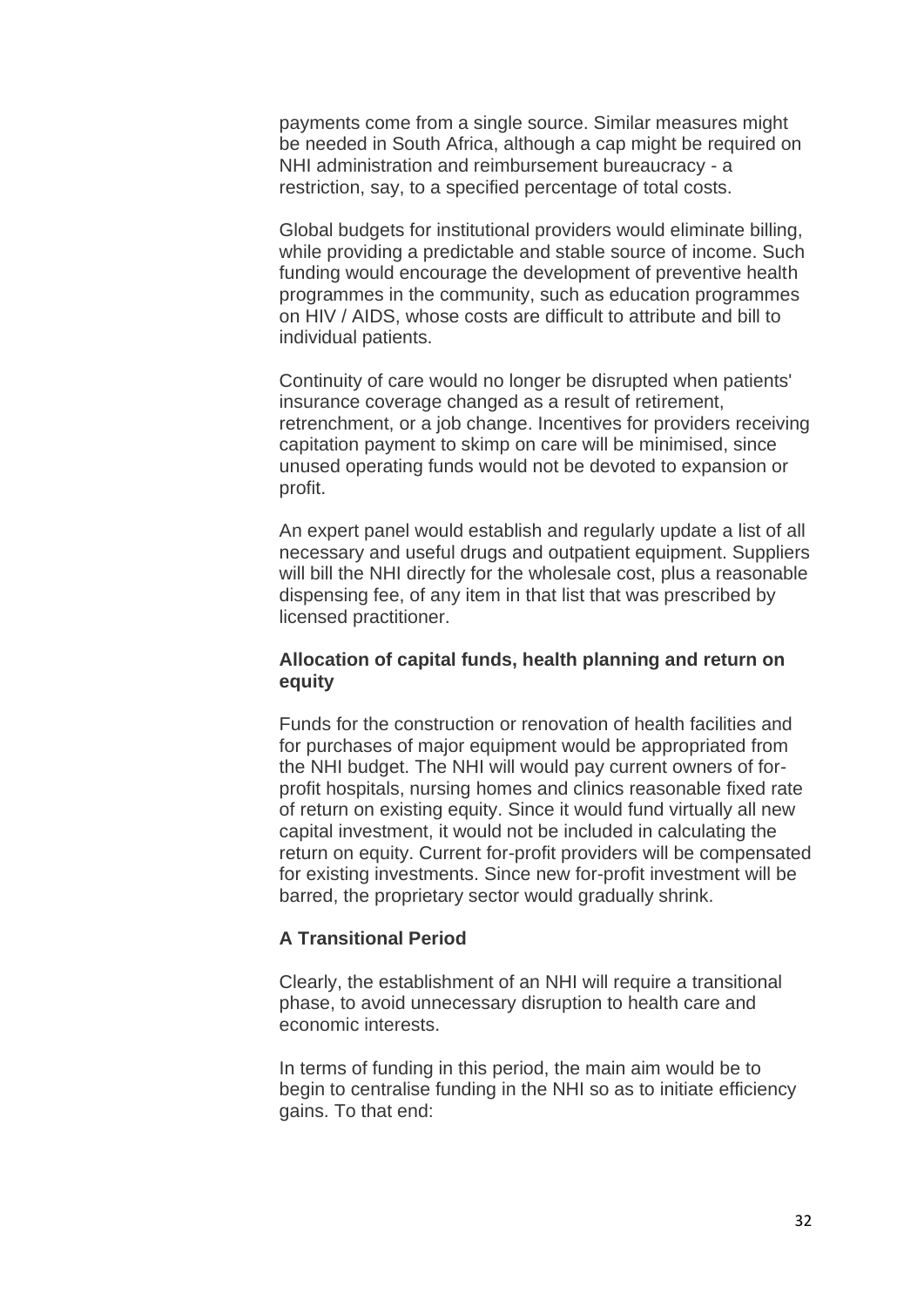payments come from a single source. Similar measures might be needed in South Africa, although a cap might be required on NHI administration and reimbursement bureaucracy - a restriction, say, to a specified percentage of total costs.

Global budgets for institutional providers would eliminate billing, while providing a predictable and stable source of income. Such funding would encourage the development of preventive health programmes in the community, such as education programmes on HIV / AIDS, whose costs are difficult to attribute and bill to individual patients.

Continuity of care would no longer be disrupted when patients' insurance coverage changed as a result of retirement, retrenchment, or a job change. Incentives for providers receiving capitation payment to skimp on care will be minimised, since unused operating funds would not be devoted to expansion or profit.

An expert panel would establish and regularly update a list of all necessary and useful drugs and outpatient equipment. Suppliers will bill the NHI directly for the wholesale cost, plus a reasonable dispensing fee, of any item in that list that was prescribed by licensed practitioner.

**Allocation of capital funds, health planning and return on equity**

Funds for the construction or renovation of health facilities and for purchases of major equipment would be appropriated from the NHI budget. The NHI will would pay current owners of for-profit hospitals, nursing homes and clinics reasonable fixed rate of return on existing equity. Since it would fund virtually all new capital investment, it would not be included in calculating the return on equity. Current for-profit providers will be compensated for existing investments. Since new for-profit investment will be barred, the proprietary sector would gradually shrink.

**A Transitional Period**

Clearly, the establishment of an NHI will require a transitional phase, to avoid unnecessary disruption to health care and economic interests.

In terms of funding in this period, the main aim would be to begin to centralise funding in the NHI so as to initiate efficiency gains. To that end: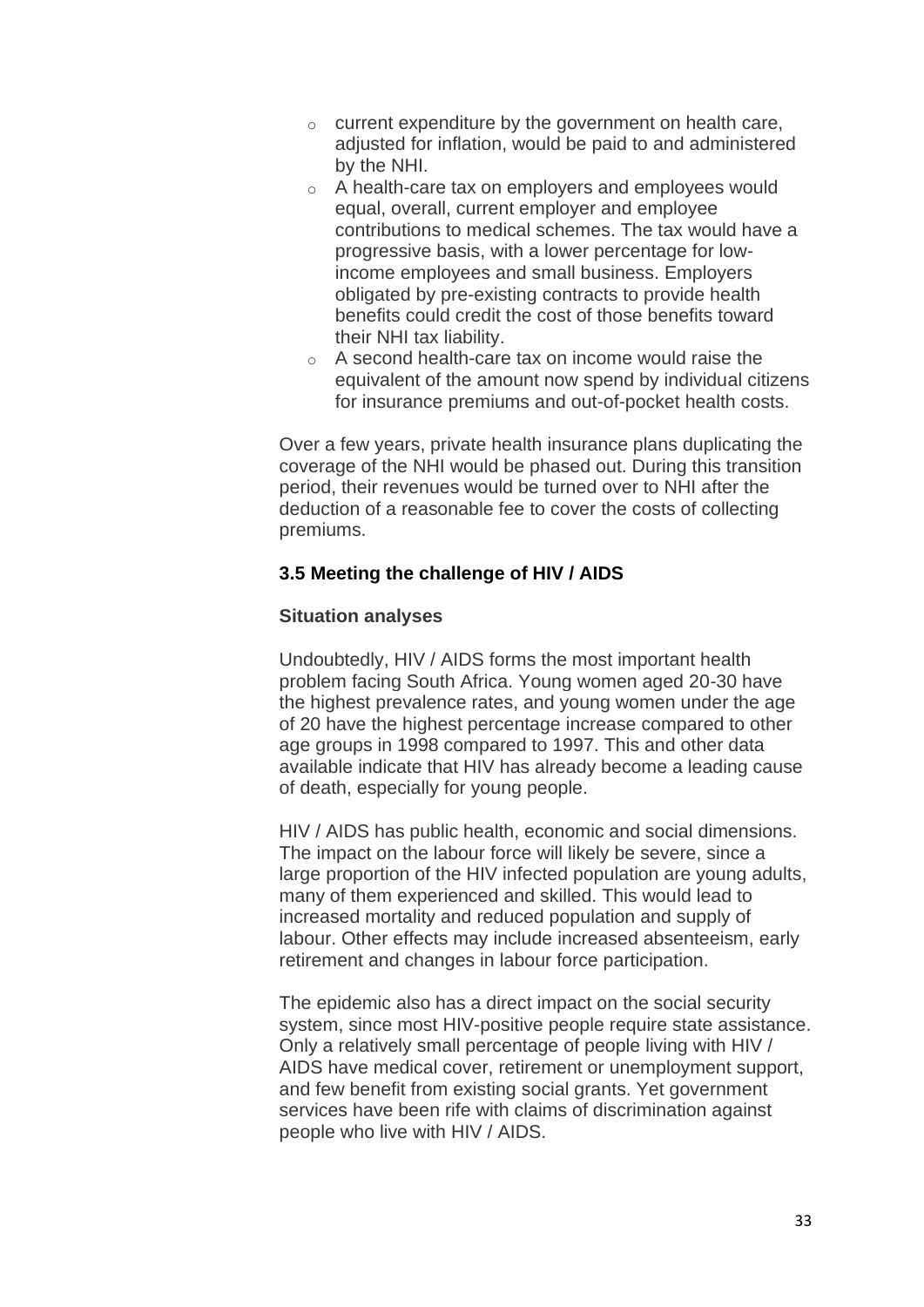- current expenditure by the government on health care, adjusted for inflation, would be paid to and administered by the NHI.
- A health-care tax on employers and employees would equal, overall, current employer and employee contributions to medical schemes. The tax would have a progressive basis, with a lower percentage for low-income employees and small business. Employers obligated by pre-existing contracts to provide health benefits could credit the cost of those benefits toward their NHI tax liability.
- A second health-care tax on income would raise the equivalent of the amount now spend by individual citizens for insurance premiums and out-of-pocket health costs.

Over a few years, private health insurance plans duplicating the coverage of the NHI would be phased out. During this transition period, their revenues would be turned over to NHI after the deduction of a reasonable fee to cover the costs of collecting premiums.

### 3.5 Meeting the challenge of HIV / AIDS

**Situation analyses**

Undoubtedly, HIV / AIDS forms the most important health problem facing South Africa. Young women aged 20-30 have the highest prevalence rates, and young women under the age of 20 have the highest percentage increase compared to other age groups in 1998 compared to 1997. This and other data available indicate that HIV has already become a leading cause of death, especially for young people.

HIV / AIDS has public health, economic and social dimensions. The impact on the labour force will likely be severe, since a large proportion of the HIV infected population are young adults, many of them experienced and skilled. This would lead to increased mortality and reduced population and supply of labour. Other effects may include increased absenteeism, early retirement and changes in labour force participation.

The epidemic also has a direct impact on the social security system, since most HIV-positive people require state assistance. Only a relatively small percentage of people living with HIV / AIDS have medical cover, retirement or unemployment support, and few benefit from existing social grants. Yet government services have been rife with claims of discrimination against people who live with HIV / AIDS.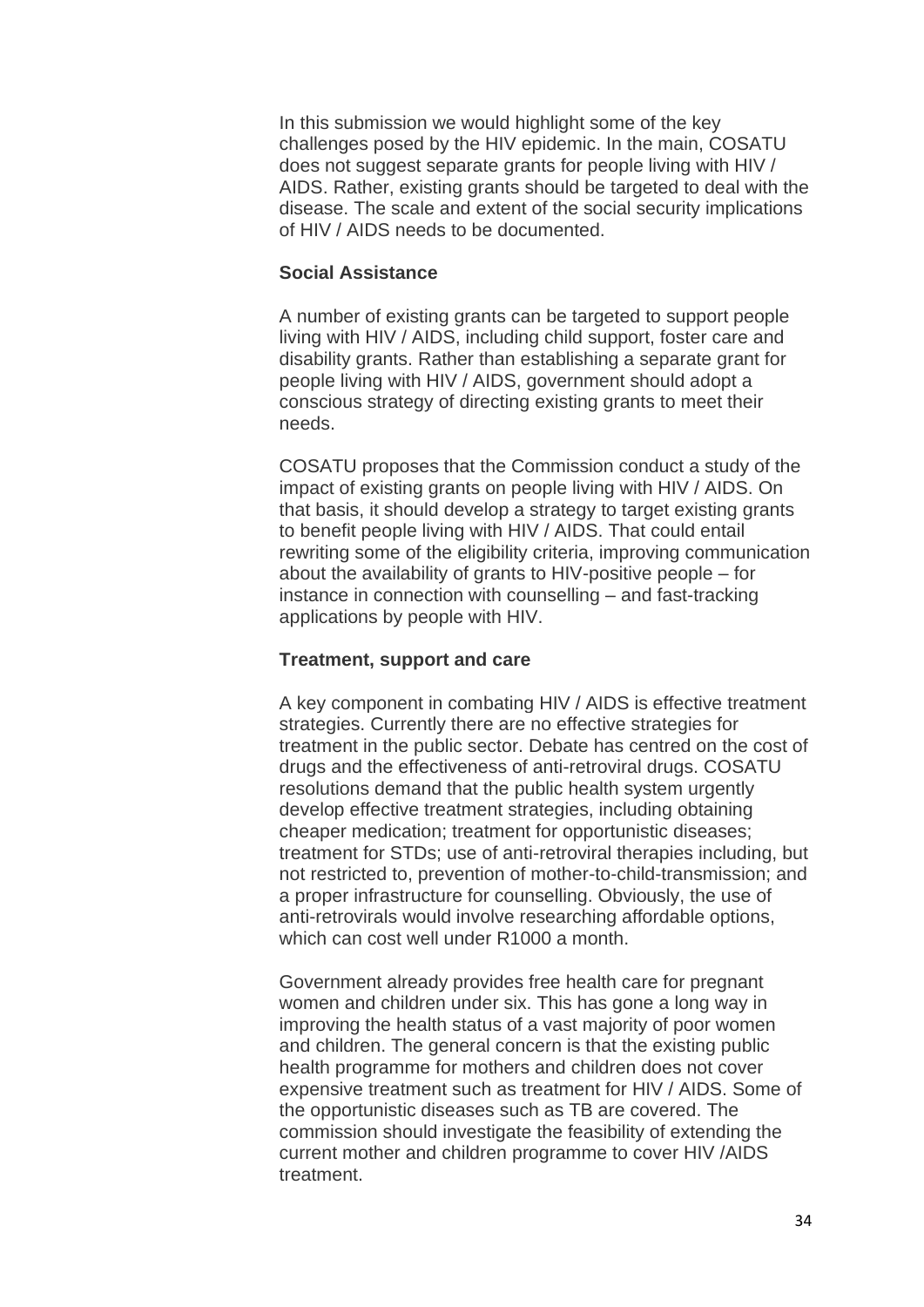In this submission we would highlight some of the key challenges posed by the HIV epidemic. In the main, COSATU does not suggest separate grants for people living with HIV / AIDS. Rather, existing grants should be targeted to deal with the disease. The scale and extent of the social security implications of HIV / AIDS needs to be documented.

**Social Assistance**

A number of existing grants can be targeted to support people living with HIV / AIDS, including child support, foster care and disability grants. Rather than establishing a separate grant for people living with HIV / AIDS, government should adopt a conscious strategy of directing existing grants to meet their needs.

COSATU proposes that the Commission conduct a study of the impact of existing grants on people living with HIV / AIDS. On that basis, it should develop a strategy to target existing grants to benefit people living with HIV / AIDS. That could entail rewriting some of the eligibility criteria, improving communication about the availability of grants to HIV-positive people – for instance in connection with counselling – and fast-tracking applications by people with HIV.

**Treatment, support and care**

A key component in combating HIV / AIDS is effective treatment strategies. Currently there are no effective strategies for treatment in the public sector. Debate has centred on the cost of drugs and the effectiveness of anti-retroviral drugs. COSATU resolutions demand that the public health system urgently develop effective treatment strategies, including obtaining cheaper medication; treatment for opportunistic diseases; treatment for STDs; use of anti-retroviral therapies including, but not restricted to, prevention of mother-to-child-transmission; and a proper infrastructure for counselling. Obviously, the use of anti-retrovirals would involve researching affordable options, which can cost well under R1000 a month.

Government already provides free health care for pregnant women and children under six. This has gone a long way in improving the health status of a vast majority of poor women and children. The general concern is that the existing public health programme for mothers and children does not cover expensive treatment such as treatment for HIV / AIDS. Some of the opportunistic diseases such as TB are covered. The commission should investigate the feasibility of extending the current mother and children programme to cover HIV /AIDS treatment.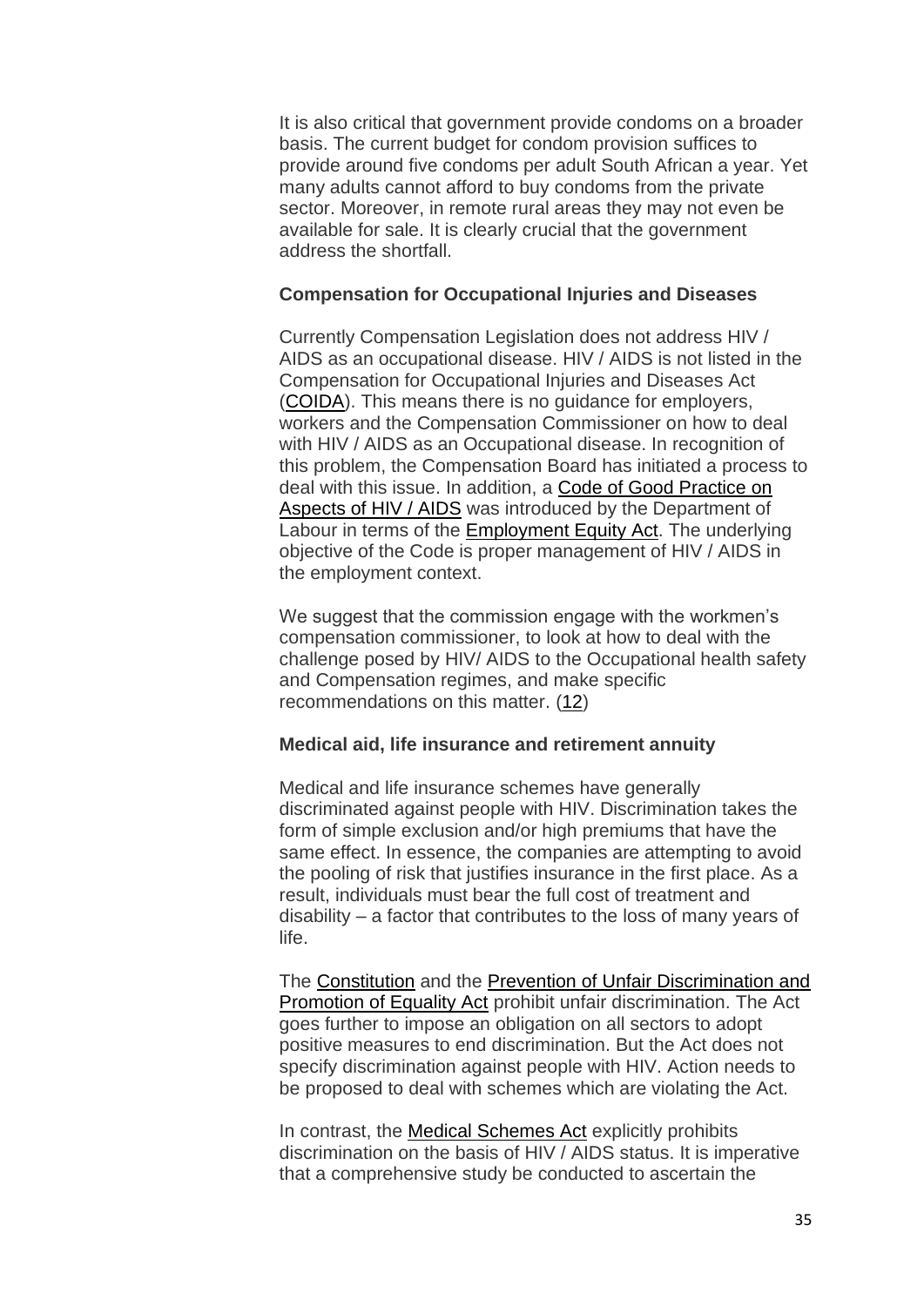It is also critical that government provide condoms on a broader basis. The current budget for condom provision suffices to provide around five condoms per adult South African a year. Yet many adults cannot afford to buy condoms from the private sector. Moreover, in remote rural areas they may not even be available for sale. It is clearly crucial that the government address the shortfall.

**Compensation for Occupational Injuries and Diseases**

Currently Compensation Legislation does not address HIV / AIDS as an occupational disease. HIV / AIDS is not listed in the Compensation for Occupational Injuries and Diseases Act (COIDA). This means there is no guidance for employers, workers and the Compensation Commissioner on how to deal with HIV / AIDS as an Occupational disease. In recognition of this problem, the Compensation Board has initiated a process to deal with this issue. In addition, a Code of Good Practice on Aspects of HIV / AIDS was introduced by the Department of Labour in terms of the Employment Equity Act. The underlying objective of the Code is proper management of HIV / AIDS in the employment context.

We suggest that the commission engage with the workmen's compensation commissioner, to look at how to deal with the challenge posed by HIV/ AIDS to the Occupational health safety and Compensation regimes, and make specific recommendations on this matter. (12)

**Medical aid, life insurance and retirement annuity**

Medical and life insurance schemes have generally discriminated against people with HIV. Discrimination takes the form of simple exclusion and/or high premiums that have the same effect. In essence, the companies are attempting to avoid the pooling of risk that justifies insurance in the first place. As a result, individuals must bear the full cost of treatment and disability – a factor that contributes to the loss of many years of life.

The Constitution and the Prevention of Unfair Discrimination and Promotion of Equality Act prohibit unfair discrimination. The Act goes further to impose an obligation on all sectors to adopt positive measures to end discrimination. But the Act does not specify discrimination against people with HIV. Action needs to be proposed to deal with schemes which are violating the Act.

In contrast, the Medical Schemes Act explicitly prohibits discrimination on the basis of HIV / AIDS status. It is imperative that a comprehensive study be conducted to ascertain the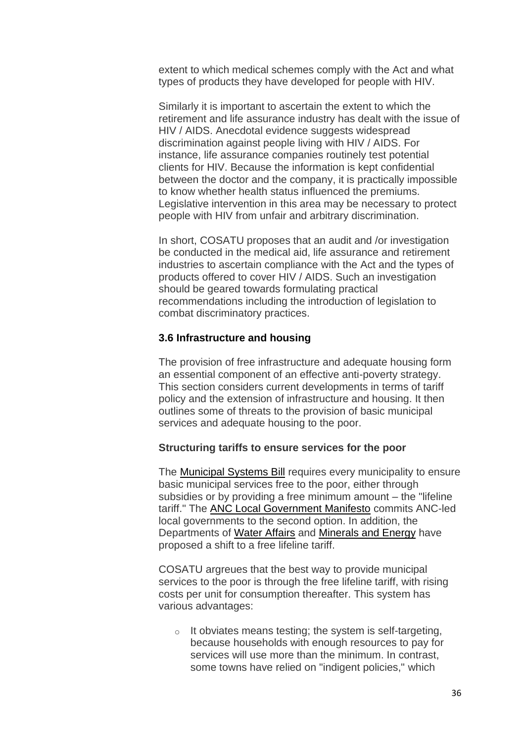extent to which medical schemes comply with the Act and what types of products they have developed for people with HIV.

Similarly it is important to ascertain the extent to which the retirement and life assurance industry has dealt with the issue of HIV / AIDS. Anecdotal evidence suggests widespread discrimination against people living with HIV / AIDS. For instance, life assurance companies routinely test potential clients for HIV. Because the information is kept confidential between the doctor and the company, it is practically impossible to know whether health status influenced the premiums. Legislative intervention in this area may be necessary to protect people with HIV from unfair and arbitrary discrimination.

In short, COSATU proposes that an audit and /or investigation be conducted in the medical aid, life assurance and retirement industries to ascertain compliance with the Act and the types of products offered to cover HIV / AIDS. Such an investigation should be geared towards formulating practical recommendations including the introduction of legislation to combat discriminatory practices.

### 3.6 Infrastructure and housing

The provision of free infrastructure and adequate housing form an essential component of an effective anti-poverty strategy. This section considers current developments in terms of tariff policy and the extension of infrastructure and housing. It then outlines some of threats to the provision of basic municipal services and adequate housing to the poor.

**Structuring tariffs to ensure services for the poor**

The Municipal Systems Bill requires every municipality to ensure basic municipal services free to the poor, either through subsidies or by providing a free minimum amount – the "lifeline tariff." The ANC Local Government Manifesto commits ANC-led local governments to the second option. In addition, the Departments of Water Affairs and Minerals and Energy have proposed a shift to a free lifeline tariff.

COSATU argreues that the best way to provide municipal services to the poor is through the free lifeline tariff, with rising costs per unit for consumption thereafter. This system has various advantages:

- It obviates means testing; the system is self-targeting, because households with enough resources to pay for services will use more than the minimum. In contrast, some towns have relied on "indigent policies," which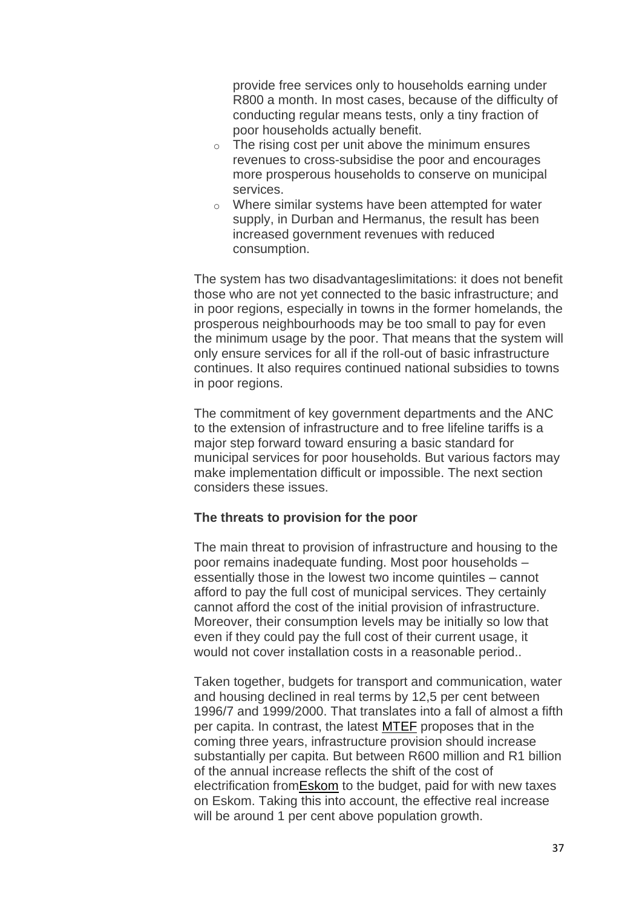provide free services only to households earning under R800 a month. In most cases, because of the difficulty of conducting regular means tests, only a tiny fraction of poor households actually benefit.

- The rising cost per unit above the minimum ensures revenues to cross-subsidise the poor and encourages more prosperous households to conserve on municipal services.
- Where similar systems have been attempted for water supply, in Durban and Hermanus, the result has been increased government revenues with reduced consumption.

The system has two disadvantageslimitations: it does not benefit those who are not yet connected to the basic infrastructure; and in poor regions, especially in towns in the former homelands, the prosperous neighbourhoods may be too small to pay for even the minimum usage by the poor. That means that the system will only ensure services for all if the roll-out of basic infrastructure continues. It also requires continued national subsidies to towns in poor regions.

The commitment of key government departments and the ANC to the extension of infrastructure and to free lifeline tariffs is a major step forward toward ensuring a basic standard for municipal services for poor households. But various factors may make implementation difficult or impossible. The next section considers these issues.

**The threats to provision for the poor**

The main threat to provision of infrastructure and housing to the poor remains inadequate funding. Most poor households – essentially those in the lowest two income quintiles – cannot afford to pay the full cost of municipal services. They certainly cannot afford the cost of the initial provision of infrastructure. Moreover, their consumption levels may be initially so low that even if they could pay the full cost of their current usage, it would not cover installation costs in a reasonable period..

Taken together, budgets for transport and communication, water and housing declined in real terms by 12,5 per cent between 1996/7 and 1999/2000. That translates into a fall of almost a fifth per capita. In contrast, the latest MTEF proposes that in the coming three years, infrastructure provision should increase substantially per capita. But between R600 million and R1 billion of the annual increase reflects the shift of the cost of electrification fromEskom to the budget, paid for with new taxes on Eskom. Taking this into account, the effective real increase will be around 1 per cent above population growth.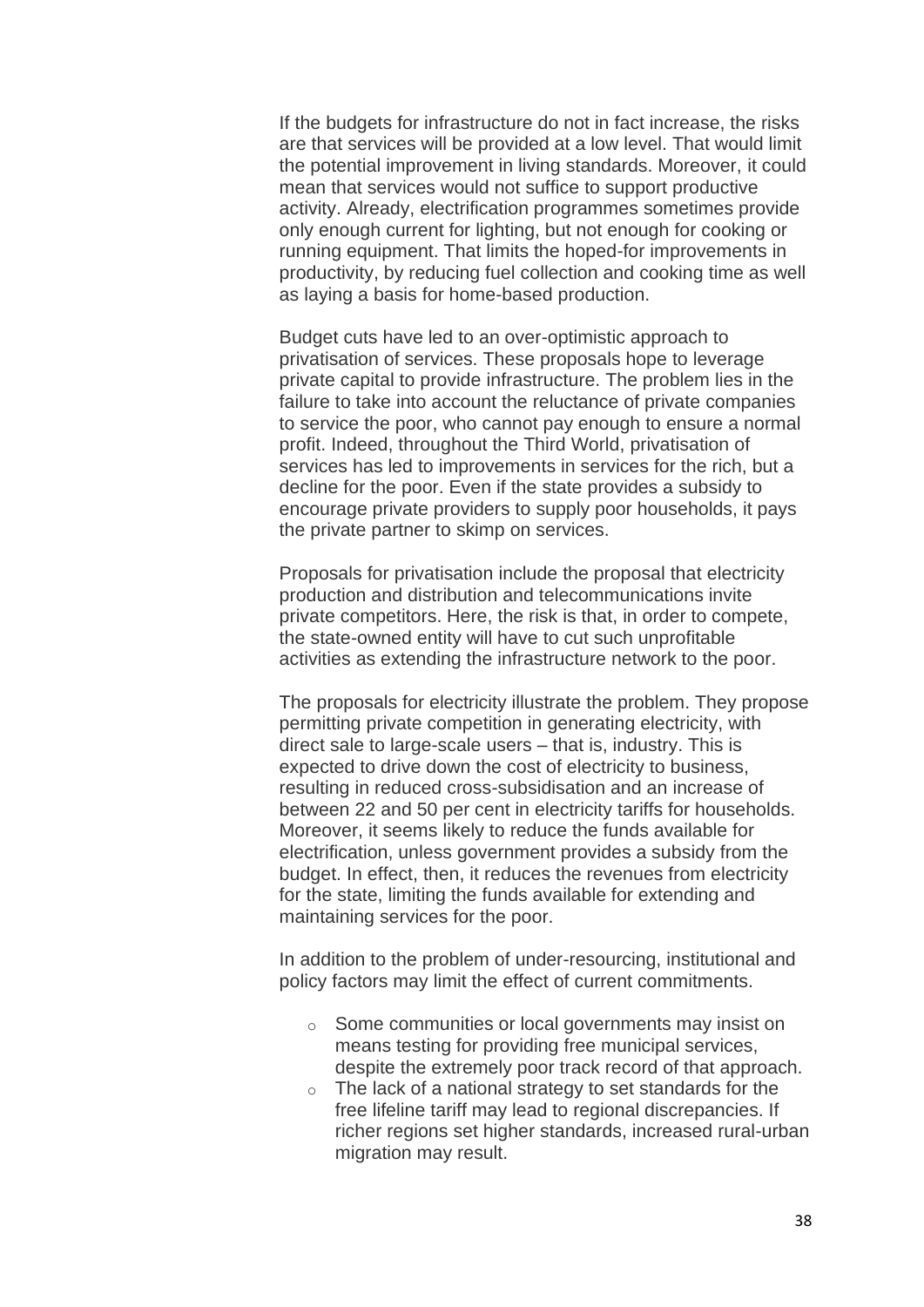If the budgets for infrastructure do not in fact increase, the risks are that services will be provided at a low level. That would limit the potential improvement in living standards. Moreover, it could mean that services would not suffice to support productive activity. Already, electrification programmes sometimes provide only enough current for lighting, but not enough for cooking or running equipment. That limits the hoped-for improvements in productivity, by reducing fuel collection and cooking time as well as laying a basis for home-based production.

Budget cuts have led to an over-optimistic approach to privatisation of services. These proposals hope to leverage private capital to provide infrastructure. The problem lies in the failure to take into account the reluctance of private companies to service the poor, who cannot pay enough to ensure a normal profit. Indeed, throughout the Third World, privatisation of services has led to improvements in services for the rich, but a decline for the poor. Even if the state provides a subsidy to encourage private providers to supply poor households, it pays the private partner to skimp on services.

Proposals for privatisation include the proposal that electricity production and distribution and telecommunications invite private competitors. Here, the risk is that, in order to compete, the state-owned entity will have to cut such unprofitable activities as extending the infrastructure network to the poor.

The proposals for electricity illustrate the problem. They propose permitting private competition in generating electricity, with direct sale to large-scale users – that is, industry. This is expected to drive down the cost of electricity to business, resulting in reduced cross-subsidisation and an increase of between 22 and 50 per cent in electricity tariffs for households. Moreover, it seems likely to reduce the funds available for electrification, unless government provides a subsidy from the budget. In effect, then, it reduces the revenues from electricity for the state, limiting the funds available for extending and maintaining services for the poor.

In addition to the problem of under-resourcing, institutional and policy factors may limit the effect of current commitments.

- Some communities or local governments may insist on means testing for providing free municipal services, despite the extremely poor track record of that approach.
- The lack of a national strategy to set standards for the free lifeline tariff may lead to regional discrepancies. If richer regions set higher standards, increased rural-urban migration may result.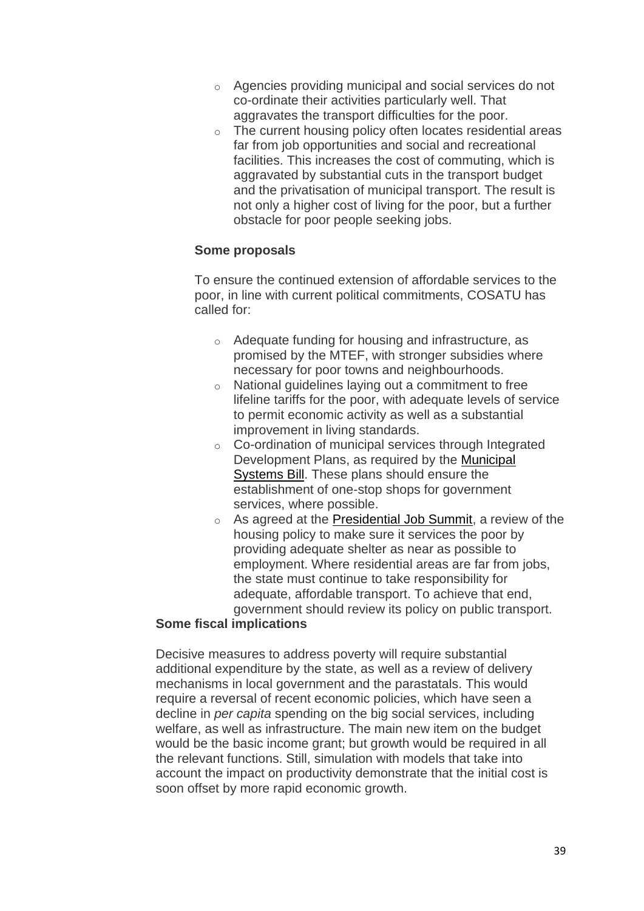- Agencies providing municipal and social services do not co-ordinate their activities particularly well. That aggravates the transport difficulties for the poor.
- The current housing policy often locates residential areas far from job opportunities and social and recreational facilities. This increases the cost of commuting, which is aggravated by substantial cuts in the transport budget and the privatisation of municipal transport. The result is not only a higher cost of living for the poor, but a further obstacle for poor people seeking jobs.

**Some proposals**

To ensure the continued extension of affordable services to the poor, in line with current political commitments, COSATU has called for:

- Adequate funding for housing and infrastructure, as promised by the MTEF, with stronger subsidies where necessary for poor towns and neighbourhoods.
- National guidelines laying out a commitment to free lifeline tariffs for the poor, with adequate levels of service to permit economic activity as well as a substantial improvement in living standards.
- Co-ordination of municipal services through Integrated Development Plans, as required by the Municipal Systems Bill. These plans should ensure the establishment of one-stop shops for government services, where possible.
- As agreed at the Presidential Job Summit, a review of the housing policy to make sure it services the poor by providing adequate shelter as near as possible to employment. Where residential areas are far from jobs, the state must continue to take responsibility for adequate, affordable transport. To achieve that end, government should review its policy on public transport.

**Some fiscal implications**

Decisive measures to address poverty will require substantial additional expenditure by the state, as well as a review of delivery mechanisms in local government and the parastatals. This would require a reversal of recent economic policies, which have seen a decline in *per capita* spending on the big social services, including welfare, as well as infrastructure. The main new item on the budget would be the basic income grant; but growth would be required in all the relevant functions. Still, simulation with models that take into account the impact on productivity demonstrate that the initial cost is soon offset by more rapid economic growth.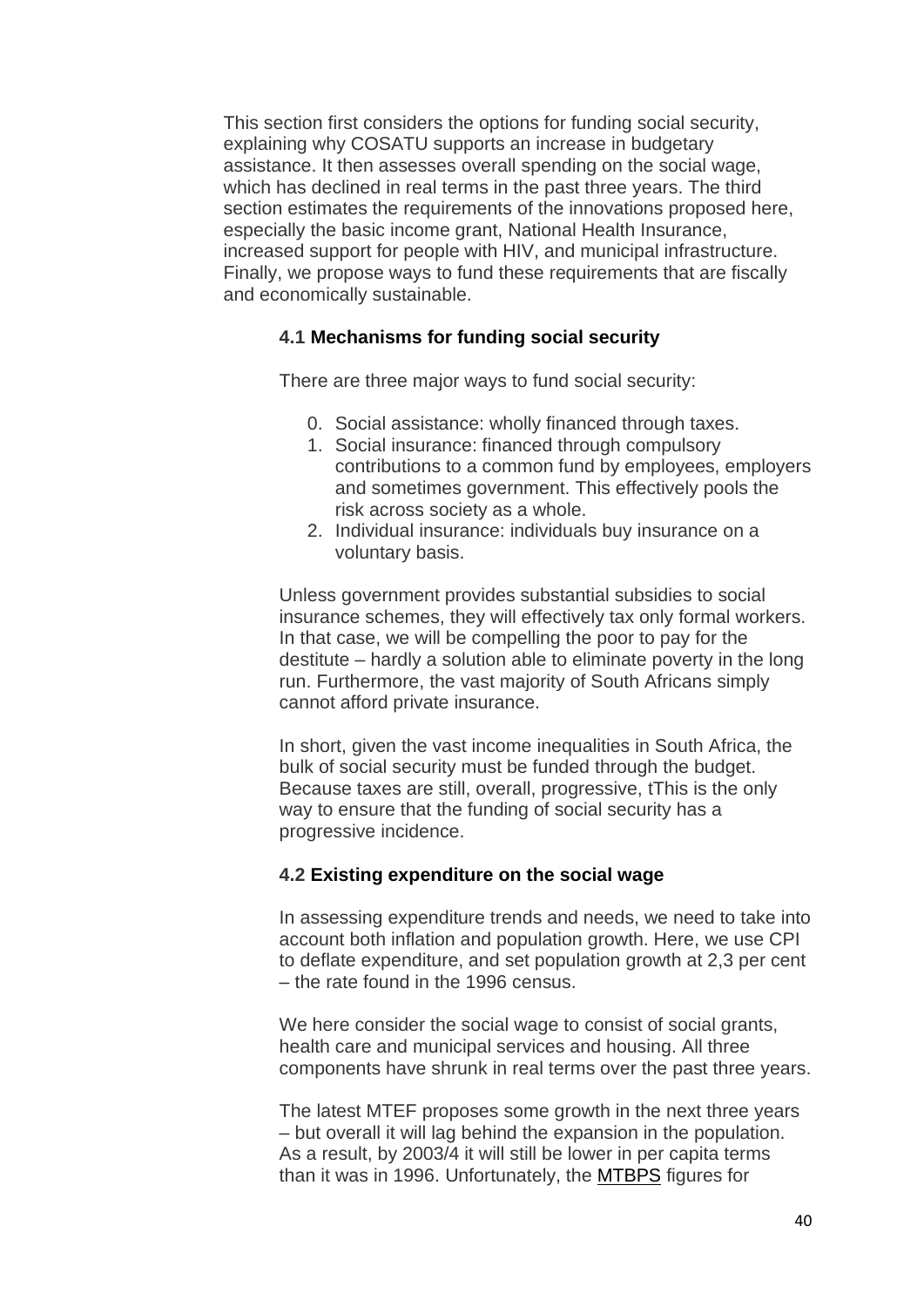This section first considers the options for funding social security, explaining why COSATU supports an increase in budgetary assistance. It then assesses overall spending on the social wage, which has declined in real terms in the past three years. The third section estimates the requirements of the innovations proposed here, especially the basic income grant, National Health Insurance, increased support for people with HIV, and municipal infrastructure. Finally, we propose ways to fund these requirements that are fiscally and economically sustainable.

### 4.1 Mechanisms for funding social security

There are three major ways to fund social security:

0. Social assistance: wholly financed through taxes.
1. Social insurance: financed through compulsory contributions to a common fund by employees, employers and sometimes government. This effectively pools the risk across society as a whole.
2. Individual insurance: individuals buy insurance on a voluntary basis.

Unless government provides substantial subsidies to social insurance schemes, they will effectively tax only formal workers. In that case, we will be compelling the poor to pay for the destitute – hardly a solution able to eliminate poverty in the long run. Furthermore, the vast majority of South Africans simply cannot afford private insurance.

In short, given the vast income inequalities in South Africa, the bulk of social security must be funded through the budget. Because taxes are still, overall, progressive, tThis is the only way to ensure that the funding of social security has a progressive incidence.

### 4.2 Existing expenditure on the social wage

In assessing expenditure trends and needs, we need to take into account both inflation and population growth. Here, we use CPI to deflate expenditure, and set population growth at 2,3 per cent – the rate found in the 1996 census.

We here consider the social wage to consist of social grants, health care and municipal services and housing. All three components have shrunk in real terms over the past three years.

The latest MTEF proposes some growth in the next three years – but overall it will lag behind the expansion in the population. As a result, by 2003/4 it will still be lower in per capita terms than it was in 1996. Unfortunately, the MTBPS figures for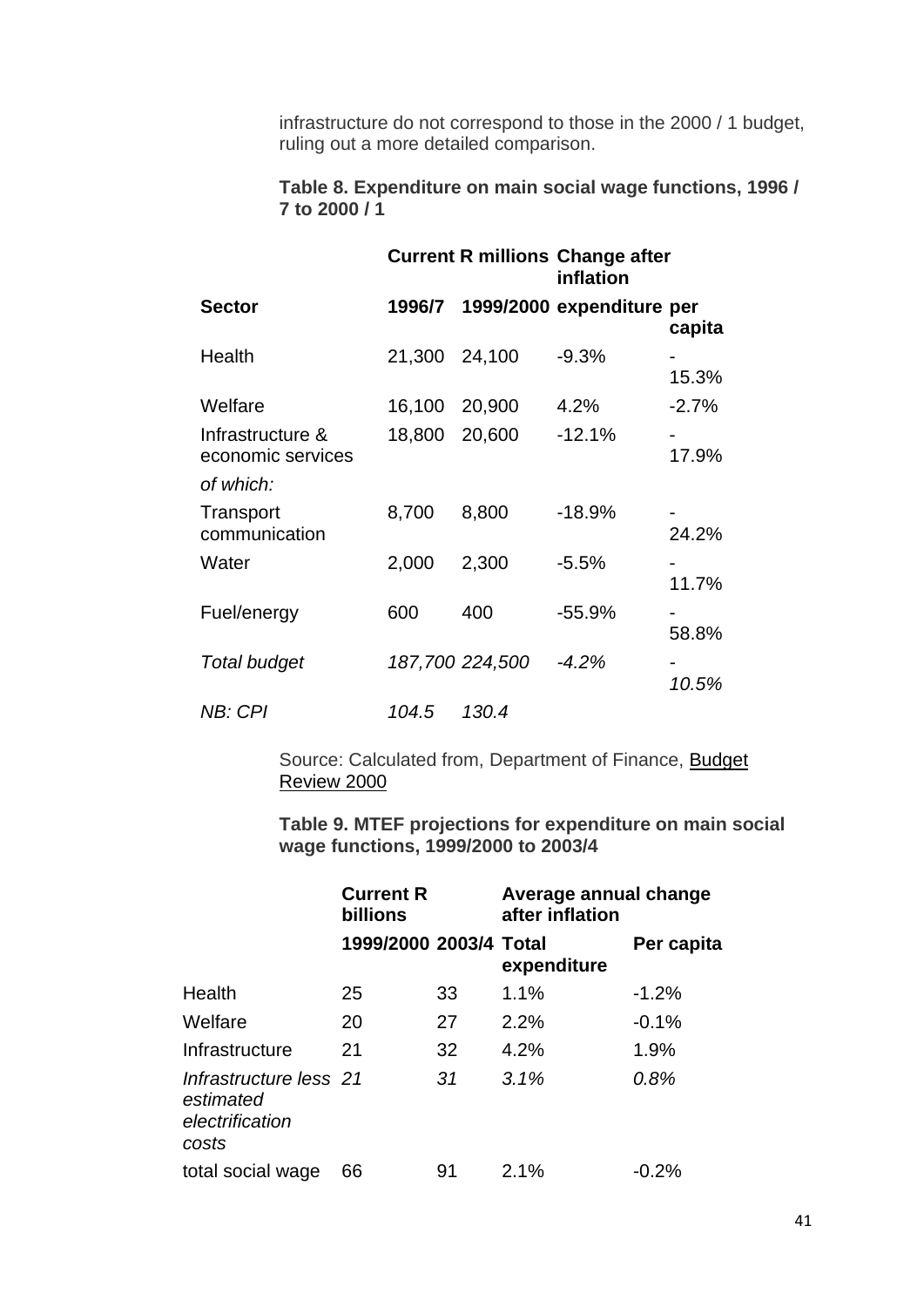infrastructure do not correspond to those in the 2000 / 1 budget, ruling out a more detailed comparison.

**Table 8. Expenditure on main social wage functions, 1996 / 7 to 2000 / 1**

| | **Current R millions** | | **Change after inflation** | |
|---|---|---|---|---|
| **Sector** | **1996/7** | **1999/2000** | **expenditure** | **per capita** |
| Health | 21,300 | 24,100 | -9.3% | -15.3% |
| Welfare | 16,100 | 20,900 | 4.2% | -2.7% |
| Infrastructure & economic services | 18,800 | 20,600 | -12.1% | -17.9% |
| *of which:* | | | | |
| Transport communication | 8,700 | 8,800 | -18.9% | -24.2% |
| Water | 2,000 | 2,300 | -5.5% | -11.7% |
| Fuel/energy | 600 | 400 | -55.9% | -58.8% |
| *Total budget* | *187,700* | *224,500* | *-4.2%* | *-10.5%* |
| *NB: CPI* | *104.5* | *130.4* | | |

Source: Calculated from, Department of Finance, Budget Review 2000

**Table 9. MTEF projections for expenditure on main social wage functions, 1999/2000 to 2003/4**

| | **Current R billions** | | **Average annual change after inflation** | |
|---|---|---|---|---|
| | **1999/2000** | **2003/4** | **Total expenditure** | **Per capita** |
| Health | 25 | 33 | 1.1% | -1.2% |
| Welfare | 20 | 27 | 2.2% | -0.1% |
| Infrastructure | 21 | 32 | 4.2% | 1.9% |
| *Infrastructure less estimated electrification costs* | *21* | *31* | *3.1%* | *0.8%* |
| total social wage | 66 | 91 | 2.1% | -0.2% |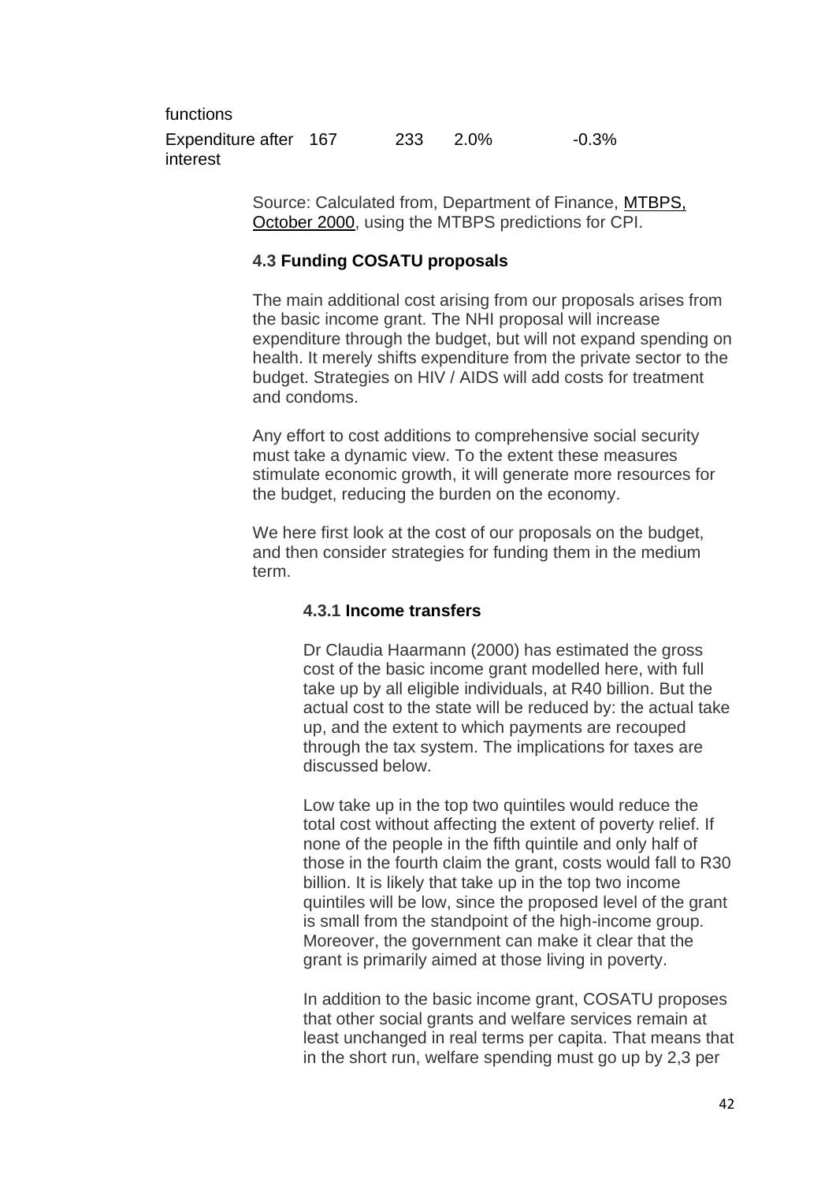| functions | | | | |
|---|---|---|---|---|
| Expenditure after interest | 167 | 233 | 2.0% | -0.3% |

Source: Calculated from, Department of Finance, MTBPS, October 2000, using the MTBPS predictions for CPI.

### 4.3 Funding COSATU proposals

The main additional cost arising from our proposals arises from the basic income grant. The NHI proposal will increase expenditure through the budget, but will not expand spending on health. It merely shifts expenditure from the private sector to the budget. Strategies on HIV / AIDS will add costs for treatment and condoms.

Any effort to cost additions to comprehensive social security must take a dynamic view. To the extent these measures stimulate economic growth, it will generate more resources for the budget, reducing the burden on the economy.

We here first look at the cost of our proposals on the budget, and then consider strategies for funding them in the medium term.

#### 4.3.1 Income transfers

Dr Claudia Haarmann (2000) has estimated the gross cost of the basic income grant modelled here, with full take up by all eligible individuals, at R40 billion. But the actual cost to the state will be reduced by: the actual take up, and the extent to which payments are recouped through the tax system. The implications for taxes are discussed below.

Low take up in the top two quintiles would reduce the total cost without affecting the extent of poverty relief. If none of the people in the fifth quintile and only half of those in the fourth claim the grant, costs would fall to R30 billion. It is likely that take up in the top two income quintiles will be low, since the proposed level of the grant is small from the standpoint of the high-income group. Moreover, the government can make it clear that the grant is primarily aimed at those living in poverty.

In addition to the basic income grant, COSATU proposes that other social grants and welfare services remain at least unchanged in real terms per capita. That means that in the short run, welfare spending must go up by 2,3 per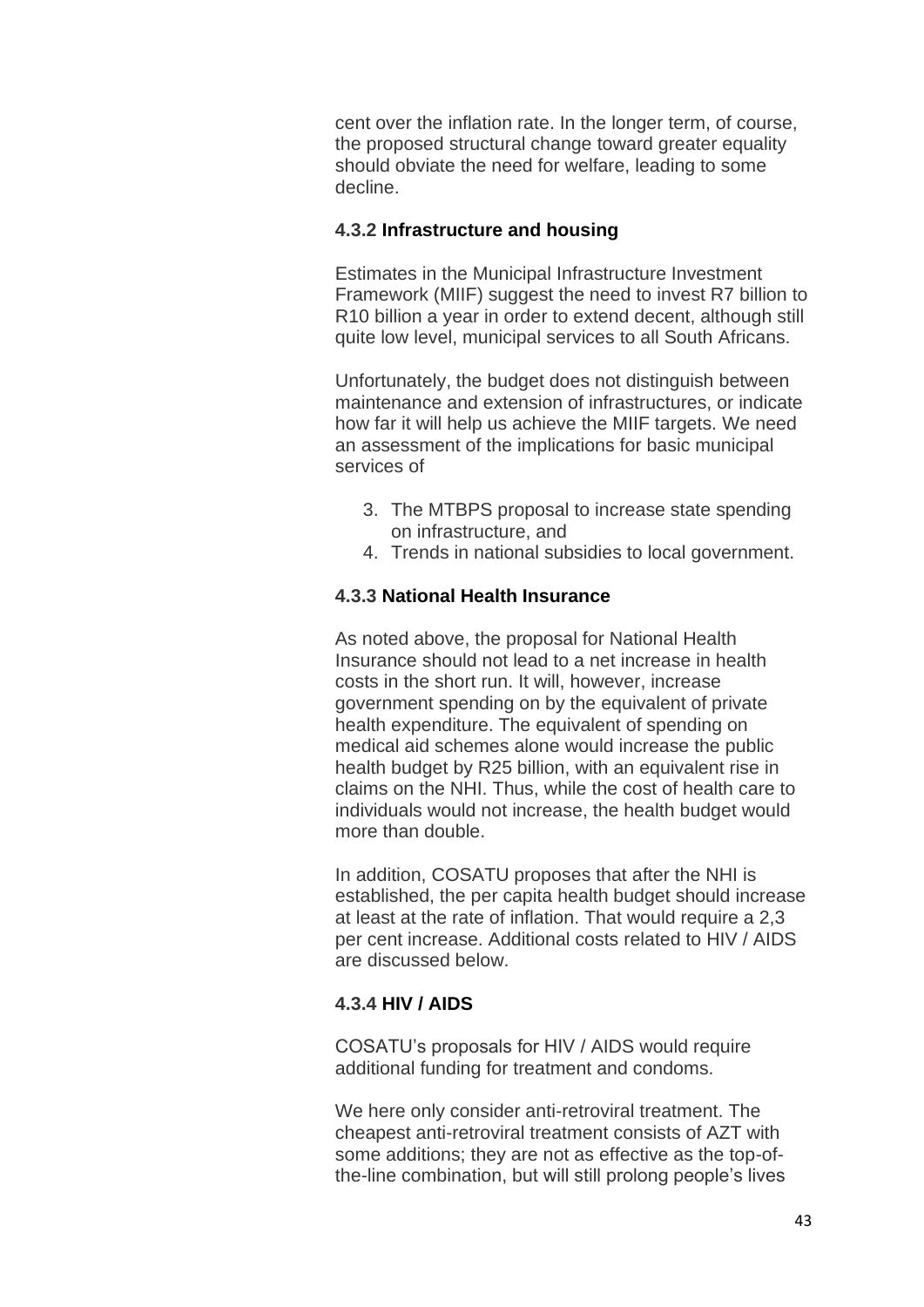cent over the inflation rate. In the longer term, of course, the proposed structural change toward greater equality should obviate the need for welfare, leading to some decline.

### 4.3.2 Infrastructure and housing

Estimates in the Municipal Infrastructure Investment Framework (MIIF) suggest the need to invest R7 billion to R10 billion a year in order to extend decent, although still quite low level, municipal services to all South Africans.

Unfortunately, the budget does not distinguish between maintenance and extension of infrastructures, or indicate how far it will help us achieve the MIIF targets. We need an assessment of the implications for basic municipal services of

3. The MTBPS proposal to increase state spending on infrastructure, and
4. Trends in national subsidies to local government.

### 4.3.3 National Health Insurance

As noted above, the proposal for National Health Insurance should not lead to a net increase in health costs in the short run. It will, however, increase government spending on by the equivalent of private health expenditure. The equivalent of spending on medical aid schemes alone would increase the public health budget by R25 billion, with an equivalent rise in claims on the NHI. Thus, while the cost of health care to individuals would not increase, the health budget would more than double.

In addition, COSATU proposes that after the NHI is established, the per capita health budget should increase at least at the rate of inflation. That would require a 2,3 per cent increase. Additional costs related to HIV / AIDS are discussed below.

### 4.3.4 HIV / AIDS

COSATU's proposals for HIV / AIDS would require additional funding for treatment and condoms.

We here only consider anti-retroviral treatment. The cheapest anti-retroviral treatment consists of AZT with some additions; they are not as effective as the top-of-the-line combination, but will still prolong people's lives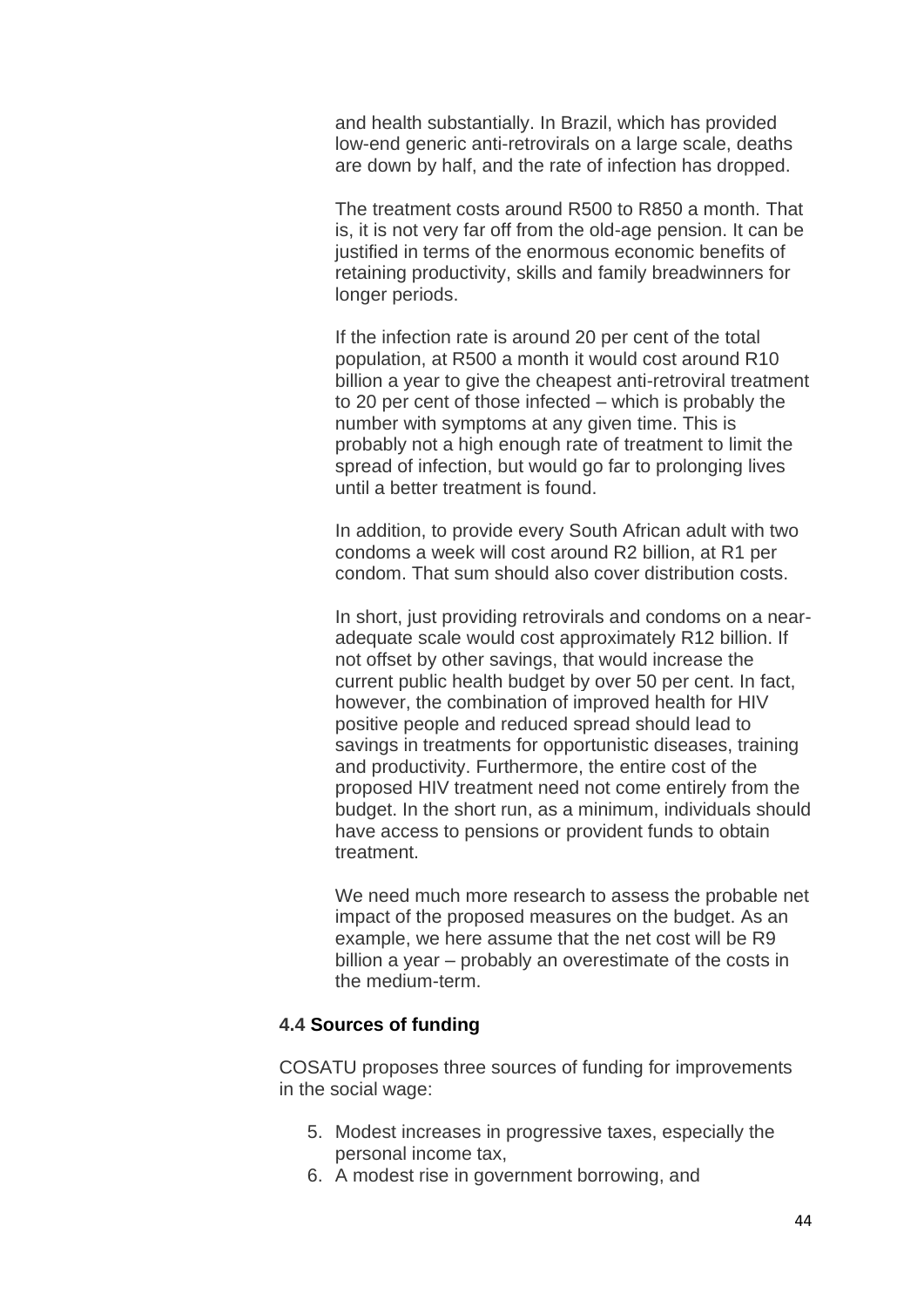and health substantially. In Brazil, which has provided low-end generic anti-retrovirals on a large scale, deaths are down by half, and the rate of infection has dropped.

The treatment costs around R500 to R850 a month. That is, it is not very far off from the old-age pension. It can be justified in terms of the enormous economic benefits of retaining productivity, skills and family breadwinners for longer periods.

If the infection rate is around 20 per cent of the total population, at R500 a month it would cost around R10 billion a year to give the cheapest anti-retroviral treatment to 20 per cent of those infected – which is probably the number with symptoms at any given time. This is probably not a high enough rate of treatment to limit the spread of infection, but would go far to prolonging lives until a better treatment is found.

In addition, to provide every South African adult with two condoms a week will cost around R2 billion, at R1 per condom. That sum should also cover distribution costs.

In short, just providing retrovirals and condoms on a near-adequate scale would cost approximately R12 billion. If not offset by other savings, that would increase the current public health budget by over 50 per cent. In fact, however, the combination of improved health for HIV positive people and reduced spread should lead to savings in treatments for opportunistic diseases, training and productivity. Furthermore, the entire cost of the proposed HIV treatment need not come entirely from the budget. In the short run, as a minimum, individuals should have access to pensions or provident funds to obtain treatment.

We need much more research to assess the probable net impact of the proposed measures on the budget. As an example, we here assume that the net cost will be R9 billion a year – probably an overestimate of the costs in the medium-term.

#### 4.4 Sources of funding

COSATU proposes three sources of funding for improvements in the social wage:

5. Modest increases in progressive taxes, especially the personal income tax,
6. A modest rise in government borrowing, and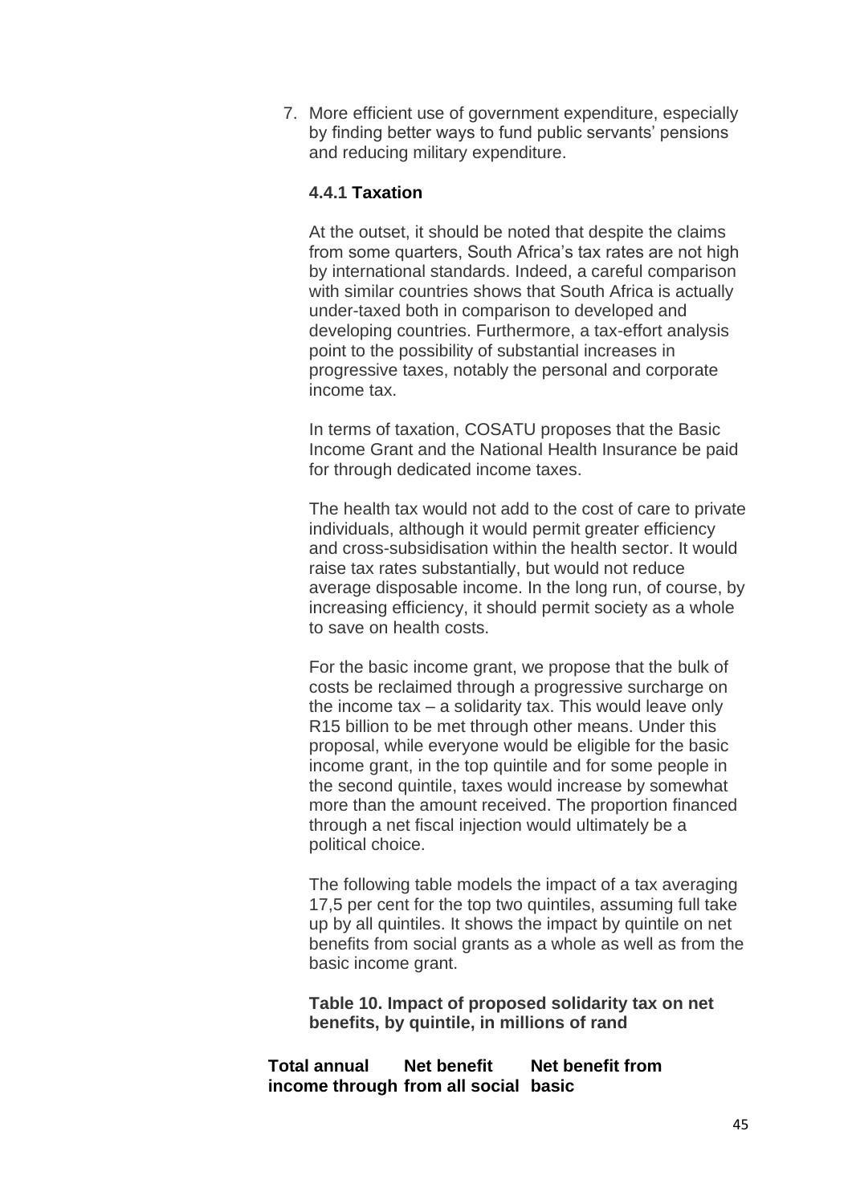7. More efficient use of government expenditure, especially by finding better ways to fund public servants' pensions and reducing military expenditure.

#### 4.4.1 Taxation

At the outset, it should be noted that despite the claims from some quarters, South Africa's tax rates are not high by international standards. Indeed, a careful comparison with similar countries shows that South Africa is actually under-taxed both in comparison to developed and developing countries. Furthermore, a tax-effort analysis point to the possibility of substantial increases in progressive taxes, notably the personal and corporate income tax.

In terms of taxation, COSATU proposes that the Basic Income Grant and the National Health Insurance be paid for through dedicated income taxes.

The health tax would not add to the cost of care to private individuals, although it would permit greater efficiency and cross-subsidisation within the health sector. It would raise tax rates substantially, but would not reduce average disposable income. In the long run, of course, by increasing efficiency, it should permit society as a whole to save on health costs.

For the basic income grant, we propose that the bulk of costs be reclaimed through a progressive surcharge on the income tax – a solidarity tax. This would leave only R15 billion to be met through other means. Under this proposal, while everyone would be eligible for the basic income grant, in the top quintile and for some people in the second quintile, taxes would increase by somewhat more than the amount received. The proportion financed through a net fiscal injection would ultimately be a political choice.

The following table models the impact of a tax averaging 17,5 per cent for the top two quintiles, assuming full take up by all quintiles. It shows the impact by quintile on net benefits from social grants as a whole as well as from the basic income grant.

**Table 10. Impact of proposed solidarity tax on net benefits, by quintile, in millions of rand**

| Total annual income through | Net benefit from all social | Net benefit from basic |
|---|---|---|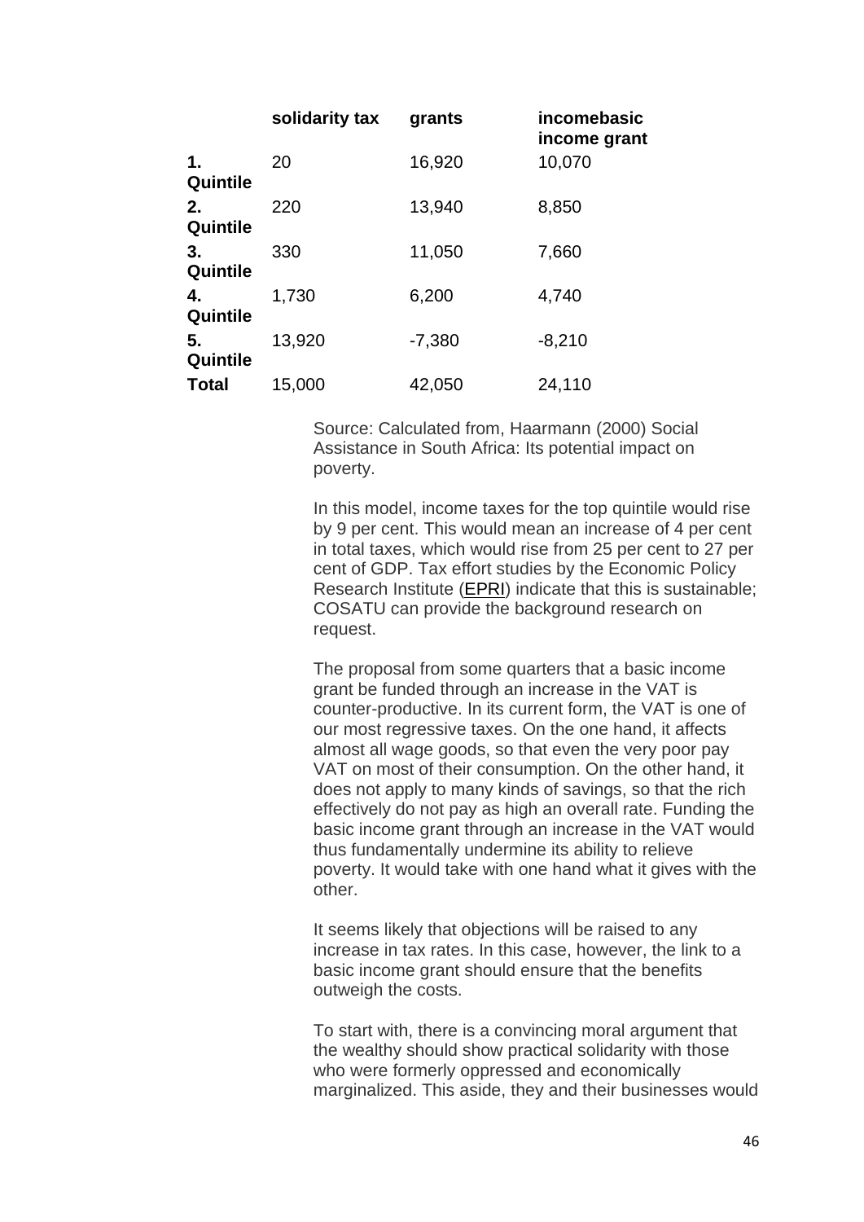| | solidarity tax | grants | incomebasic income grant |
|---|---|---|---|
| **1. Quintile** | 20 | 16,920 | 10,070 |
| **2. Quintile** | 220 | 13,940 | 8,850 |
| **3. Quintile** | 330 | 11,050 | 7,660 |
| **4. Quintile** | 1,730 | 6,200 | 4,740 |
| **5. Quintile** | 13,920 | -7,380 | -8,210 |
| **Total** | 15,000 | 42,050 | 24,110 |

Source: Calculated from, Haarmann (2000) Social Assistance in South Africa: Its potential impact on poverty.

In this model, income taxes for the top quintile would rise by 9 per cent. This would mean an increase of 4 per cent in total taxes, which would rise from 25 per cent to 27 per cent of GDP. Tax effort studies by the Economic Policy Research Institute (EPRI) indicate that this is sustainable; COSATU can provide the background research on request.

The proposal from some quarters that a basic income grant be funded through an increase in the VAT is counter-productive. In its current form, the VAT is one of our most regressive taxes. On the one hand, it affects almost all wage goods, so that even the very poor pay VAT on most of their consumption. On the other hand, it does not apply to many kinds of savings, so that the rich effectively do not pay as high an overall rate. Funding the basic income grant through an increase in the VAT would thus fundamentally undermine its ability to relieve poverty. It would take with one hand what it gives with the other.

It seems likely that objections will be raised to any increase in tax rates. In this case, however, the link to a basic income grant should ensure that the benefits outweigh the costs.

To start with, there is a convincing moral argument that the wealthy should show practical solidarity with those who were formerly oppressed and economically marginalized. This aside, they and their businesses would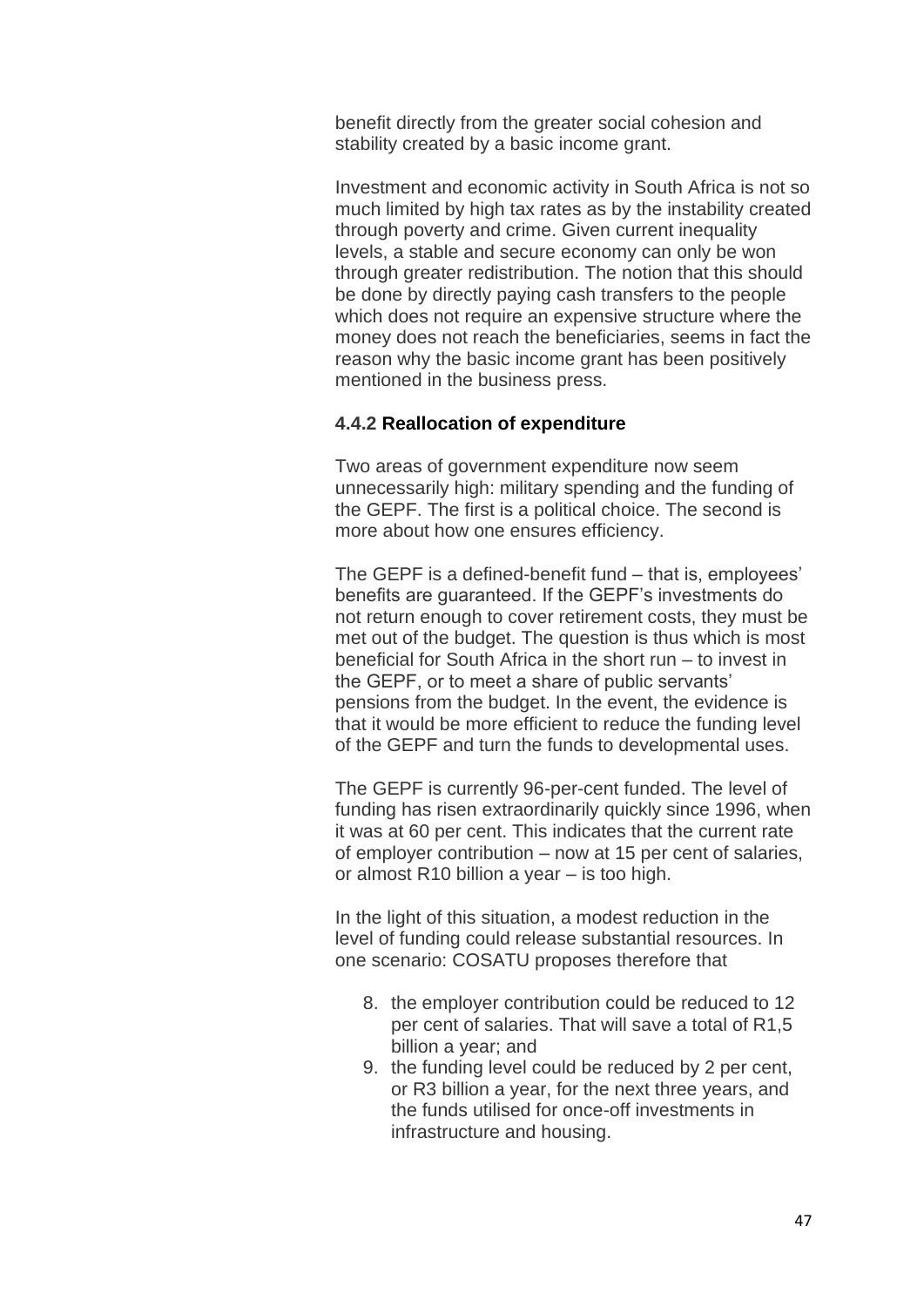benefit directly from the greater social cohesion and stability created by a basic income grant.

Investment and economic activity in South Africa is not so much limited by high tax rates as by the instability created through poverty and crime. Given current inequality levels, a stable and secure economy can only be won through greater redistribution. The notion that this should be done by directly paying cash transfers to the people which does not require an expensive structure where the money does not reach the beneficiaries, seems in fact the reason why the basic income grant has been positively mentioned in the business press.

#### 4.4.2 Reallocation of expenditure

Two areas of government expenditure now seem unnecessarily high: military spending and the funding of the GEPF. The first is a political choice. The second is more about how one ensures efficiency.

The GEPF is a defined-benefit fund – that is, employees' benefits are guaranteed. If the GEPF's investments do not return enough to cover retirement costs, they must be met out of the budget. The question is thus which is most beneficial for South Africa in the short run – to invest in the GEPF, or to meet a share of public servants' pensions from the budget. In the event, the evidence is that it would be more efficient to reduce the funding level of the GEPF and turn the funds to developmental uses.

The GEPF is currently 96-per-cent funded. The level of funding has risen extraordinarily quickly since 1996, when it was at 60 per cent. This indicates that the current rate of employer contribution – now at 15 per cent of salaries, or almost R10 billion a year – is too high.

In the light of this situation, a modest reduction in the level of funding could release substantial resources. In one scenario: COSATU proposes therefore that

8. the employer contribution could be reduced to 12 per cent of salaries. That will save a total of R1,5 billion a year; and
9. the funding level could be reduced by 2 per cent, or R3 billion a year, for the next three years, and the funds utilised for once-off investments in infrastructure and housing.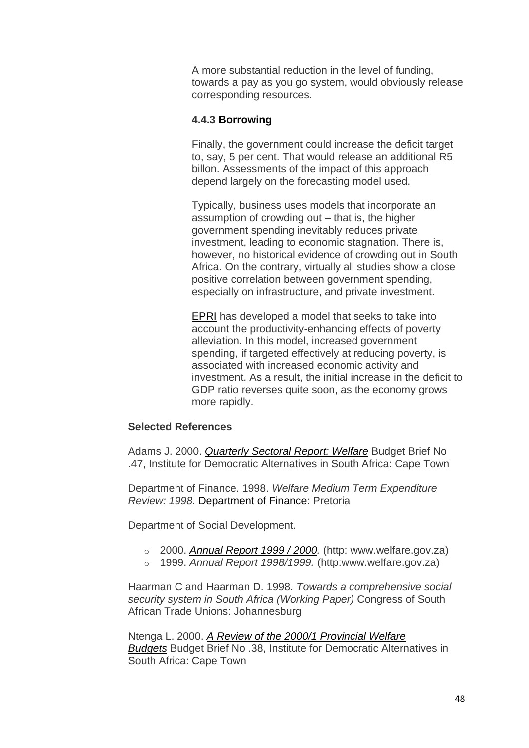A more substantial reduction in the level of funding, towards a pay as you go system, would obviously release corresponding resources.

#### 4.4.3 Borrowing

Finally, the government could increase the deficit target to, say, 5 per cent. That would release an additional R5 billon. Assessments of the impact of this approach depend largely on the forecasting model used.

Typically, business uses models that incorporate an assumption of crowding out – that is, the higher government spending inevitably reduces private investment, leading to economic stagnation. There is, however, no historical evidence of crowding out in South Africa. On the contrary, virtually all studies show a close positive correlation between government spending, especially on infrastructure, and private investment.

EPRI has developed a model that seeks to take into account the productivity-enhancing effects of poverty alleviation. In this model, increased government spending, if targeted effectively at reducing poverty, is associated with increased economic activity and investment. As a result, the initial increase in the deficit to GDP ratio reverses quite soon, as the economy grows more rapidly.

### Selected References

Adams J. 2000. *Quarterly Sectoral Report: Welfare* Budget Brief No .47, Institute for Democratic Alternatives in South Africa: Cape Town

Department of Finance. 1998. *Welfare Medium Term Expenditure Review: 1998.* Department of Finance: Pretoria

Department of Social Development.

- 2000. *Annual Report 1999 / 2000.* (http: www.welfare.gov.za)
- 1999. *Annual Report 1998/1999.* (http:www.welfare.gov.za)

Haarman C and Haarman D. 1998. *Towards a comprehensive social security system in South Africa (Working Paper)* Congress of South African Trade Unions: Johannesburg

Ntenga L. 2000. *A Review of the 2000/1 Provincial Welfare Budgets* Budget Brief No .38, Institute for Democratic Alternatives in South Africa: Cape Town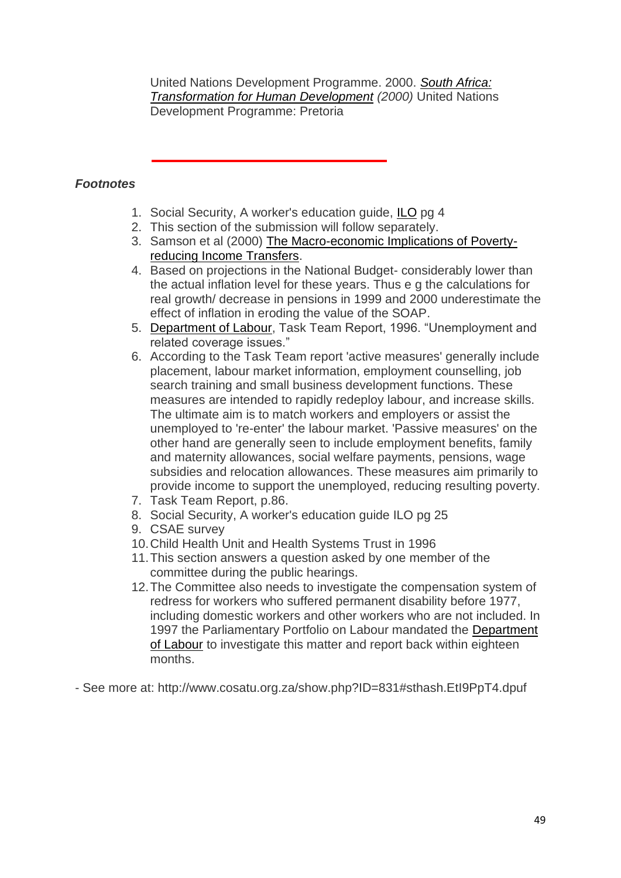United Nations Development Programme. 2000. *South Africa: Transformation for Human Development* *(2000)* United Nations Development Programme: Pretoria

---

***Footnotes***

1. Social Security, A worker's education guide, ILO pg 4
2. This section of the submission will follow separately.
3. Samson et al (2000) The Macro-economic Implications of Poverty-reducing Income Transfers.
4. Based on projections in the National Budget- considerably lower than the actual inflation level for these years. Thus e g the calculations for real growth/ decrease in pensions in 1999 and 2000 underestimate the effect of inflation in eroding the value of the SOAP.
5. Department of Labour, Task Team Report, 1996. "Unemployment and related coverage issues."
6. According to the Task Team report 'active measures' generally include placement, labour market information, employment counselling, job search training and small business development functions. These measures are intended to rapidly redeploy labour, and increase skills. The ultimate aim is to match workers and employers or assist the unemployed to 're-enter' the labour market. 'Passive measures' on the other hand are generally seen to include employment benefits, family and maternity allowances, social welfare payments, pensions, wage subsidies and relocation allowances. These measures aim primarily to provide income to support the unemployed, reducing resulting poverty.
7. Task Team Report, p.86.
8. Social Security, A worker's education guide ILO pg 25
9. CSAE survey
10. Child Health Unit and Health Systems Trust in 1996
11. This section answers a question asked by one member of the committee during the public hearings.
12. The Committee also needs to investigate the compensation system of redress for workers who suffered permanent disability before 1977, including domestic workers and other workers who are not included. In 1997 the Parliamentary Portfolio on Labour mandated the Department of Labour to investigate this matter and report back within eighteen months.

- See more at: http://www.cosatu.org.za/show.php?ID=831#sthash.EtI9PpT4.dpuf